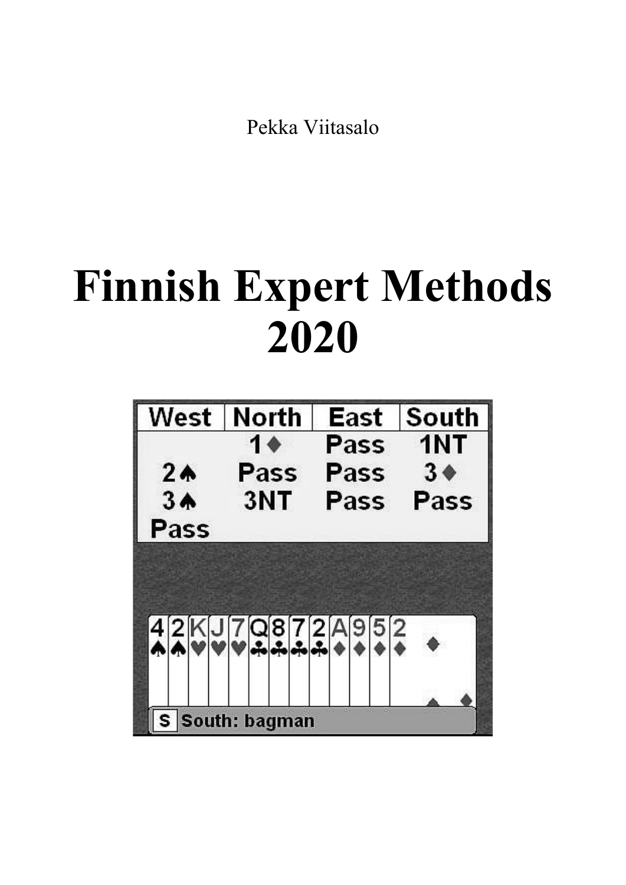Pekka Viitasalo

# Finnish Expert Methods 2020

| West | North | East | South |
|---|---|---|---|
| | 1♦ | Pass | 1NT |
| 2♠ | Pass | Pass | 3♦ |
| 3♠ | 3NT | Pass | Pass |
| Pass | | | |

4♠ 2♠ K♥ J♥ 7♥ Q♣ 8♣ 7♣ 2♣ A♦ 9♦ 5♦ 2♦

S South: bagman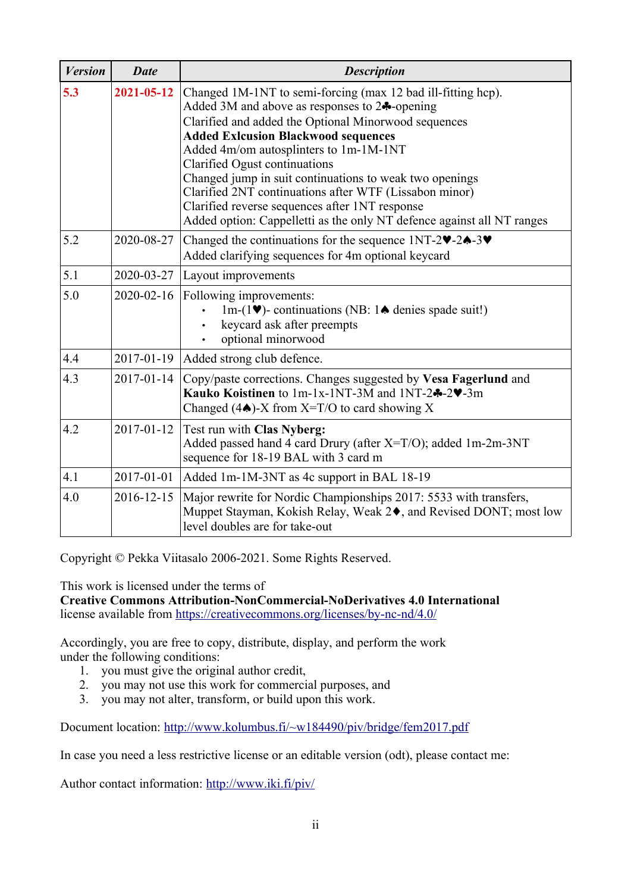| *Version* | *Date* | *Description* |
|---|---|---|
| 5.3 | 2021-05-12 | Changed 1M-1NT to semi-forcing (max 12 bad ill-fitting hcp).<br>Added 3M and above as responses to 2♣-opening<br>Clarified and added the Optional Minorwood sequences<br>**Added Exlcusion Blackwood sequences**<br>Added 4m/om autosplinters to 1m-1M-1NT<br>Clarified Ogust continuations<br>Changed jump in suit continuations to weak two openings<br>Clarified 2NT continuations after WTF (Lissabon minor)<br>Clarified reverse sequences after 1NT response<br>Added option: Cappelletti as the only NT defence against all NT ranges |
| 5.2 | 2020-08-27 | Changed the continuations for the sequence 1NT-2♥-2♠-3♥<br>Added clarifying sequences for 4m optional keycard |
| 5.1 | 2020-03-27 | Layout improvements |
| 5.0 | 2020-02-16 | Following improvements:<br>• 1m-(1♥)- continuations (NB: 1♠ denies spade suit!)<br>• keycard ask after preempts<br>• optional minorwood |
| 4.4 | 2017-01-19 | Added strong club defence. |
| 4.3 | 2017-01-14 | Copy/paste corrections. Changes suggested by **Vesa Fagerlund** and **Kauko Koistinen** to 1m-1x-1NT-3M and 1NT-2♣-2♥-3m<br>Changed (4♠)-X from X=T/O to card showing X |
| 4.2 | 2017-01-12 | Test run with **Clas Nyberg:**<br>Added passed hand 4 card Drury (after X=T/O); added 1m-2m-3NT sequence for 18-19 BAL with 3 card m |
| 4.1 | 2017-01-01 | Added 1m-1M-3NT as 4c support in BAL 18-19 |
| 4.0 | 2016-12-15 | Major rewrite for Nordic Championships 2017: 5533 with transfers, Muppet Stayman, Kokish Relay, Weak 2♦, and Revised DONT; most low level doubles are for take-out |

Copyright © Pekka Viitasalo 2006-2021. Some Rights Reserved.

This work is licensed under the terms of
**Creative Commons Attribution-NonCommercial-NoDerivatives 4.0 International**
license available from https://creativecommons.org/licenses/by-nc-nd/4.0/

Accordingly, you are free to copy, distribute, display, and perform the work under the following conditions:

1. you must give the original author credit,
2. you may not use this work for commercial purposes, and
3. you may not alter, transform, or build upon this work.

Document location: http://www.kolumbus.fi/~w184490/piv/bridge/fem2017.pdf

In case you need a less restrictive license or an editable version (odt), please contact me:

Author contact information: http://www.iki.fi/piv/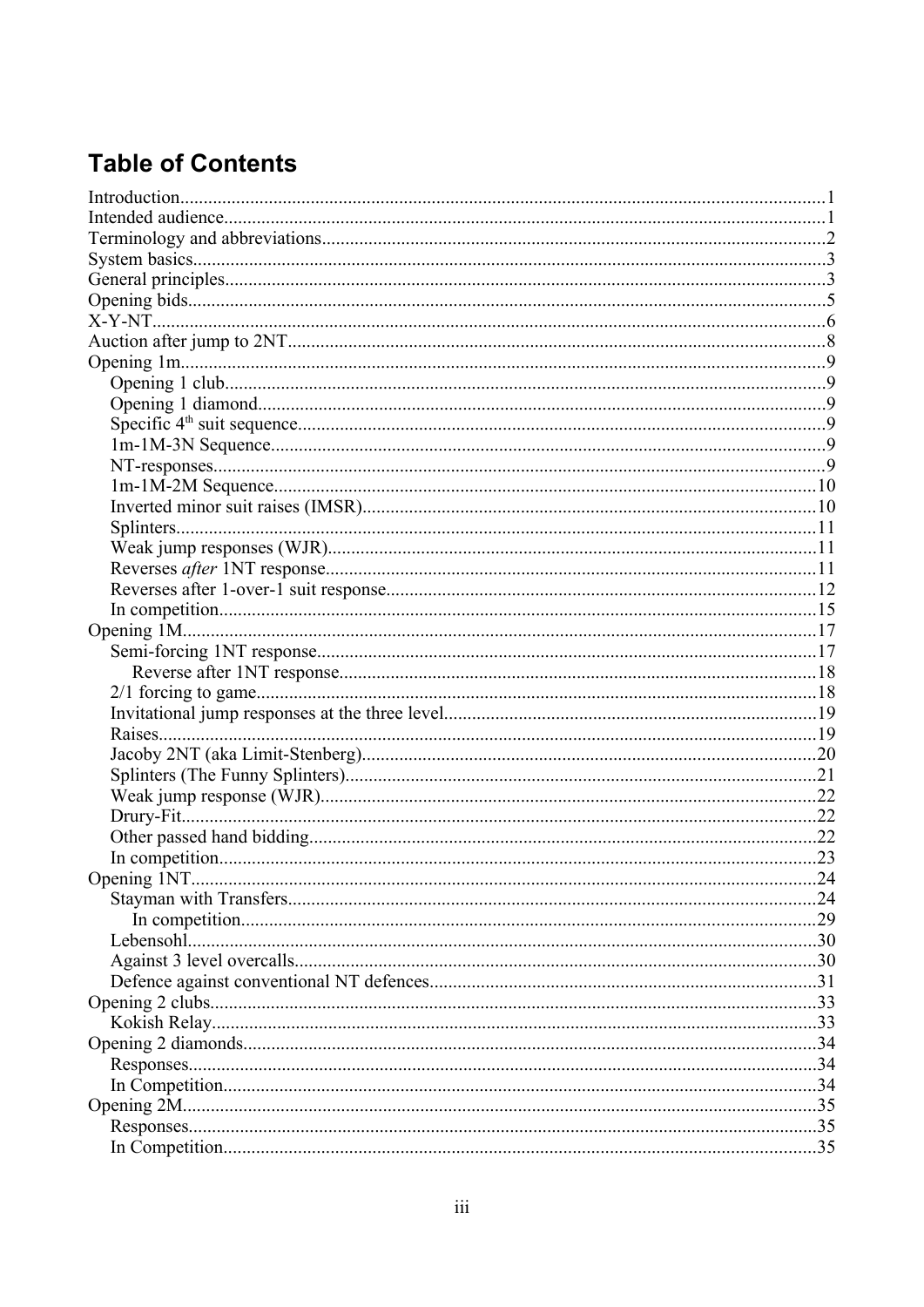## Table of Contents

- Introduction....1
- Intended audience....1
- Terminology and abbreviations....2
- System basics....3
- General principles....3
- Opening bids....5
- X-Y-NT....6
- Auction after jump to 2NT....8
- Opening 1m....9
  - Opening 1 club....9
  - Opening 1 diamond....9
  - Specific 4th suit sequence....9
  - 1m-1M-3N Sequence....9
  - NT-responses....9
  - 1m-1M-2M Sequence....10
  - Inverted minor suit raises (IMSR)....10
  - Splinters....11
  - Weak jump responses (WJR)....11
  - Reverses *after* 1NT response....11
  - Reverses after 1-over-1 suit response....12
  - In competition....15
- Opening 1M....17
  - Semi-forcing 1NT response....17
    - Reverse after 1NT response....18
  - 2/1 forcing to game....18
  - Invitational jump responses at the three level....19
  - Raises....19
  - Jacoby 2NT (aka Limit-Stenberg)....20
  - Splinters (The Funny Splinters)....21
  - Weak jump response (WJR)....22
  - Drury-Fit....22
  - Other passed hand bidding....22
  - In competition....23
- Opening 1NT....24
  - Stayman with Transfers....24
    - In competition....29
  - Lebensohl....30
  - Against 3 level overcalls....30
  - Defence against conventional NT defences....31
- Opening 2 clubs....33
  - Kokish Relay....33
- Opening 2 diamonds....34
  - Responses....34
  - In Competition....34
- Opening 2M....35
  - Responses....35
  - In Competition....35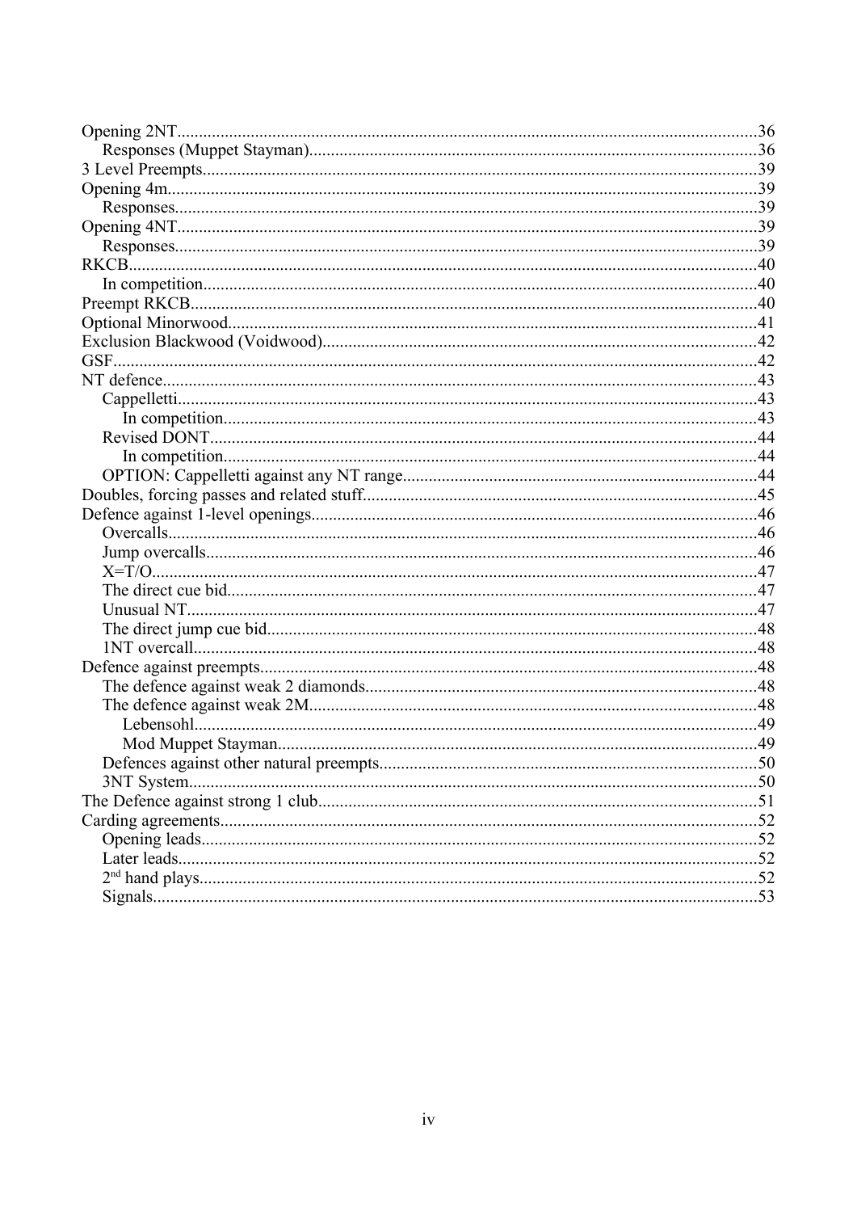Opening 2NT....................................................................................................................36
  Responses (Muppet Stayman).....................................................................................36
3 Level Preempts.............................................................................................................39
Opening 4m......................................................................................................................39
  Responses....................................................................................................................39
Opening 4NT....................................................................................................................39
  Responses....................................................................................................................39
RKCB...............................................................................................................................40
  In competition.............................................................................................................40
Preempt RKCB................................................................................................................40
Optional Minorwood........................................................................................................41
Exclusion Blackwood (Voidwood)..................................................................................42
GSF..................................................................................................................................42
NT defence.......................................................................................................................43
  Cappelletti...................................................................................................................43
    In competition.........................................................................................................43
  Revised DONT............................................................................................................44
    In competition.........................................................................................................44
  OPTION: Cappelletti against any NT range................................................................44
Doubles, forcing passes and related stuff.........................................................................45
Defence against 1-level openings.....................................................................................46
  Overcalls.....................................................................................................................46
  Jump overcalls............................................................................................................46
  X=T/O.........................................................................................................................47
  The direct cue bid........................................................................................................47
  Unusual NT.................................................................................................................47
  The direct jump cue bid...............................................................................................48
  1NT overcall................................................................................................................48
Defence against preempts................................................................................................48
  The defence against weak 2 diamonds........................................................................48
  The defence against weak 2M.....................................................................................48
    Lebensohl...............................................................................................................49
    Mod Muppet Stayman............................................................................................49
  Defences against other natural preempts.....................................................................50
  3NT System.................................................................................................................50
The Defence against strong 1 club...................................................................................51
Carding agreements..........................................................................................................52
  Opening leads..............................................................................................................52
  Later leads...................................................................................................................52
  2nd hand plays...............................................................................................................52
  Signals.........................................................................................................................53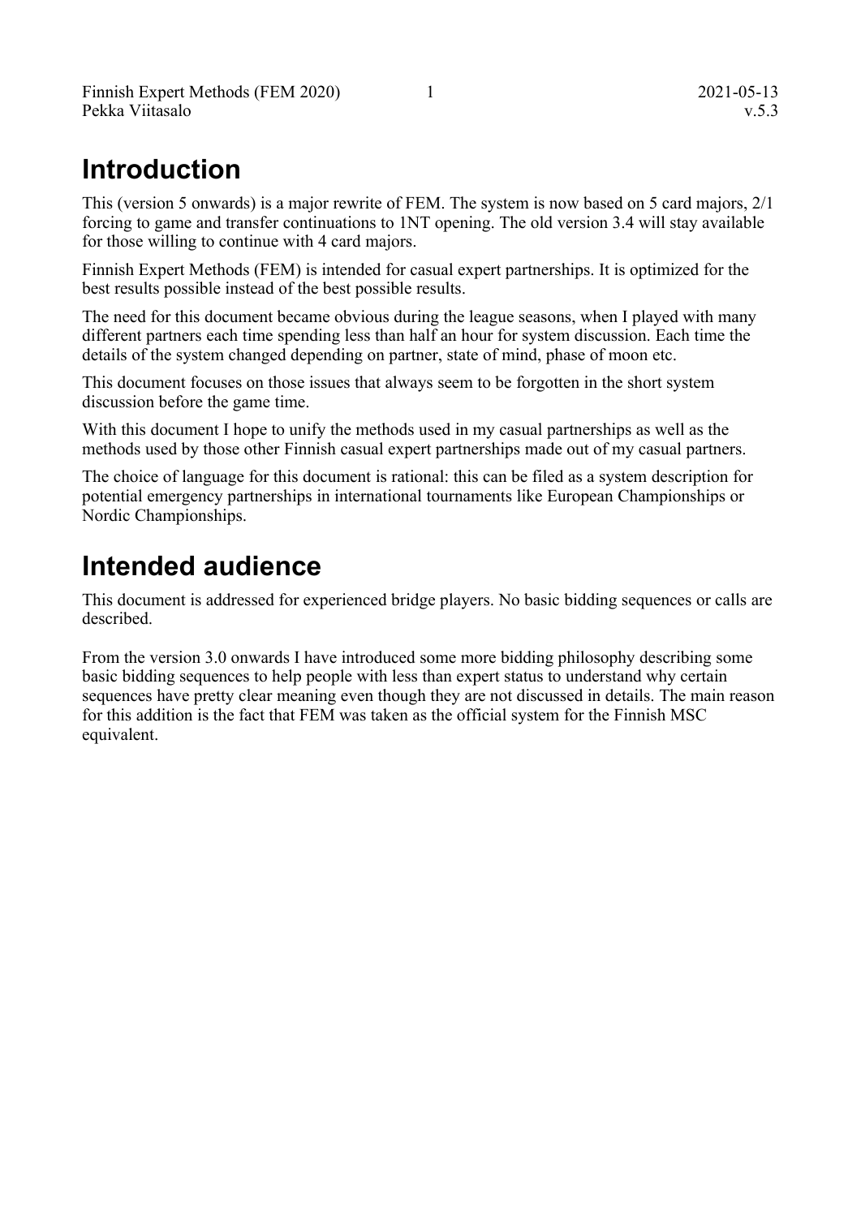# Introduction

This (version 5 onwards) is a major rewrite of FEM. The system is now based on 5 card majors, 2/1 forcing to game and transfer continuations to 1NT opening. The old version 3.4 will stay available for those willing to continue with 4 card majors.

Finnish Expert Methods (FEM) is intended for casual expert partnerships. It is optimized for the best results possible instead of the best possible results.

The need for this document became obvious during the league seasons, when I played with many different partners each time spending less than half an hour for system discussion. Each time the details of the system changed depending on partner, state of mind, phase of moon etc.

This document focuses on those issues that always seem to be forgotten in the short system discussion before the game time.

With this document I hope to unify the methods used in my casual partnerships as well as the methods used by those other Finnish casual expert partnerships made out of my casual partners.

The choice of language for this document is rational: this can be filed as a system description for potential emergency partnerships in international tournaments like European Championships or Nordic Championships.

# Intended audience

This document is addressed for experienced bridge players. No basic bidding sequences or calls are described.

From the version 3.0 onwards I have introduced some more bidding philosophy describing some basic bidding sequences to help people with less than expert status to understand why certain sequences have pretty clear meaning even though they are not discussed in details. The main reason for this addition is the fact that FEM was taken as the official system for the Finnish MSC equivalent.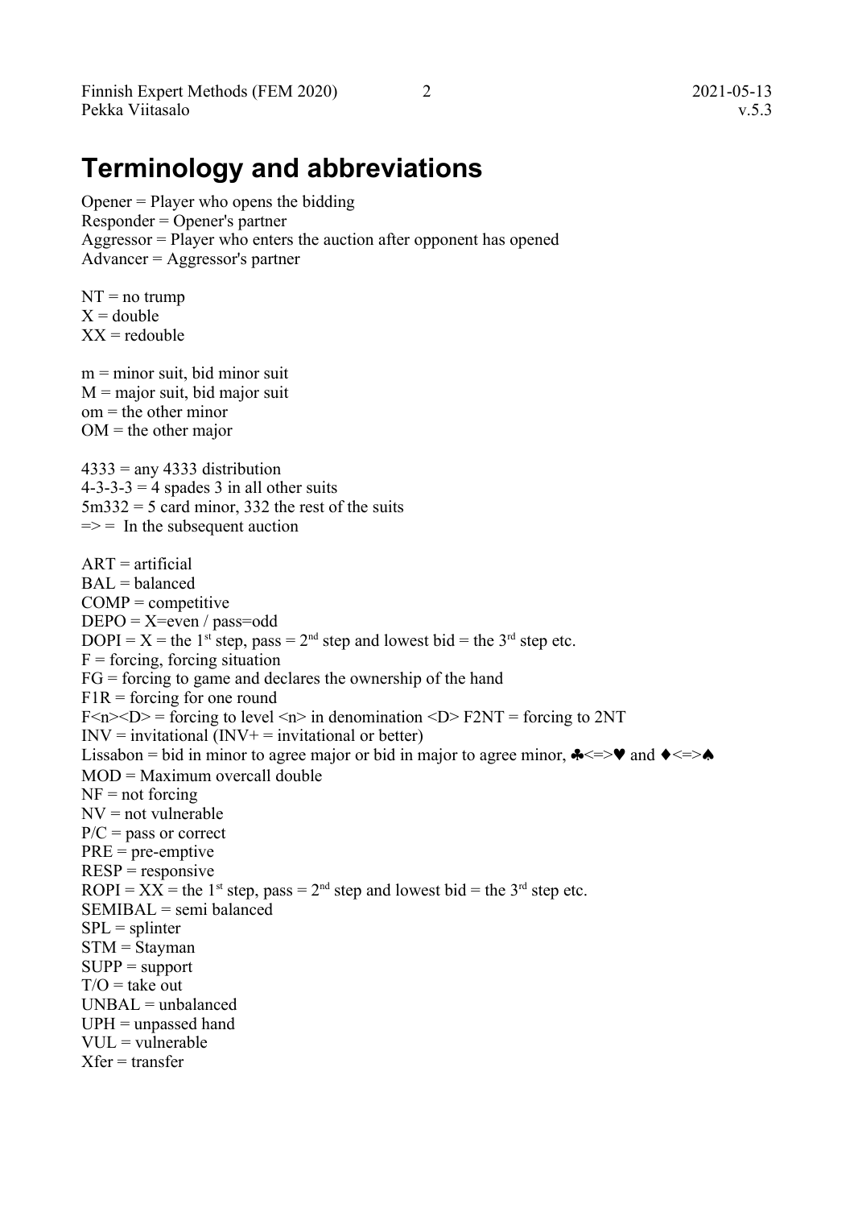# Terminology and abbreviations

Opener = Player who opens the bidding
Responder = Opener's partner
Aggressor = Player who enters the auction after opponent has opened
Advancer = Aggressor's partner

NT = no trump
X = double
XX = redouble

m = minor suit, bid minor suit
M = major suit, bid major suit
om = the other minor
OM = the other major

4333 = any 4333 distribution
4-3-3-3 = 4 spades 3 in all other suits
5m332 = 5 card minor, 332 the rest of the suits
=> = In the subsequent auction

ART = artificial
BAL = balanced
COMP = competitive
DEPO = X=even / pass=odd
DOPI = X = the 1st step, pass = 2nd step and lowest bid = the 3rd step etc.
F = forcing, forcing situation
FG = forcing to game and declares the ownership of the hand
F1R = forcing for one round
F<n><D> = forcing to level <n> in denomination <D> F2NT = forcing to 2NT
INV = invitational (INV+ = invitational or better)
Lissabon = bid in minor to agree major or bid in major to agree minor, ♣<=>♥ and ♦<=>♠
MOD = Maximum overcall double
NF = not forcing
NV = not vulnerable
P/C = pass or correct
PRE = pre-emptive
RESP = responsive
ROPI = XX = the 1st step, pass = 2nd step and lowest bid = the 3rd step etc.
SEMIBAL = semi balanced
SPL = splinter
STM = Stayman
SUPP = support
T/O = take out
UNBAL = unbalanced
UPH = unpassed hand
VUL = vulnerable
Xfer = transfer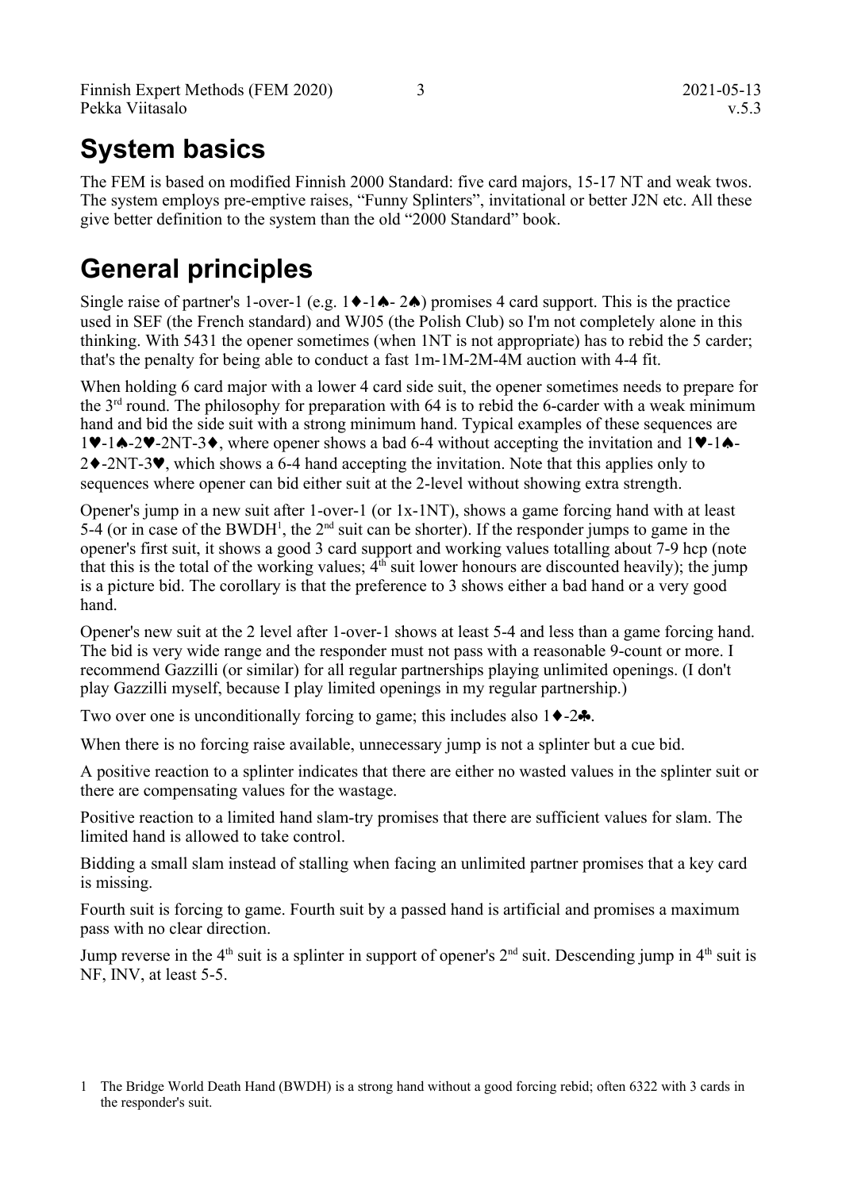# System basics

The FEM is based on modified Finnish 2000 Standard: five card majors, 15-17 NT and weak twos. The system employs pre-emptive raises, "Funny Splinters", invitational or better J2N etc. All these give better definition to the system than the old "2000 Standard" book.

# General principles

Single raise of partner's 1-over-1 (e.g. 1♦-1♠- 2♠) promises 4 card support. This is the practice used in SEF (the French standard) and WJ05 (the Polish Club) so I'm not completely alone in this thinking. With 5431 the opener sometimes (when 1NT is not appropriate) has to rebid the 5 carder; that's the penalty for being able to conduct a fast 1m-1M-2M-4M auction with 4-4 fit.

When holding 6 card major with a lower 4 card side suit, the opener sometimes needs to prepare for the 3rd round. The philosophy for preparation with 64 is to rebid the 6-carder with a weak minimum hand and bid the side suit with a strong minimum hand. Typical examples of these sequences are 1♥-1♠-2♥-2NT-3♦, where opener shows a bad 6-4 without accepting the invitation and 1♥-1♠-2♦-2NT-3♥, which shows a 6-4 hand accepting the invitation. Note that this applies only to sequences where opener can bid either suit at the 2-level without showing extra strength.

Opener's jump in a new suit after 1-over-1 (or 1x-1NT), shows a game forcing hand with at least 5-4 (or in case of the BWDH[1], the 2nd suit can be shorter). If the responder jumps to game in the opener's first suit, it shows a good 3 card support and working values totalling about 7-9 hcp (note that this is the total of the working values; 4th suit lower honours are discounted heavily); the jump is a picture bid. The corollary is that the preference to 3 shows either a bad hand or a very good hand.

Opener's new suit at the 2 level after 1-over-1 shows at least 5-4 and less than a game forcing hand. The bid is very wide range and the responder must not pass with a reasonable 9-count or more. I recommend Gazzilli (or similar) for all regular partnerships playing unlimited openings. (I don't play Gazzilli myself, because I play limited openings in my regular partnership.)

Two over one is unconditionally forcing to game; this includes also 1♦-2♣.

When there is no forcing raise available, unnecessary jump is not a splinter but a cue bid.

A positive reaction to a splinter indicates that there are either no wasted values in the splinter suit or there are compensating values for the wastage.

Positive reaction to a limited hand slam-try promises that there are sufficient values for slam. The limited hand is allowed to take control.

Bidding a small slam instead of stalling when facing an unlimited partner promises that a key card is missing.

Fourth suit is forcing to game. Fourth suit by a passed hand is artificial and promises a maximum pass with no clear direction.

Jump reverse in the 4th suit is a splinter in support of opener's 2nd suit. Descending jump in 4th suit is NF, INV, at least 5-5.

[1] The Bridge World Death Hand (BWDH) is a strong hand without a good forcing rebid; often 6322 with 3 cards in the responder's suit.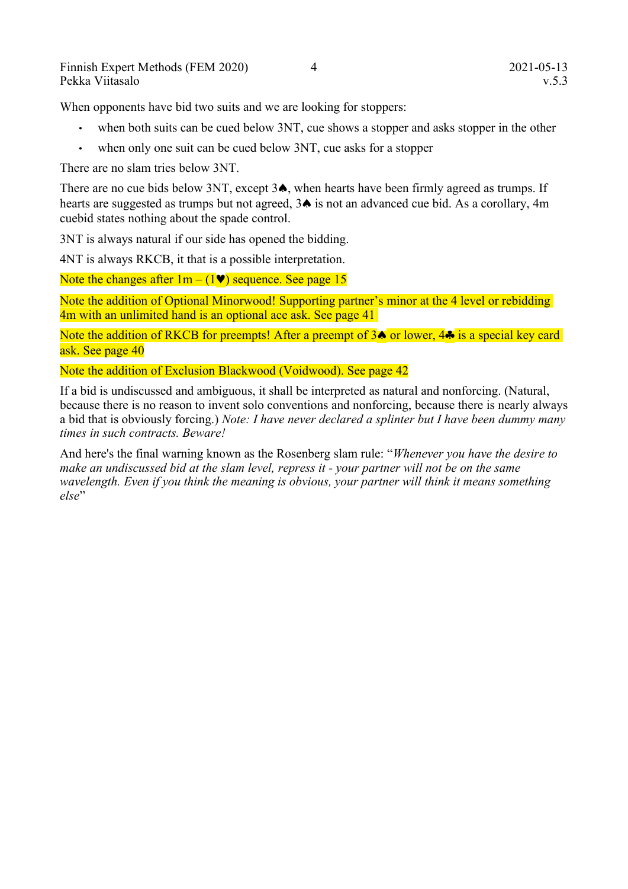When opponents have bid two suits and we are looking for stoppers:

- when both suits can be cued below 3NT, cue shows a stopper and asks stopper in the other
- when only one suit can be cued below 3NT, cue asks for a stopper

There are no slam tries below 3NT.

There are no cue bids below 3NT, except 3♠, when hearts have been firmly agreed as trumps. If hearts are suggested as trumps but not agreed, 3♠ is not an advanced cue bid. As a corollary, 4m cuebid states nothing about the spade control.

3NT is always natural if our side has opened the bidding.

4NT is always RKCB, it that is a possible interpretation.

Note the changes after 1m – (1♥) sequence. See page 15

Note the addition of Optional Minorwood! Supporting partner's minor at the 4 level or rebidding 4m with an unlimited hand is an optional ace ask. See page 41

Note the addition of RKCB for preempts! After a preempt of 3♠ or lower, 4♣ is a special key card ask. See page 40

Note the addition of Exclusion Blackwood (Voidwood). See page 42

If a bid is undiscussed and ambiguous, it shall be interpreted as natural and nonforcing. (Natural, because there is no reason to invent solo conventions and nonforcing, because there is nearly always a bid that is obviously forcing.) *Note: I have never declared a splinter but I have been dummy many times in such contracts. Beware!*

And here's the final warning known as the Rosenberg slam rule: "*Whenever you have the desire to make an undiscussed bid at the slam level, repress it - your partner will not be on the same wavelength. Even if you think the meaning is obvious, your partner will think it means something else*"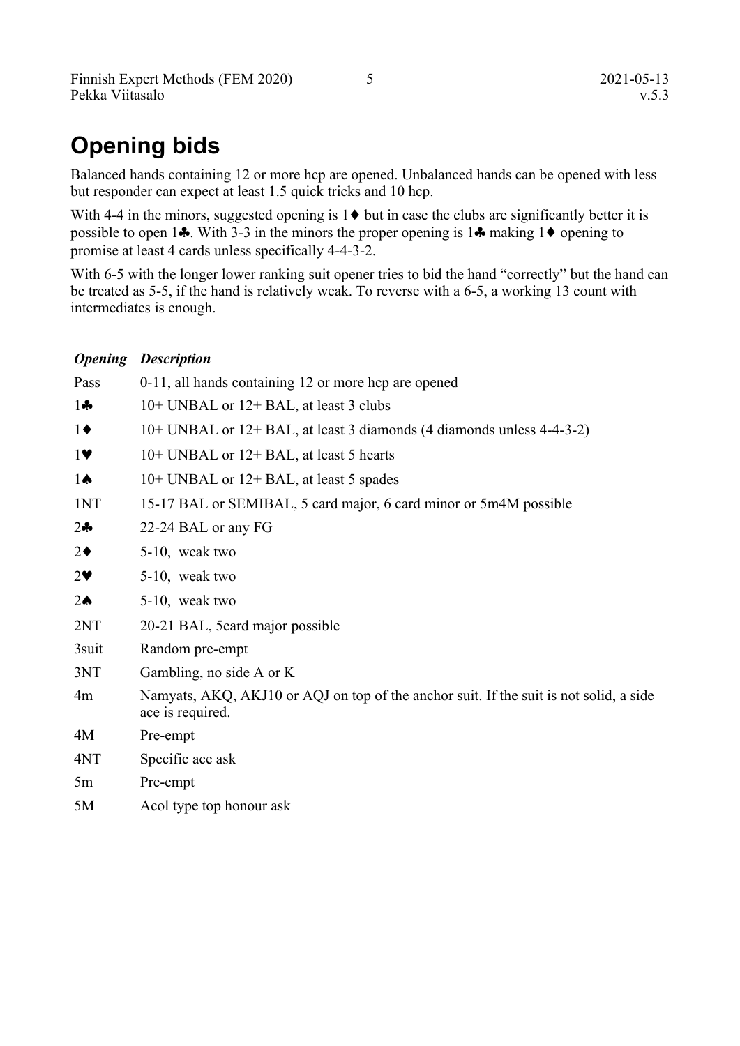# Opening bids

Balanced hands containing 12 or more hcp are opened. Unbalanced hands can be opened with less but responder can expect at least 1.5 quick tricks and 10 hcp.

With 4-4 in the minors, suggested opening is 1♦ but in case the clubs are significantly better it is possible to open 1♣. With 3-3 in the minors the proper opening is 1♣ making 1♦ opening to promise at least 4 cards unless specifically 4-4-3-2.

With 6-5 with the longer lower ranking suit opener tries to bid the hand "correctly" but the hand can be treated as 5-5, if the hand is relatively weak. To reverse with a 6-5, a working 13 count with intermediates is enough.

| ***Opening*** | ***Description*** |
|---|---|
| Pass | 0-11, all hands containing 12 or more hcp are opened |
| 1♣ | 10+ UNBAL or 12+ BAL, at least 3 clubs |
| 1♦ | 10+ UNBAL or 12+ BAL, at least 3 diamonds (4 diamonds unless 4-4-3-2) |
| 1♥ | 10+ UNBAL or 12+ BAL, at least 5 hearts |
| 1♠ | 10+ UNBAL or 12+ BAL, at least 5 spades |
| 1NT | 15-17 BAL or SEMIBAL, 5 card major, 6 card minor or 5m4M possible |
| 2♣ | 22-24 BAL or any FG |
| 2♦ | 5-10, weak two |
| 2♥ | 5-10, weak two |
| 2♠ | 5-10, weak two |
| 2NT | 20-21 BAL, 5card major possible |
| 3suit | Random pre-empt |
| 3NT | Gambling, no side A or K |
| 4m | Namyats, AKQ, AKJ10 or AQJ on top of the anchor suit. If the suit is not solid, a side ace is required. |
| 4M | Pre-empt |
| 4NT | Specific ace ask |
| 5m | Pre-empt |
| 5M | Acol type top honour ask |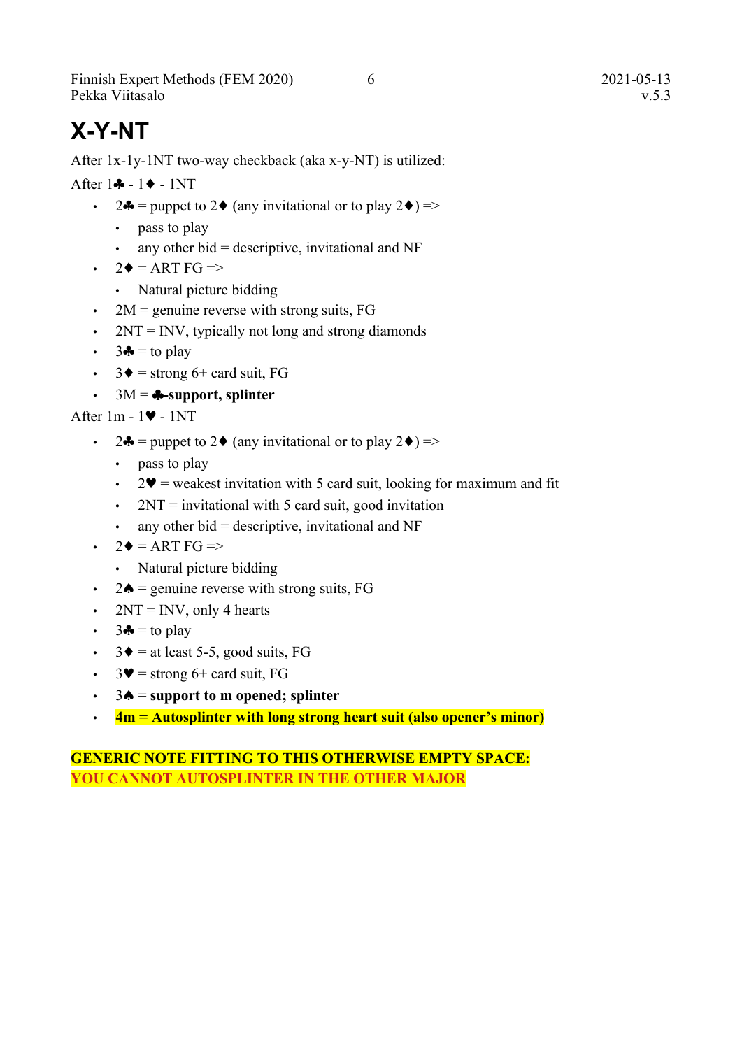# X-Y-NT

After 1x-1y-1NT two-way checkback (aka x-y-NT) is utilized:

After 1♣ - 1♦ - 1NT

- 2♣ = puppet to 2♦ (any invitational or to play 2♦) =>
  - pass to play
  - any other bid = descriptive, invitational and NF
- 2♦ = ART FG =>
  - Natural picture bidding
- 2M = genuine reverse with strong suits, FG
- 2NT = INV, typically not long and strong diamonds
- 3♣ = to play
- 3♦ = strong 6+ card suit, FG
- 3M = **♣-support, splinter**

After 1m - 1♥ - 1NT

- 2♣ = puppet to 2♦ (any invitational or to play 2♦) =>
  - pass to play
  - 2♥ = weakest invitation with 5 card suit, looking for maximum and fit
  - 2NT = invitational with 5 card suit, good invitation
  - any other bid = descriptive, invitational and NF
- 2♦ = ART FG =>
  - Natural picture bidding
- 2♠ = genuine reverse with strong suits, FG
- 2NT = INV, only 4 hearts
- 3♣ = to play
- 3♦ = at least 5-5, good suits, FG
- 3♥ = strong 6+ card suit, FG
- 3♠ = **support to m opened; splinter**
- **4m = Autosplinter with long strong heart suit (also opener's minor)**

**GENERIC NOTE FITTING TO THIS OTHERWISE EMPTY SPACE:**
**YOU CANNOT AUTOSPLINTER IN THE OTHER MAJOR**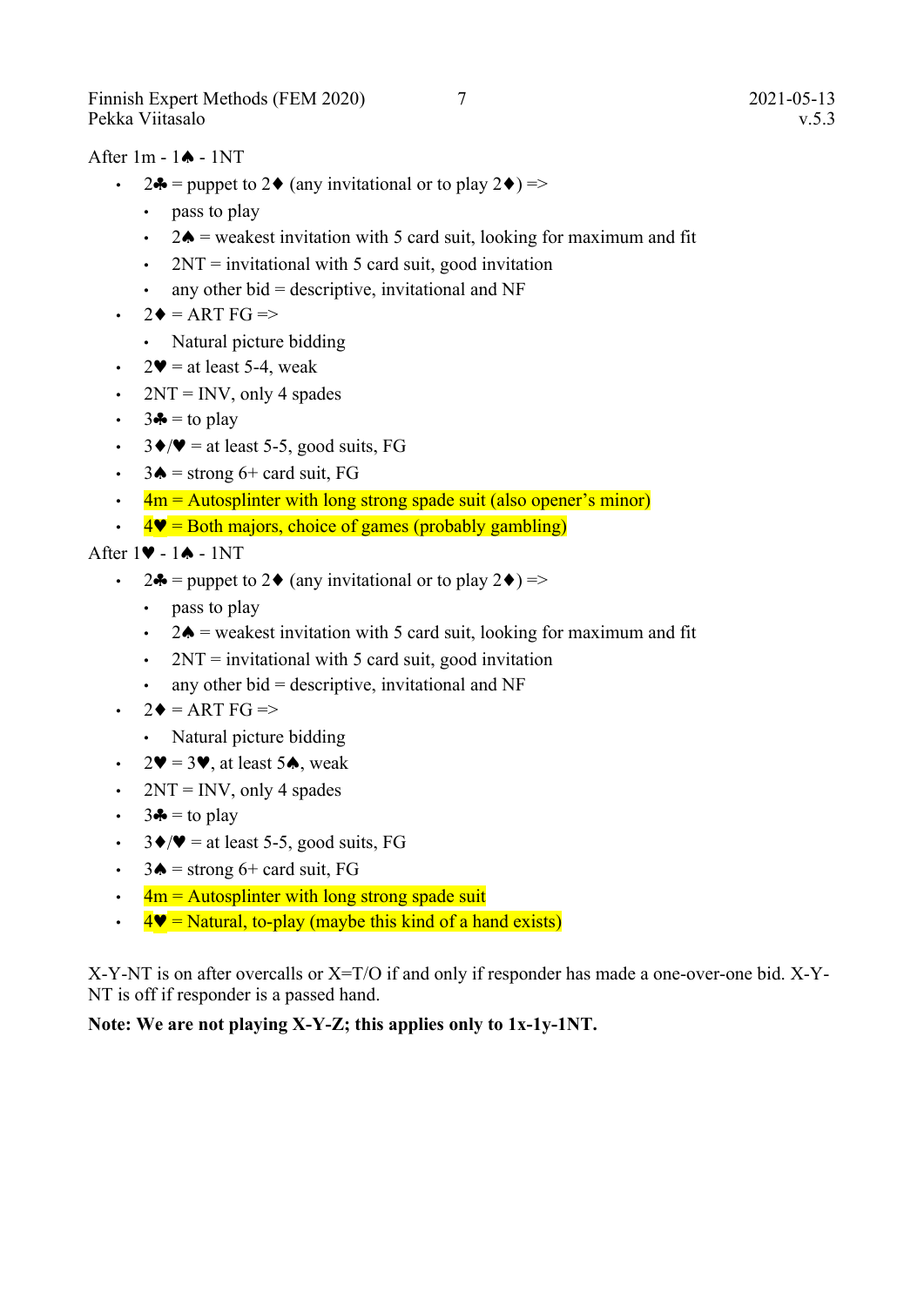After 1m - 1♠ - 1NT

- 2♣ = puppet to 2♦ (any invitational or to play 2♦) =>
  - pass to play
  - 2♠ = weakest invitation with 5 card suit, looking for maximum and fit
  - 2NT = invitational with 5 card suit, good invitation
  - any other bid = descriptive, invitational and NF
- 2♦ = ART FG =>
  - Natural picture bidding
- 2♥ = at least 5-4, weak
- 2NT = INV, only 4 spades
- 3♣ = to play
- 3♦/♥ = at least 5-5, good suits, FG
- 3♠ = strong 6+ card suit, FG
- 4m = Autosplinter with long strong spade suit (also opener's minor)
- 4♥ = Both majors, choice of games (probably gambling)

After 1♥ - 1♠ - 1NT

- 2♣ = puppet to 2♦ (any invitational or to play 2♦) =>
  - pass to play
  - 2♠ = weakest invitation with 5 card suit, looking for maximum and fit
  - 2NT = invitational with 5 card suit, good invitation
  - any other bid = descriptive, invitational and NF
- 2♦ = ART FG =>
  - Natural picture bidding
- 2♥ = 3♥, at least 5♠, weak
- 2NT = INV, only 4 spades
- 3♣ = to play
- 3♦/♥ = at least 5-5, good suits, FG
- 3♠ = strong 6+ card suit, FG
- 4m = Autosplinter with long strong spade suit
- 4♥ = Natural, to-play (maybe this kind of a hand exists)

X-Y-NT is on after overcalls or X=T/O if and only if responder has made a one-over-one bid. X-Y-NT is off if responder is a passed hand.

**Note: We are not playing X-Y-Z; this applies only to 1x-1y-1NT.**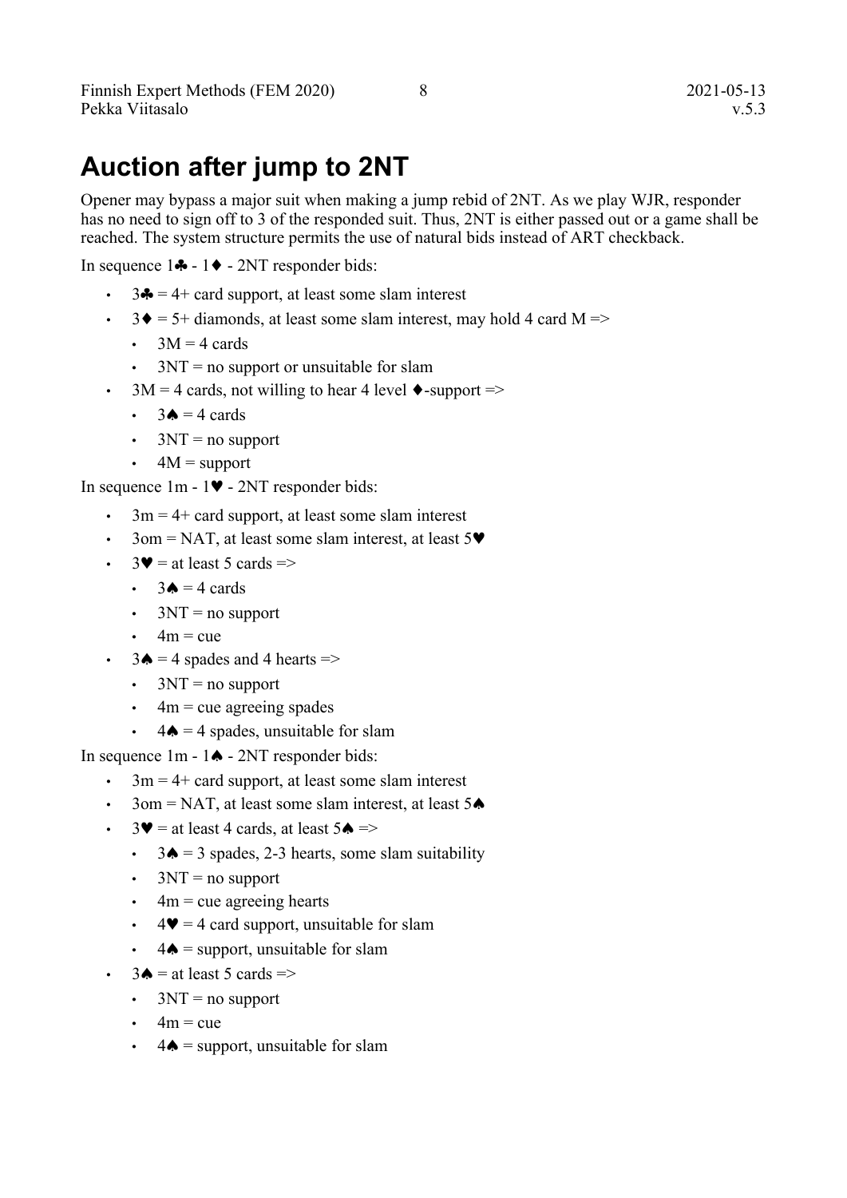# Auction after jump to 2NT

Opener may bypass a major suit when making a jump rebid of 2NT. As we play WJR, responder has no need to sign off to 3 of the responded suit. Thus, 2NT is either passed out or a game shall be reached. The system structure permits the use of natural bids instead of ART checkback.

In sequence 1♣ - 1♦ - 2NT responder bids:

- 3♣ = 4+ card support, at least some slam interest
- 3♦ = 5+ diamonds, at least some slam interest, may hold 4 card M =>
  - 3M = 4 cards
  - 3NT = no support or unsuitable for slam
- 3M = 4 cards, not willing to hear 4 level ♦-support =>
  - 3♠ = 4 cards
  - 3NT = no support
  - 4M = support

In sequence 1m - 1♥ - 2NT responder bids:

- 3m = 4+ card support, at least some slam interest
- 3om = NAT, at least some slam interest, at least 5♥
- 3♥ = at least 5 cards =>
  - 3♠ = 4 cards
  - 3NT = no support
  - 4m = cue
- 3♠ = 4 spades and 4 hearts =>
  - 3NT = no support
  - 4m = cue agreeing spades
  - 4♠ = 4 spades, unsuitable for slam

In sequence 1m - 1♠ - 2NT responder bids:

- 3m = 4+ card support, at least some slam interest
- 3om = NAT, at least some slam interest, at least 5♠
- 3♥ = at least 4 cards, at least 5♠ =>
  - 3♠ = 3 spades, 2-3 hearts, some slam suitability
  - 3NT = no support
  - 4m = cue agreeing hearts
  - 4♥ = 4 card support, unsuitable for slam
  - 4♠ = support, unsuitable for slam
- 3♠ = at least 5 cards =>
  - 3NT = no support
  - 4m = cue
  - 4♠ = support, unsuitable for slam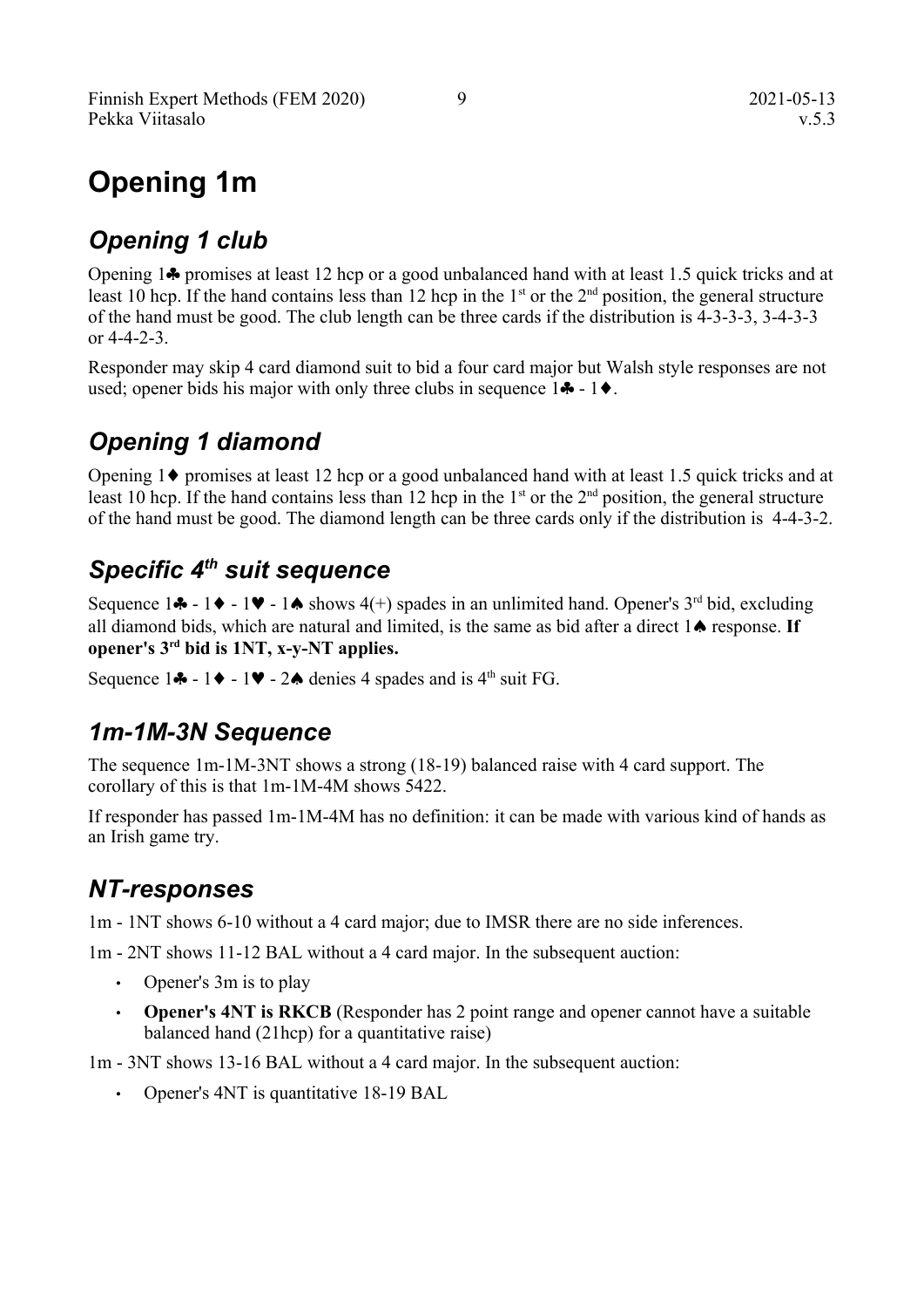# Opening 1m

## Opening 1 club

Opening 1♣ promises at least 12 hcp or a good unbalanced hand with at least 1.5 quick tricks and at least 10 hcp. If the hand contains less than 12 hcp in the 1st or the 2nd position, the general structure of the hand must be good. The club length can be three cards if the distribution is 4-3-3-3, 3-4-3-3 or 4-4-2-3.

Responder may skip 4 card diamond suit to bid a four card major but Walsh style responses are not used; opener bids his major with only three clubs in sequence 1♣ - 1♦.

## Opening 1 diamond

Opening 1♦ promises at least 12 hcp or a good unbalanced hand with at least 1.5 quick tricks and at least 10 hcp. If the hand contains less than 12 hcp in the 1st or the 2nd position, the general structure of the hand must be good. The diamond length can be three cards only if the distribution is 4-4-3-2.

## Specific 4th suit sequence

Sequence 1♣ - 1♦ - 1♥ - 1♠ shows 4(+) spades in an unlimited hand. Opener's 3rd bid, excluding all diamond bids, which are natural and limited, is the same as bid after a direct 1♠ response. **If opener's 3rd bid is 1NT, x-y-NT applies.**

Sequence 1♣ - 1♦ - 1♥ - 2♠ denies 4 spades and is 4th suit FG.

## 1m-1M-3N Sequence

The sequence 1m-1M-3NT shows a strong (18-19) balanced raise with 4 card support. The corollary of this is that 1m-1M-4M shows 5422.

If responder has passed 1m-1M-4M has no definition: it can be made with various kind of hands as an Irish game try.

## NT-responses

1m - 1NT shows 6-10 without a 4 card major; due to IMSR there are no side inferences.

1m - 2NT shows 11-12 BAL without a 4 card major. In the subsequent auction:

- Opener's 3m is to play
- **Opener's 4NT is RKCB** (Responder has 2 point range and opener cannot have a suitable balanced hand (21hcp) for a quantitative raise)

1m - 3NT shows 13-16 BAL without a 4 card major. In the subsequent auction:

- Opener's 4NT is quantitative 18-19 BAL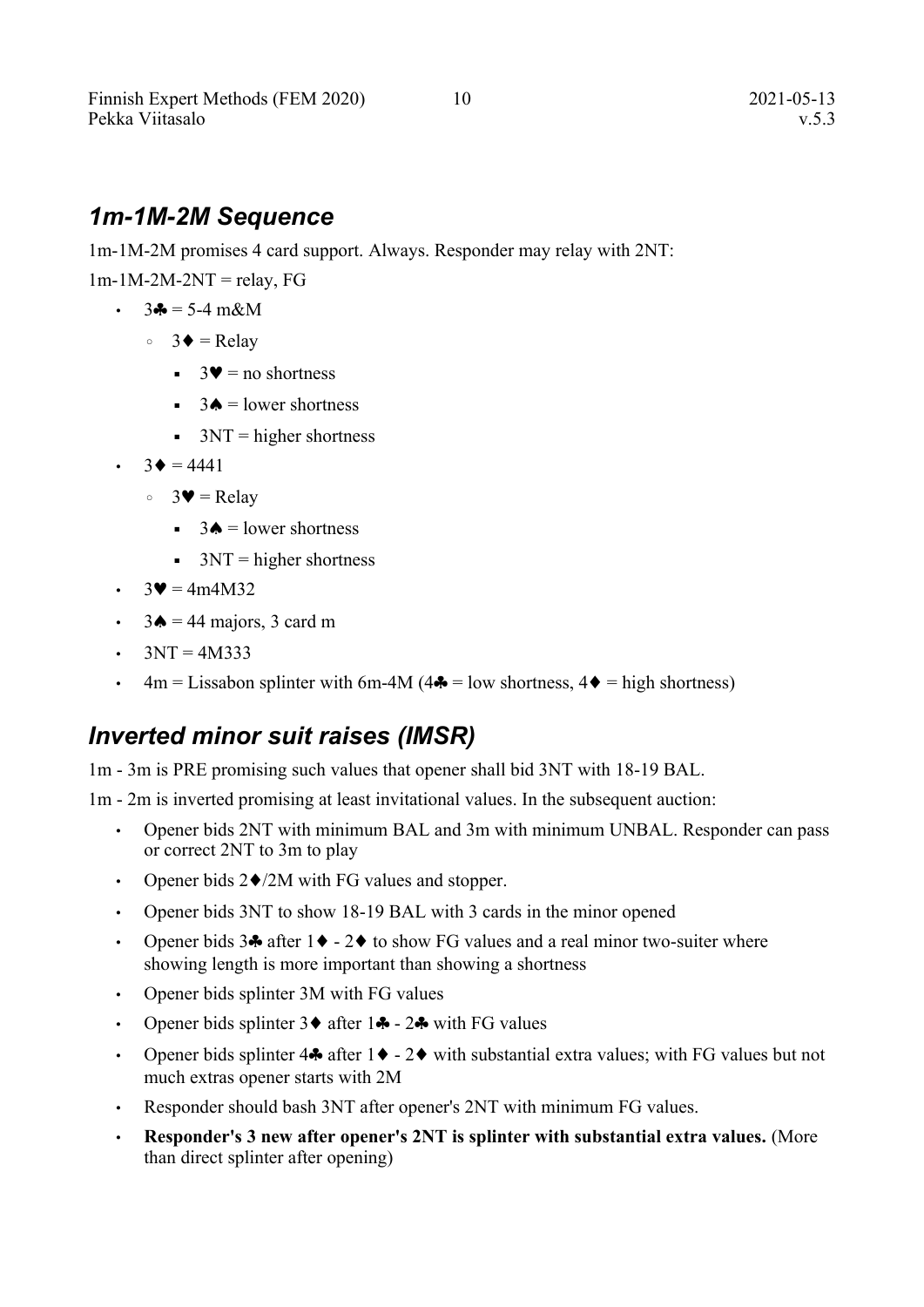## *1m-1M-2M Sequence*

1m-1M-2M promises 4 card support. Always. Responder may relay with 2NT:

1m-1M-2M-2NT = relay, FG

- 3♣ = 5-4 m&M
  - 3♦ = Relay
    - 3♥ = no shortness
    - 3♠ = lower shortness
    - 3NT = higher shortness
- 3♦ = 4441
  - 3♥ = Relay
    - 3♠ = lower shortness
    - 3NT = higher shortness
- 3♥ = 4m4M32
- 3♠ = 44 majors, 3 card m
- 3NT = 4M333
- 4m = Lissabon splinter with 6m-4M (4♣ = low shortness, 4♦ = high shortness)

## *Inverted minor suit raises (IMSR)*

1m - 3m is PRE promising such values that opener shall bid 3NT with 18-19 BAL.

1m - 2m is inverted promising at least invitational values. In the subsequent auction:

- Opener bids 2NT with minimum BAL and 3m with minimum UNBAL. Responder can pass or correct 2NT to 3m to play
- Opener bids 2♦/2M with FG values and stopper.
- Opener bids 3NT to show 18-19 BAL with 3 cards in the minor opened
- Opener bids 3♣ after 1♦ - 2♦ to show FG values and a real minor two-suiter where showing length is more important than showing a shortness
- Opener bids splinter 3M with FG values
- Opener bids splinter 3♦ after 1♣ - 2♣ with FG values
- Opener bids splinter 4♣ after 1♦ - 2♦ with substantial extra values; with FG values but not much extras opener starts with 2M
- Responder should bash 3NT after opener's 2NT with minimum FG values.
- **Responder's 3 new after opener's 2NT is splinter with substantial extra values.** (More than direct splinter after opening)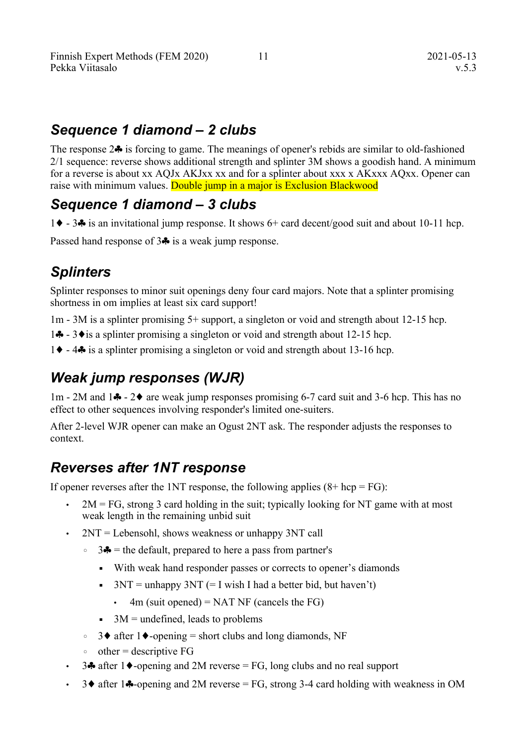## *Sequence 1 diamond – 2 clubs*

The response 2♣ is forcing to game. The meanings of opener's rebids are similar to old-fashioned 2/1 sequence: reverse shows additional strength and splinter 3M shows a goodish hand. A minimum for a reverse is about xx AQJx AKJxx xx and for a splinter about xxx x AKxxx AQxx. Opener can raise with minimum values. Double jump in a major is Exclusion Blackwood

## *Sequence 1 diamond – 3 clubs*

1♦ - 3♣ is an invitational jump response. It shows 6+ card decent/good suit and about 10-11 hcp.

Passed hand response of 3♣ is a weak jump response.

## *Splinters*

Splinter responses to minor suit openings deny four card majors. Note that a splinter promising shortness in om implies at least six card support!

1m - 3M is a splinter promising 5+ support, a singleton or void and strength about 12-15 hcp.

1♣ - 3♦is a splinter promising a singleton or void and strength about 12-15 hcp.

1♦ - 4♣ is a splinter promising a singleton or void and strength about 13-16 hcp.

## *Weak jump responses (WJR)*

1m - 2M and 1♣ - 2♦ are weak jump responses promising 6-7 card suit and 3-6 hcp. This has no effect to other sequences involving responder's limited one-suiters.

After 2-level WJR opener can make an Ogust 2NT ask. The responder adjusts the responses to context.

## *Reverses after 1NT response*

If opener reverses after the 1NT response, the following applies (8+ hcp = FG):

- 2M = FG, strong 3 card holding in the suit; typically looking for NT game with at most weak length in the remaining unbid suit
- 2NT = Lebensohl, shows weakness or unhappy 3NT call
  - 3♣ = the default, prepared to here a pass from partner's
    - With weak hand responder passes or corrects to opener's diamonds
    - 3NT = unhappy 3NT (= I wish I had a better bid, but haven't)
      - 4m (suit opened) = NAT NF (cancels the FG)
    - 3M = undefined, leads to problems
  - 3♦ after 1♦-opening = short clubs and long diamonds, NF
  - other = descriptive FG
- 3♣ after 1♦-opening and 2M reverse = FG, long clubs and no real support
- 3♦ after 1♣-opening and 2M reverse = FG, strong 3-4 card holding with weakness in OM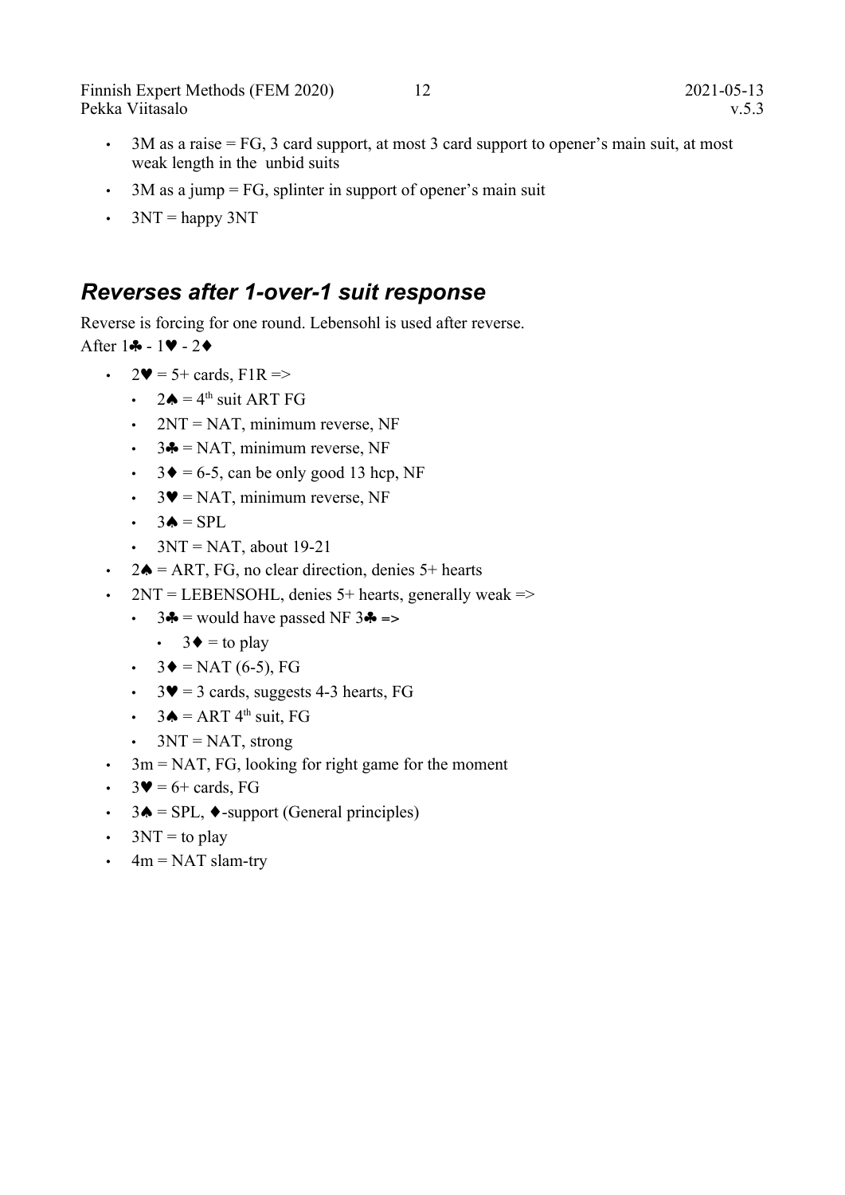- 3M as a raise = FG, 3 card support, at most 3 card support to opener's main suit, at most weak length in the unbid suits
- 3M as a jump = FG, splinter in support of opener's main suit
- 3NT = happy 3NT

## Reverses after 1-over-1 suit response

Reverse is forcing for one round. Lebensohl is used after reverse.
After 1♣ - 1♥ - 2♦

- 2♥ = 5+ cards, F1R =>
  - 2♠ = 4th suit ART FG
  - 2NT = NAT, minimum reverse, NF
  - 3♣ = NAT, minimum reverse, NF
  - 3♦ = 6-5, can be only good 13 hcp, NF
  - 3♥ = NAT, minimum reverse, NF
  - 3♠ = SPL
  - 3NT = NAT, about 19-21
- 2♠ = ART, FG, no clear direction, denies 5+ hearts
- 2NT = LEBENSOHL, denies 5+ hearts, generally weak =>
  - 3♣ = would have passed NF 3♣ **=>**
    - 3♦ = to play
  - 3♦ = NAT (6-5), FG
  - 3♥ = 3 cards, suggests 4-3 hearts, FG
  - 3♠ = ART 4th suit, FG
  - 3NT = NAT, strong
- 3m = NAT, FG, looking for right game for the moment
- 3♥ = 6+ cards, FG
- 3♠ = SPL, ♦-support (General principles)
- 3NT = to play
- 4m = NAT slam-try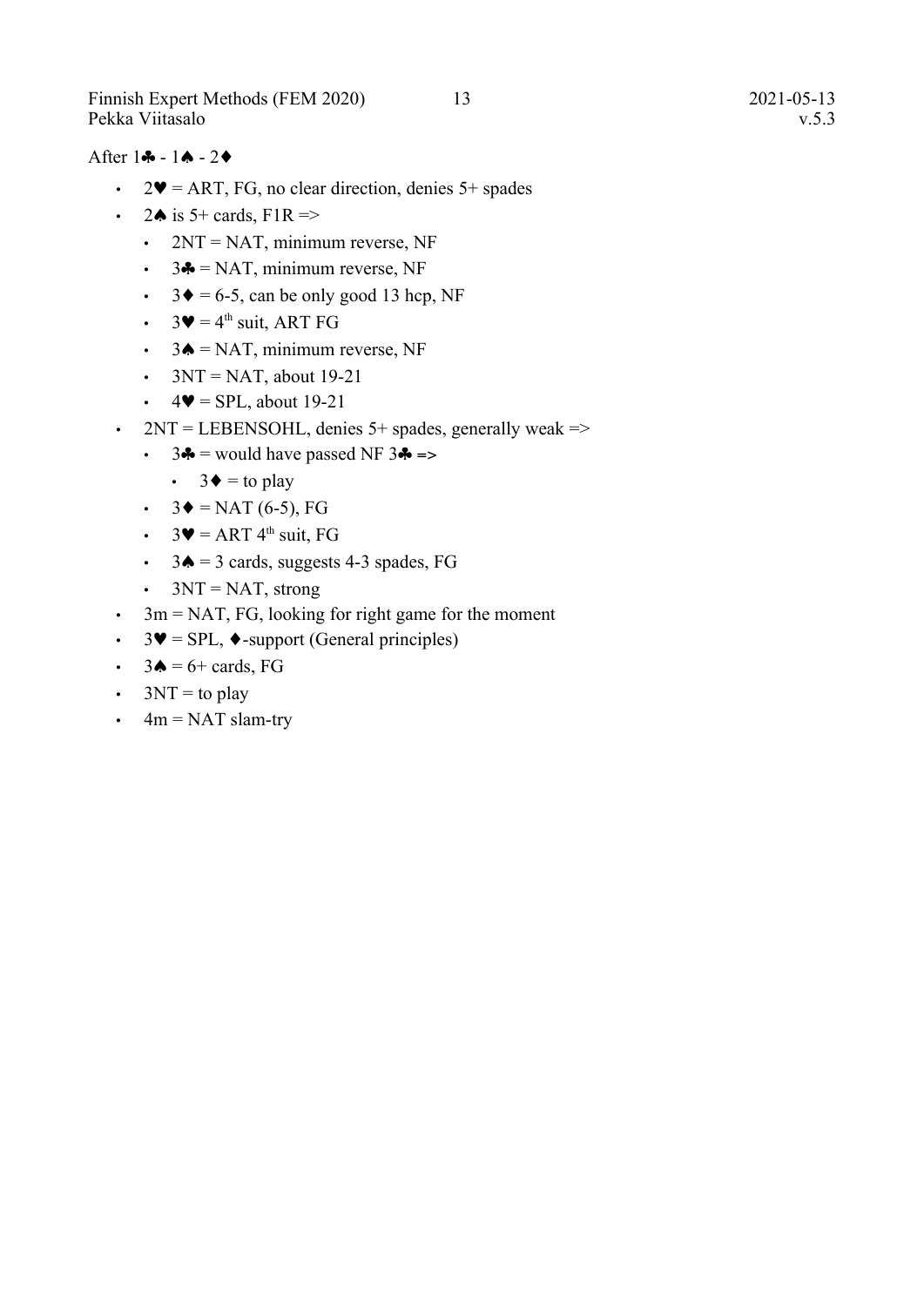After 1♣ - 1♠ - 2♦

- 2♥ = ART, FG, no clear direction, denies 5+ spades
- 2♠ is 5+ cards, F1R =>
  - 2NT = NAT, minimum reverse, NF
  - 3♣ = NAT, minimum reverse, NF
  - 3♦ = 6-5, can be only good 13 hcp, NF
  - 3♥ = 4th suit, ART FG
  - 3♠ = NAT, minimum reverse, NF
  - 3NT = NAT, about 19-21
  - 4♥ = SPL, about 19-21
- 2NT = LEBENSOHL, denies 5+ spades, generally weak =>
  - 3♣ = would have passed NF 3♣ =>
    - 3♦ = to play
  - 3♦ = NAT (6-5), FG
  - 3♥ = ART 4th suit, FG
  - 3♠ = 3 cards, suggests 4-3 spades, FG
  - 3NT = NAT, strong
- 3m = NAT, FG, looking for right game for the moment
- 3♥ = SPL, ♦-support (General principles)
- 3♠ = 6+ cards, FG
- 3NT = to play
- 4m = NAT slam-try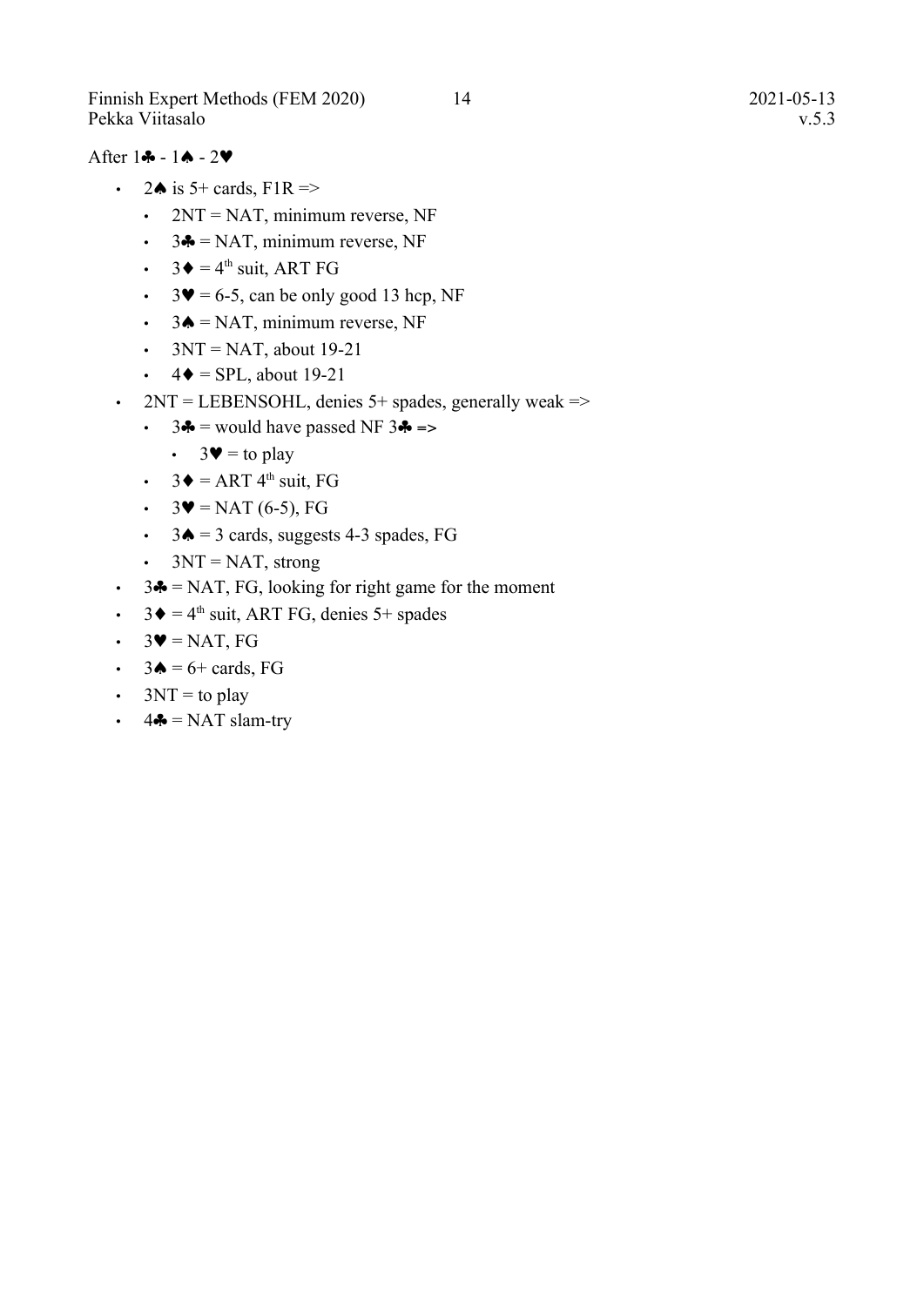After 1♣ - 1♠ - 2♥

- 2♠ is 5+ cards, F1R =>
  - 2NT = NAT, minimum reverse, NF
  - 3♣ = NAT, minimum reverse, NF
  - 3♦ = 4th suit, ART FG
  - 3♥ = 6-5, can be only good 13 hcp, NF
  - 3♠ = NAT, minimum reverse, NF
  - 3NT = NAT, about 19-21
  - 4♦ = SPL, about 19-21
- 2NT = LEBENSOHL, denies 5+ spades, generally weak =>
  - 3♣ = would have passed NF 3♣ **=>**
    - 3♥ = to play
  - 3♦ = ART 4th suit, FG
  - 3♥ = NAT (6-5), FG
  - 3♠ = 3 cards, suggests 4-3 spades, FG
  - 3NT = NAT, strong
- 3♣ = NAT, FG, looking for right game for the moment
- 3♦ = 4th suit, ART FG, denies 5+ spades
- 3♥ = NAT, FG
- 3♠ = 6+ cards, FG
- 3NT = to play
- 4♣ = NAT slam-try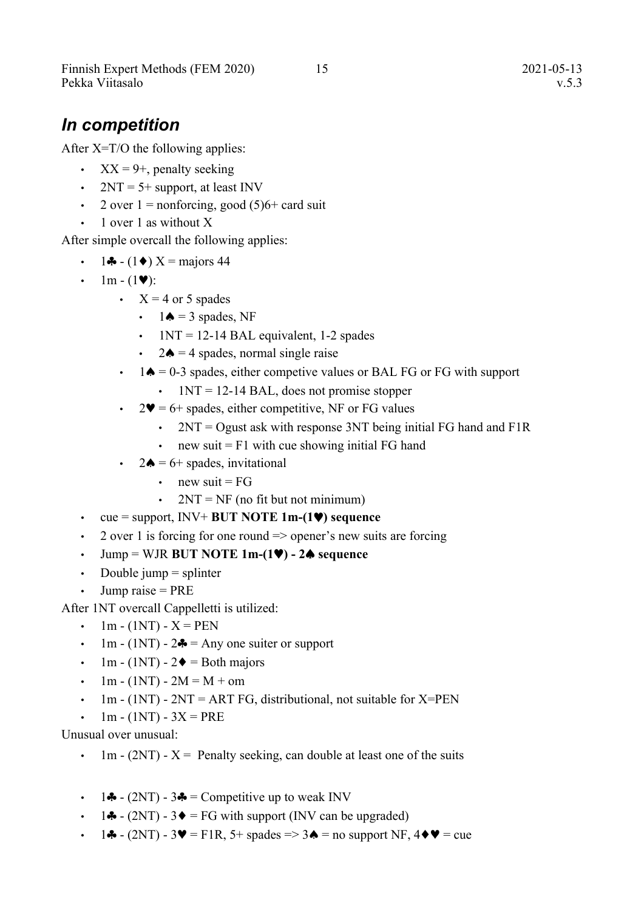## *In competition*

After X=T/O the following applies:

- XX = 9+, penalty seeking
- 2NT = 5+ support, at least INV
- 2 over 1 = nonforcing, good (5)6+ card suit
- 1 over 1 as without X

After simple overcall the following applies:

- 1♣ - (1♦) X = majors 44
- 1m - (1♥):
  - X = 4 or 5 spades
    - 1♠ = 3 spades, NF
    - 1NT = 12-14 BAL equivalent, 1-2 spades
    - 2♠ = 4 spades, normal single raise
  - 1♠ = 0-3 spades, either competive values or BAL FG or FG with support
    - 1NT = 12-14 BAL, does not promise stopper
  - 2♥ = 6+ spades, either competitive, NF or FG values
    - 2NT = Ogust ask with response 3NT being initial FG hand and F1R
    - new suit = F1 with cue showing initial FG hand
  - 2♠ = 6+ spades, invitational
    - new suit = FG
    - 2NT = NF (no fit but not minimum)
- cue = support, INV+ **BUT NOTE 1m-(1♥) sequence**
- 2 over 1 is forcing for one round => opener's new suits are forcing
- Jump = WJR **BUT NOTE 1m-(1♥) - 2♠ sequence**
- Double jump = splinter
- Jump raise = PRE

After 1NT overcall Cappelletti is utilized:

- 1m - (1NT) - X = PEN
- 1m - (1NT) - 2♣ = Any one suiter or support
- 1m - (1NT) - 2♦ = Both majors
- 1m - (1NT) - 2M = M + om
- 1m - (1NT) - 2NT = ART FG, distributional, not suitable for X=PEN
- 1m - (1NT) - 3X = PRE

Unusual over unusual:

- 1m - (2NT) - X = Penalty seeking, can double at least one of the suits

- 1♣ - (2NT) - 3♣ = Competitive up to weak INV
- 1♣ - (2NT) - 3♦ = FG with support (INV can be upgraded)
- 1♣ - (2NT) - 3♥ = F1R, 5+ spades => 3♠ = no support NF, 4♦♥ = cue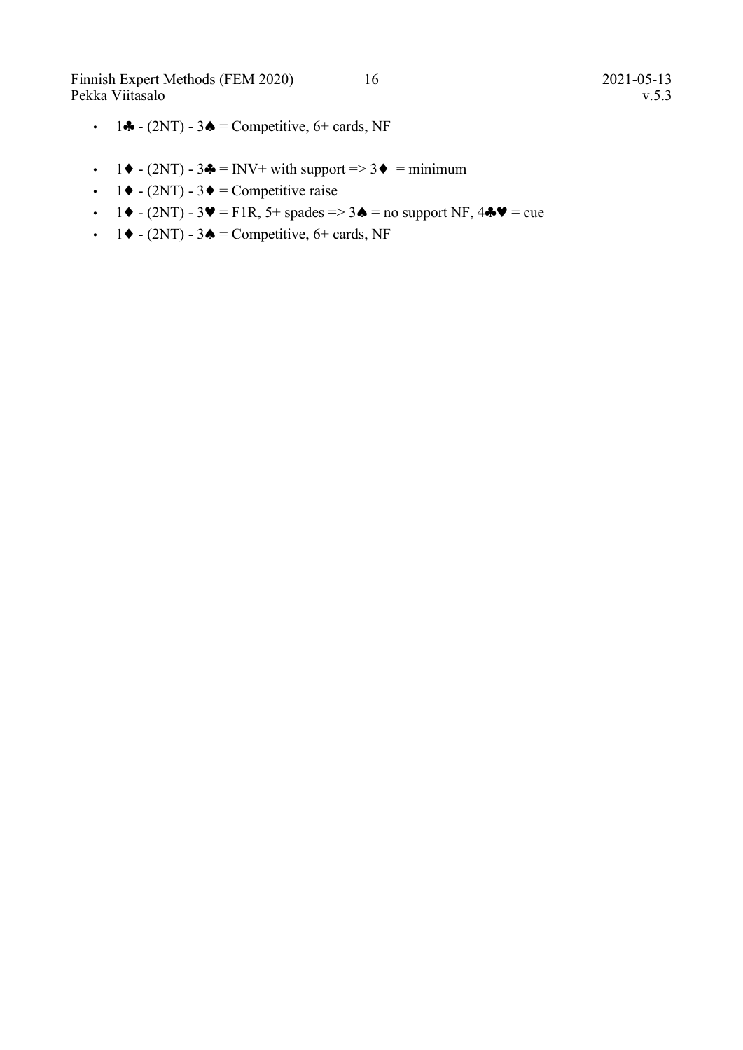- 1♣ - (2NT) - 3♠ = Competitive, 6+ cards, NF

- 1♦ - (2NT) - 3♣ = INV+ with support => 3♦ = minimum
- 1♦ - (2NT) - 3♦ = Competitive raise
- 1♦ - (2NT) - 3♥ = F1R, 5+ spades => 3♠ = no support NF, 4♣♥ = cue
- 1♦ - (2NT) - 3♠ = Competitive, 6+ cards, NF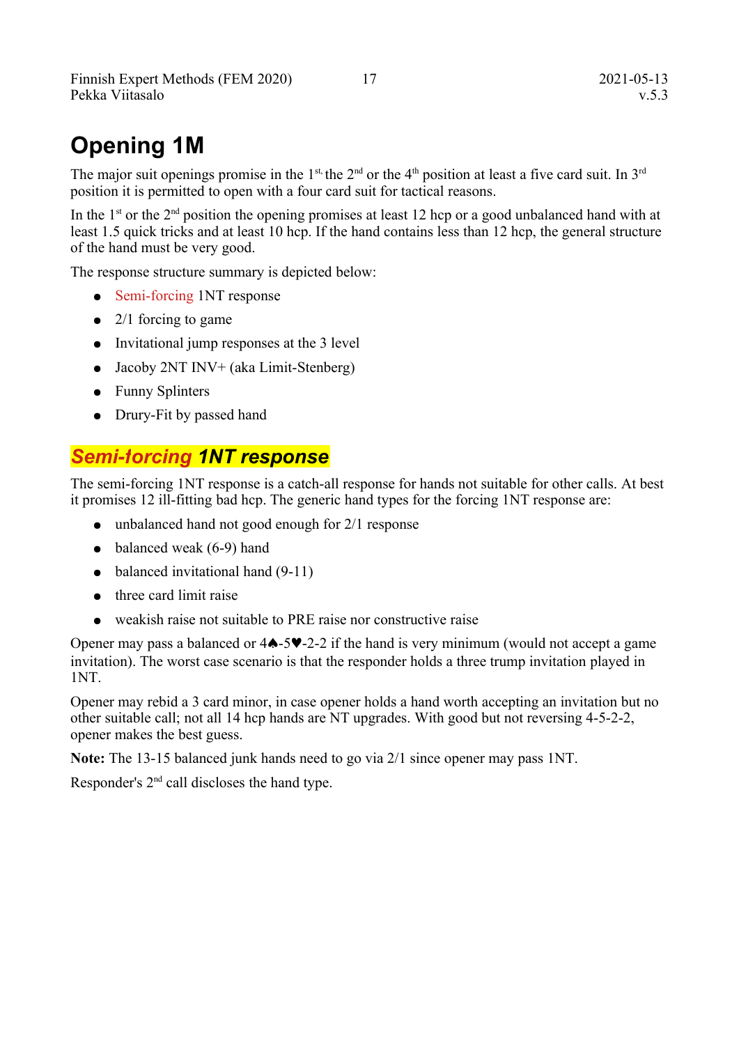# Opening 1M

The major suit openings promise in the 1st, the 2nd or the 4th position at least a five card suit. In 3rd position it is permitted to open with a four card suit for tactical reasons.

In the 1st or the 2nd position the opening promises at least 12 hcp or a good unbalanced hand with at least 1.5 quick tricks and at least 10 hcp. If the hand contains less than 12 hcp, the general structure of the hand must be very good.

The response structure summary is depicted below:

- Semi-forcing 1NT response
- 2/1 forcing to game
- Invitational jump responses at the 3 level
- Jacoby 2NT INV+ (aka Limit-Stenberg)
- Funny Splinters
- Drury-Fit by passed hand

## *Semi-forcing 1NT response*

The semi-forcing 1NT response is a catch-all response for hands not suitable for other calls. At best it promises 12 ill-fitting bad hcp. The generic hand types for the forcing 1NT response are:

- unbalanced hand not good enough for 2/1 response
- balanced weak (6-9) hand
- balanced invitational hand (9-11)
- three card limit raise
- weakish raise not suitable to PRE raise nor constructive raise

Opener may pass a balanced or 4♠-5♥-2-2 if the hand is very minimum (would not accept a game invitation). The worst case scenario is that the responder holds a three trump invitation played in 1NT.

Opener may rebid a 3 card minor, in case opener holds a hand worth accepting an invitation but no other suitable call; not all 14 hcp hands are NT upgrades. With good but not reversing 4-5-2-2, opener makes the best guess.

**Note:** The 13-15 balanced junk hands need to go via 2/1 since opener may pass 1NT.

Responder's 2nd call discloses the hand type.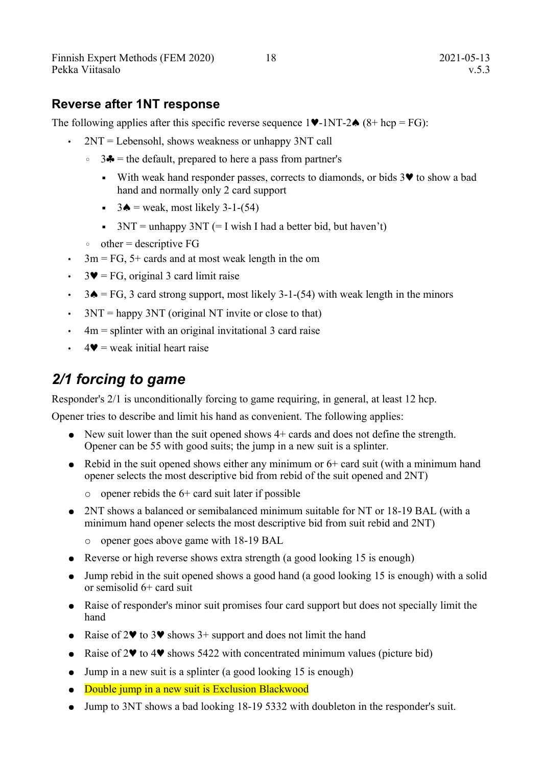### Reverse after 1NT response

The following applies after this specific reverse sequence 1♥-1NT-2♠ (8+ hcp = FG):

- 2NT = Lebensohl, shows weakness or unhappy 3NT call
  - 3♣ = the default, prepared to here a pass from partner's
    - With weak hand responder passes, corrects to diamonds, or bids 3♥ to show a bad hand and normally only 2 card support
    - 3♠ = weak, most likely 3-1-(54)
    - 3NT = unhappy 3NT (= I wish I had a better bid, but haven't)
  - other = descriptive FG
- 3m = FG, 5+ cards and at most weak length in the om
- 3♥ = FG, original 3 card limit raise
- 3♠ = FG, 3 card strong support, most likely 3-1-(54) with weak length in the minors
- 3NT = happy 3NT (original NT invite or close to that)
- 4m = splinter with an original invitational 3 card raise
- 4♥ = weak initial heart raise

## *2/1 forcing to game*

Responder's 2/1 is unconditionally forcing to game requiring, in general, at least 12 hcp.

Opener tries to describe and limit his hand as convenient. The following applies:

- New suit lower than the suit opened shows 4+ cards and does not define the strength. Opener can be 55 with good suits; the jump in a new suit is a splinter.
- Rebid in the suit opened shows either any minimum or 6+ card suit (with a minimum hand opener selects the most descriptive bid from rebid of the suit opened and 2NT)
  - opener rebids the 6+ card suit later if possible
- 2NT shows a balanced or semibalanced minimum suitable for NT or 18-19 BAL (with a minimum hand opener selects the most descriptive bid from suit rebid and 2NT)
  - opener goes above game with 18-19 BAL
- Reverse or high reverse shows extra strength (a good looking 15 is enough)
- Jump rebid in the suit opened shows a good hand (a good looking 15 is enough) with a solid or semisolid 6+ card suit
- Raise of responder's minor suit promises four card support but does not specially limit the hand
- Raise of 2♥ to 3♥ shows 3+ support and does not limit the hand
- Raise of 2♥ to 4♥ shows 5422 with concentrated minimum values (picture bid)
- Jump in a new suit is a splinter (a good looking 15 is enough)
- Double jump in a new suit is Exclusion Blackwood
- Jump to 3NT shows a bad looking 18-19 5332 with doubleton in the responder's suit.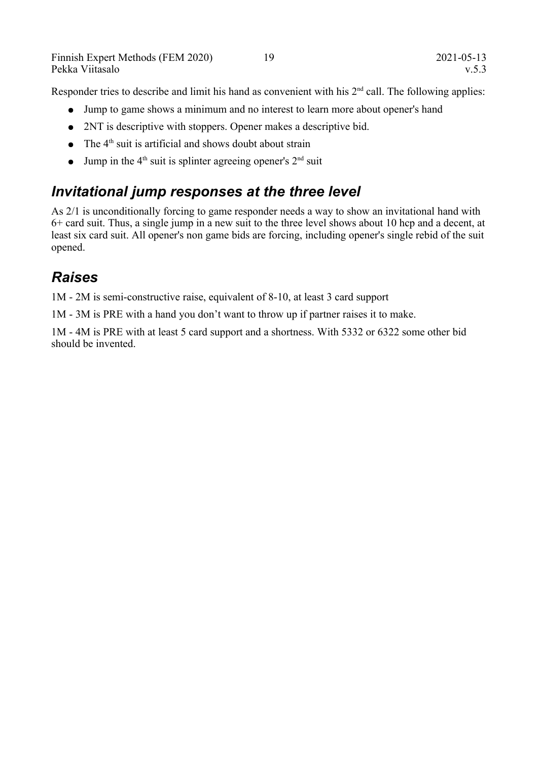Responder tries to describe and limit his hand as convenient with his 2nd call. The following applies:

- Jump to game shows a minimum and no interest to learn more about opener's hand
- 2NT is descriptive with stoppers. Opener makes a descriptive bid.
- The 4th suit is artificial and shows doubt about strain
- Jump in the 4th suit is splinter agreeing opener's 2nd suit

## *Invitational jump responses at the three level*

As 2/1 is unconditionally forcing to game responder needs a way to show an invitational hand with 6+ card suit. Thus, a single jump in a new suit to the three level shows about 10 hcp and a decent, at least six card suit. All opener's non game bids are forcing, including opener's single rebid of the suit opened.

## *Raises*

1M - 2M is semi-constructive raise, equivalent of 8-10, at least 3 card support

1M - 3M is PRE with a hand you don't want to throw up if partner raises it to make.

1M - 4M is PRE with at least 5 card support and a shortness. With 5332 or 6322 some other bid should be invented.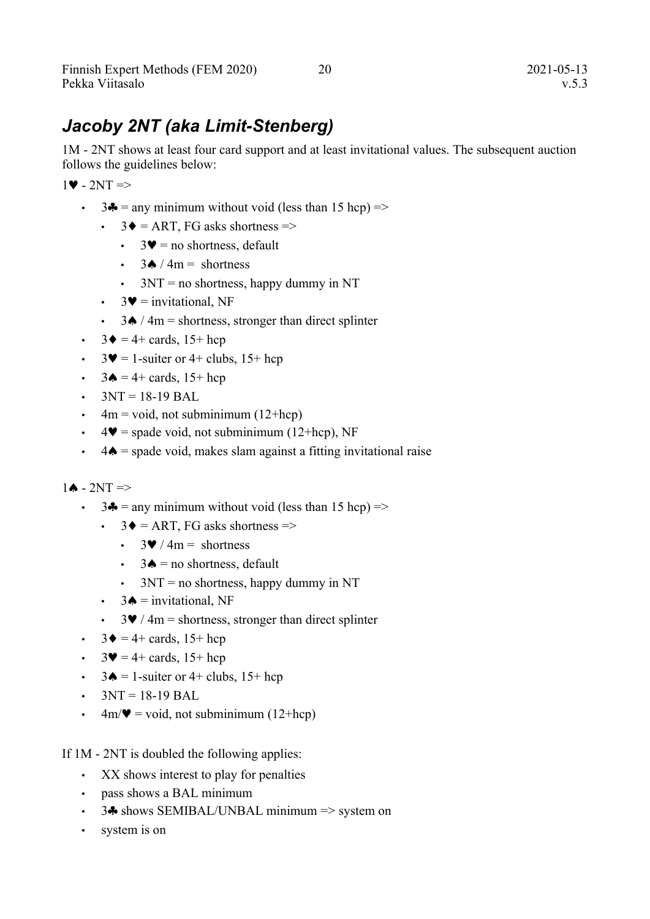## *Jacoby 2NT (aka Limit-Stenberg)*

1M - 2NT shows at least four card support and at least invitational values. The subsequent auction follows the guidelines below:

1♥ - 2NT =>

- 3♣ = any minimum without void (less than 15 hcp) =>
  - 3♦ = ART, FG asks shortness =>
    - 3♥ = no shortness, default
    - 3♠ / 4m = shortness
    - 3NT = no shortness, happy dummy in NT
  - 3♥ = invitational, NF
  - 3♠ / 4m = shortness, stronger than direct splinter
- 3♦ = 4+ cards, 15+ hcp
- 3♥ = 1-suiter or 4+ clubs, 15+ hcp
- 3♠ = 4+ cards, 15+ hcp
- 3NT = 18-19 BAL
- 4m = void, not subminimum (12+hcp)
- 4♥ = spade void, not subminimum (12+hcp), NF
- 4♠ = spade void, makes slam against a fitting invitational raise

1♠ - 2NT =>

- 3♣ = any minimum without void (less than 15 hcp) =>
  - 3♦ = ART, FG asks shortness =>
    - 3♥ / 4m = shortness
    - 3♠ = no shortness, default
    - 3NT = no shortness, happy dummy in NT
  - 3♠ = invitational, NF
  - 3♥ / 4m = shortness, stronger than direct splinter
- 3♦ = 4+ cards, 15+ hcp
- 3♥ = 4+ cards, 15+ hcp
- 3♠ = 1-suiter or 4+ clubs, 15+ hcp
- 3NT = 18-19 BAL
- 4m/♥ = void, not subminimum (12+hcp)

If 1M - 2NT is doubled the following applies:

- XX shows interest to play for penalties
- pass shows a BAL minimum
- 3♣ shows SEMIBAL/UNBAL minimum => system on
- system is on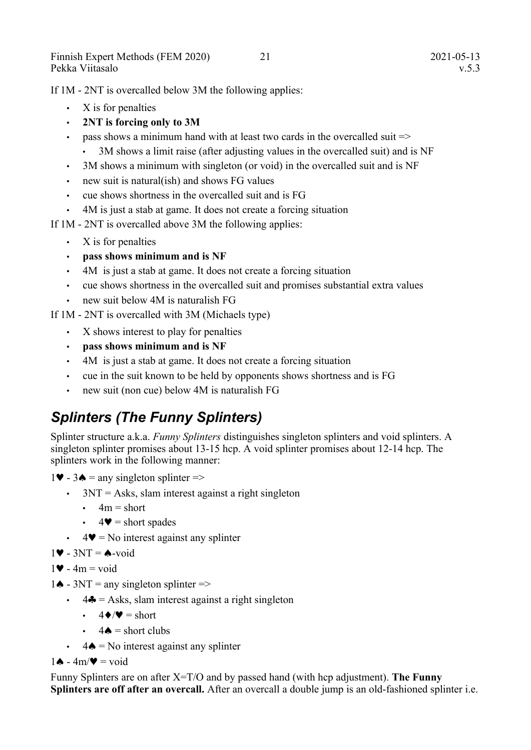If 1M - 2NT is overcalled below 3M the following applies:

- X is for penalties
- **2NT is forcing only to 3M**
- pass shows a minimum hand with at least two cards in the overcalled suit =>
  - 3M shows a limit raise (after adjusting values in the overcalled suit) and is NF
- 3M shows a minimum with singleton (or void) in the overcalled suit and is NF
- new suit is natural(ish) and shows FG values
- cue shows shortness in the overcalled suit and is FG
- 4M is just a stab at game. It does not create a forcing situation

If 1M - 2NT is overcalled above 3M the following applies:

- X is for penalties
- **pass shows minimum and is NF**
- 4M is just a stab at game. It does not create a forcing situation
- cue shows shortness in the overcalled suit and promises substantial extra values
- new suit below 4M is naturalish FG

If 1M - 2NT is overcalled with 3M (Michaels type)

- X shows interest to play for penalties
- **pass shows minimum and is NF**
- 4M is just a stab at game. It does not create a forcing situation
- cue in the suit known to be held by opponents shows shortness and is FG
- new suit (non cue) below 4M is naturalish FG

## *Splinters (The Funny Splinters)*

Splinter structure a.k.a. *Funny Splinters* distinguishes singleton splinters and void splinters. A singleton splinter promises about 13-15 hcp. A void splinter promises about 12-14 hcp. The splinters work in the following manner:

1♥ - 3♠ = any singleton splinter =>

- 3NT = Asks, slam interest against a right singleton
  - 4m = short
  - 4♥ = short spades
- 4♥ = No interest against any splinter

1♥ - 3NT = ♠-void

1♥ - 4m = void

1♠ - 3NT = any singleton splinter =>

- 4♣ = Asks, slam interest against a right singleton
  - 4♦/♥ = short
  - 4♠ = short clubs
- 4♠ = No interest against any splinter

1♠ - 4m/♥ = void

Funny Splinters are on after X=T/O and by passed hand (with hcp adjustment). **The Funny Splinters are off after an overcall.** After an overcall a double jump is an old-fashioned splinter i.e.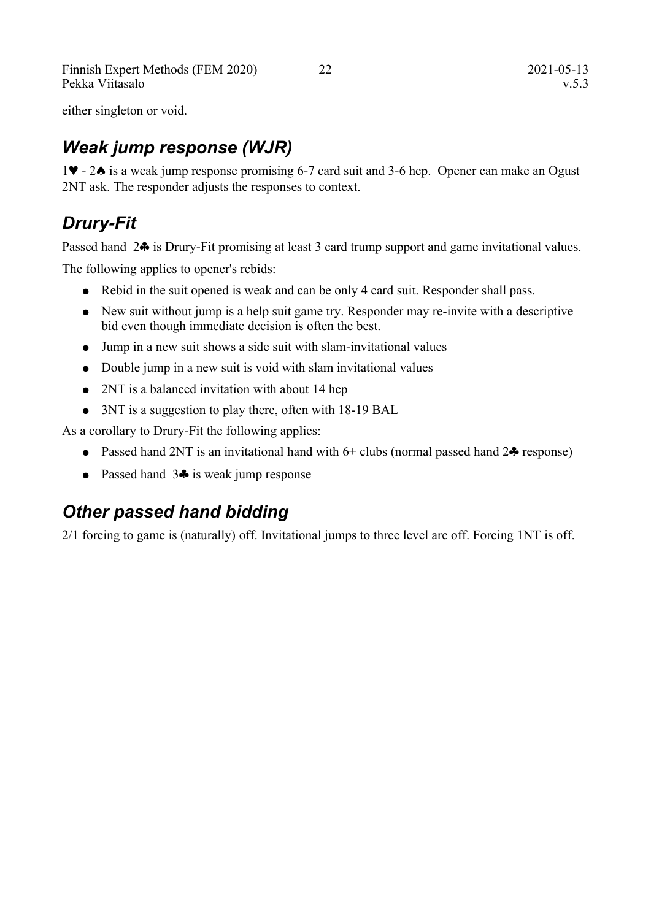either singleton or void.

## *Weak jump response (WJR)*

1♥ - 2♠ is a weak jump response promising 6-7 card suit and 3-6 hcp. Opener can make an Ogust 2NT ask. The responder adjusts the responses to context.

## *Drury-Fit*

Passed hand 2♣ is Drury-Fit promising at least 3 card trump support and game invitational values.

The following applies to opener's rebids:

- Rebid in the suit opened is weak and can be only 4 card suit. Responder shall pass.
- New suit without jump is a help suit game try. Responder may re-invite with a descriptive bid even though immediate decision is often the best.
- Jump in a new suit shows a side suit with slam-invitational values
- Double jump in a new suit is void with slam invitational values
- 2NT is a balanced invitation with about 14 hcp
- 3NT is a suggestion to play there, often with 18-19 BAL

As a corollary to Drury-Fit the following applies:

- Passed hand 2NT is an invitational hand with 6+ clubs (normal passed hand 2♣ response)
- Passed hand 3♣ is weak jump response

## *Other passed hand bidding*

2/1 forcing to game is (naturally) off. Invitational jumps to three level are off. Forcing 1NT is off.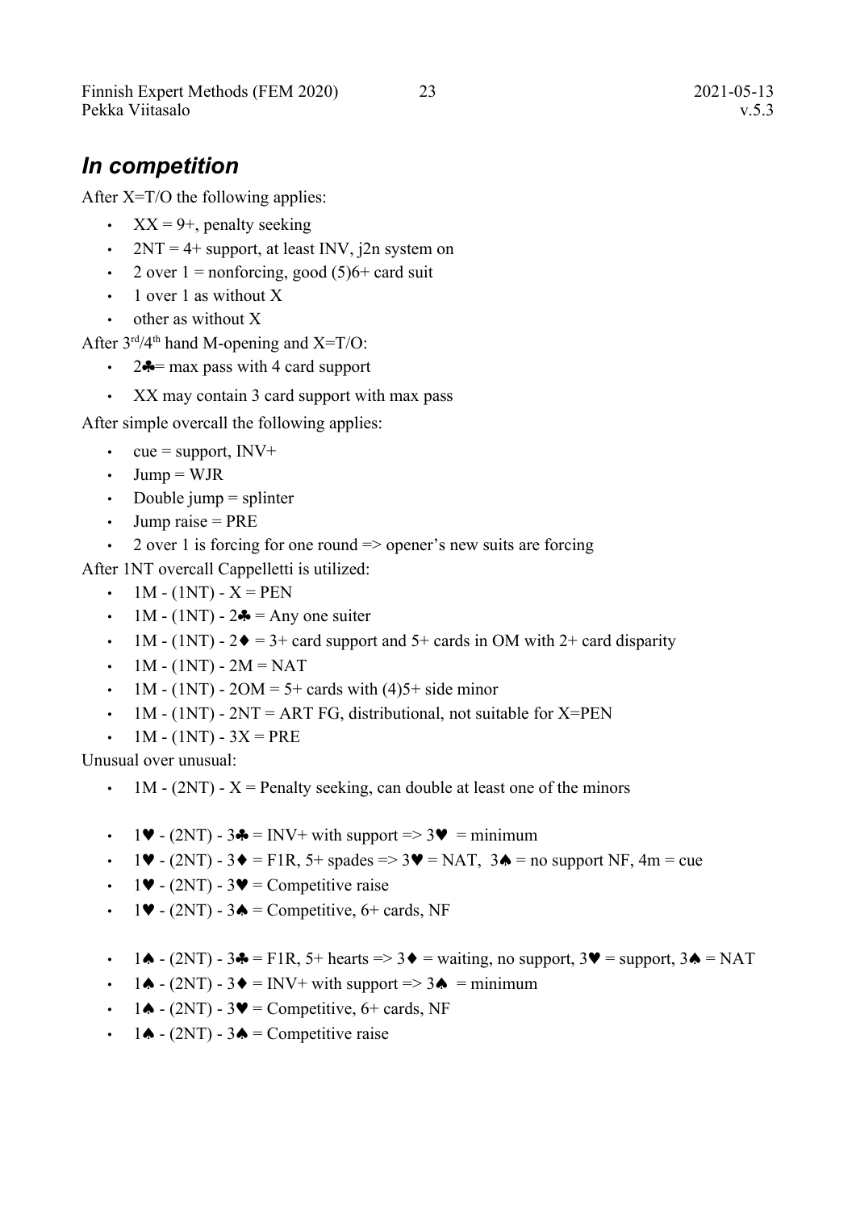## *In competition*

After X=T/O the following applies:

- XX = 9+, penalty seeking
- 2NT = 4+ support, at least INV, j2n system on
- 2 over 1 = nonforcing, good (5)6+ card suit
- 1 over 1 as without X
- other as without X

After 3rd/4th hand M-opening and X=T/O:

- 2♣= max pass with 4 card support
- XX may contain 3 card support with max pass

After simple overcall the following applies:

- cue = support, INV+
- Jump = WJR
- Double jump = splinter
- Jump raise = PRE
- 2 over 1 is forcing for one round => opener's new suits are forcing

After 1NT overcall Cappelletti is utilized:

- 1M - (1NT) - X = PEN
- 1M - (1NT) - 2♣ = Any one suiter
- 1M - (1NT) - 2♦ = 3+ card support and 5+ cards in OM with 2+ card disparity
- 1M - (1NT) - 2M = NAT
- 1M - (1NT) - 2OM = 5+ cards with (4)5+ side minor
- 1M - (1NT) - 2NT = ART FG, distributional, not suitable for X=PEN
- 1M - (1NT) - 3X = PRE

Unusual over unusual:

- 1M - (2NT) - X = Penalty seeking, can double at least one of the minors

- 1♥ - (2NT) - 3♣ = INV+ with support => 3♥ = minimum
- 1♥ - (2NT) - 3♦ = F1R, 5+ spades => 3♥ = NAT, 3♠ = no support NF, 4m = cue
- 1♥ - (2NT) - 3♥ = Competitive raise
- 1♥ - (2NT) - 3♠ = Competitive, 6+ cards, NF

- 1♠ - (2NT) - 3♣ = F1R, 5+ hearts => 3♦ = waiting, no support, 3♥ = support, 3♠ = NAT
- 1♠ - (2NT) - 3♦ = INV+ with support => 3♠ = minimum
- 1♠ - (2NT) - 3♥ = Competitive, 6+ cards, NF
- 1♠ - (2NT) - 3♠ = Competitive raise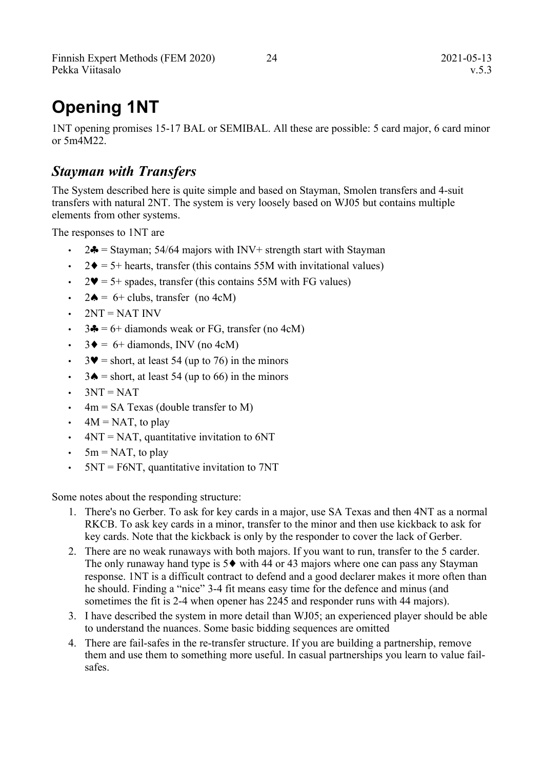# Opening 1NT

1NT opening promises 15-17 BAL or SEMIBAL. All these are possible: 5 card major, 6 card minor or 5m4M22.

## *Stayman with Transfers*

The System described here is quite simple and based on Stayman, Smolen transfers and 4-suit transfers with natural 2NT. The system is very loosely based on WJ05 but contains multiple elements from other systems.

The responses to 1NT are

- 2♣ = Stayman; 54/64 majors with INV+ strength start with Stayman
- 2♦ = 5+ hearts, transfer (this contains 55M with invitational values)
- 2♥ = 5+ spades, transfer (this contains 55M with FG values)
- 2♠ = 6+ clubs, transfer (no 4cM)
- 2NT = NAT INV
- 3♣ = 6+ diamonds weak or FG, transfer (no 4cM)
- 3♦ = 6+ diamonds, INV (no 4cM)
- 3♥ = short, at least 54 (up to 76) in the minors
- 3♠ = short, at least 54 (up to 66) in the minors
- 3NT = NAT
- 4m = SA Texas (double transfer to M)
- 4M = NAT, to play
- 4NT = NAT, quantitative invitation to 6NT
- 5m = NAT, to play
- 5NT = F6NT, quantitative invitation to 7NT

Some notes about the responding structure:

1. There's no Gerber. To ask for key cards in a major, use SA Texas and then 4NT as a normal RKCB. To ask key cards in a minor, transfer to the minor and then use kickback to ask for key cards. Note that the kickback is only by the responder to cover the lack of Gerber.
2. There are no weak runaways with both majors. If you want to run, transfer to the 5 carder. The only runaway hand type is 5♦ with 44 or 43 majors where one can pass any Stayman response. 1NT is a difficult contract to defend and a good declarer makes it more often than he should. Finding a "nice" 3-4 fit means easy time for the defence and minus (and sometimes the fit is 2-4 when opener has 2245 and responder runs with 44 majors).
3. I have described the system in more detail than WJ05; an experienced player should be able to understand the nuances. Some basic bidding sequences are omitted
4. There are fail-safes in the re-transfer structure. If you are building a partnership, remove them and use them to something more useful. In casual partnerships you learn to value fail-safes.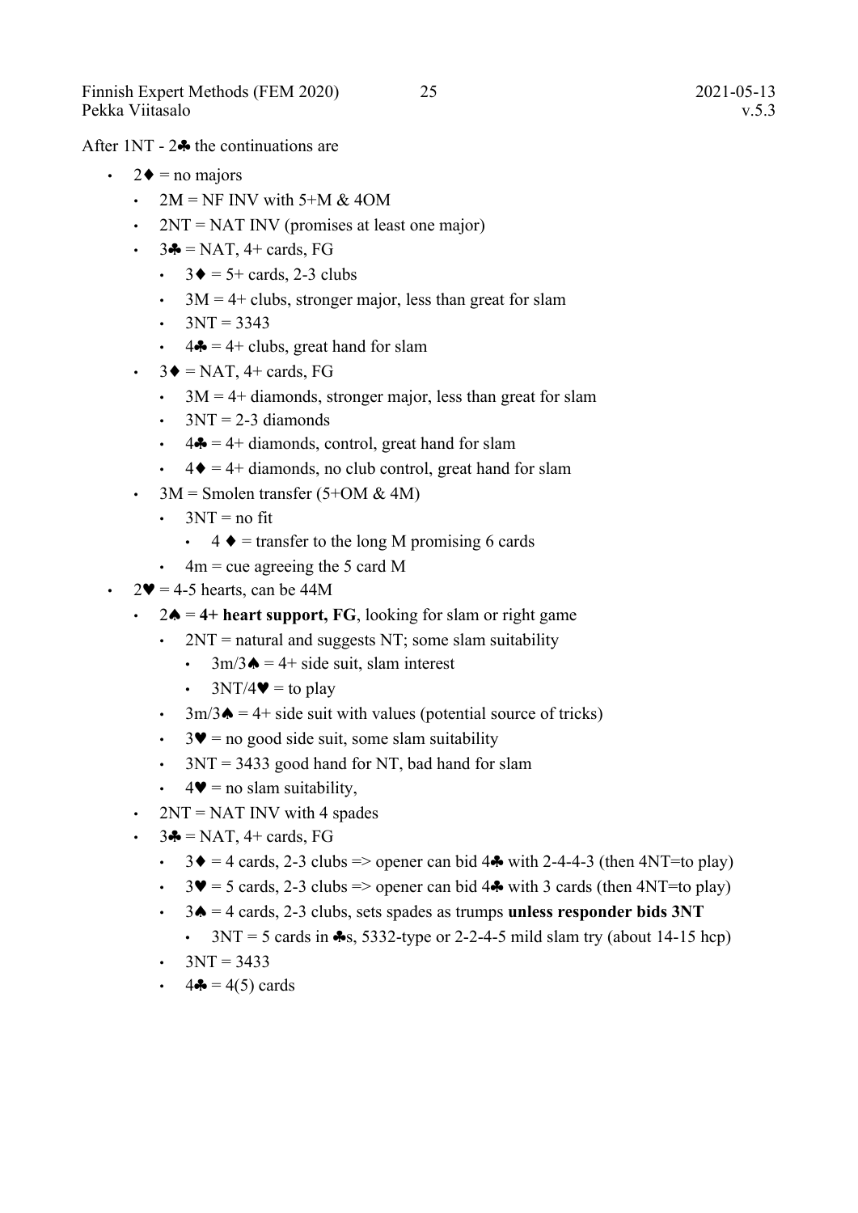After 1NT - 2♣ the continuations are

- 2♦ = no majors
  - 2M = NF INV with 5+M & 4OM
  - 2NT = NAT INV (promises at least one major)
  - 3♣ = NAT, 4+ cards, FG
    - 3♦ = 5+ cards, 2-3 clubs
    - 3M = 4+ clubs, stronger major, less than great for slam
    - 3NT = 3343
    - 4♣ = 4+ clubs, great hand for slam
  - 3♦ = NAT, 4+ cards, FG
    - 3M = 4+ diamonds, stronger major, less than great for slam
    - 3NT = 2-3 diamonds
    - 4♣ = 4+ diamonds, control, great hand for slam
    - 4♦ = 4+ diamonds, no club control, great hand for slam
  - 3M = Smolen transfer (5+OM & 4M)
    - 3NT = no fit
      - 4 ♦ = transfer to the long M promising 6 cards
    - 4m = cue agreeing the 5 card M
- 2♥ = 4-5 hearts, can be 44M
  - 2♠ = **4+ heart support, FG**, looking for slam or right game
    - 2NT = natural and suggests NT; some slam suitability
      - 3m/3♠ = 4+ side suit, slam interest
      - 3NT/4♥ = to play
    - 3m/3♠ = 4+ side suit with values (potential source of tricks)
    - 3♥ = no good side suit, some slam suitability
    - 3NT = 3433 good hand for NT, bad hand for slam
    - 4♥ = no slam suitability,
  - 2NT = NAT INV with 4 spades
  - 3♣ = NAT, 4+ cards, FG
    - 3♦ = 4 cards, 2-3 clubs => opener can bid 4♣ with 2-4-4-3 (then 4NT=to play)
    - 3♥ = 5 cards, 2-3 clubs => opener can bid 4♣ with 3 cards (then 4NT=to play)
    - 3♠ = 4 cards, 2-3 clubs, sets spades as trumps **unless responder bids 3NT**
      - 3NT = 5 cards in ♣s, 5332-type or 2-2-4-5 mild slam try (about 14-15 hcp)
    - 3NT = 3433
    - 4♣ = 4(5) cards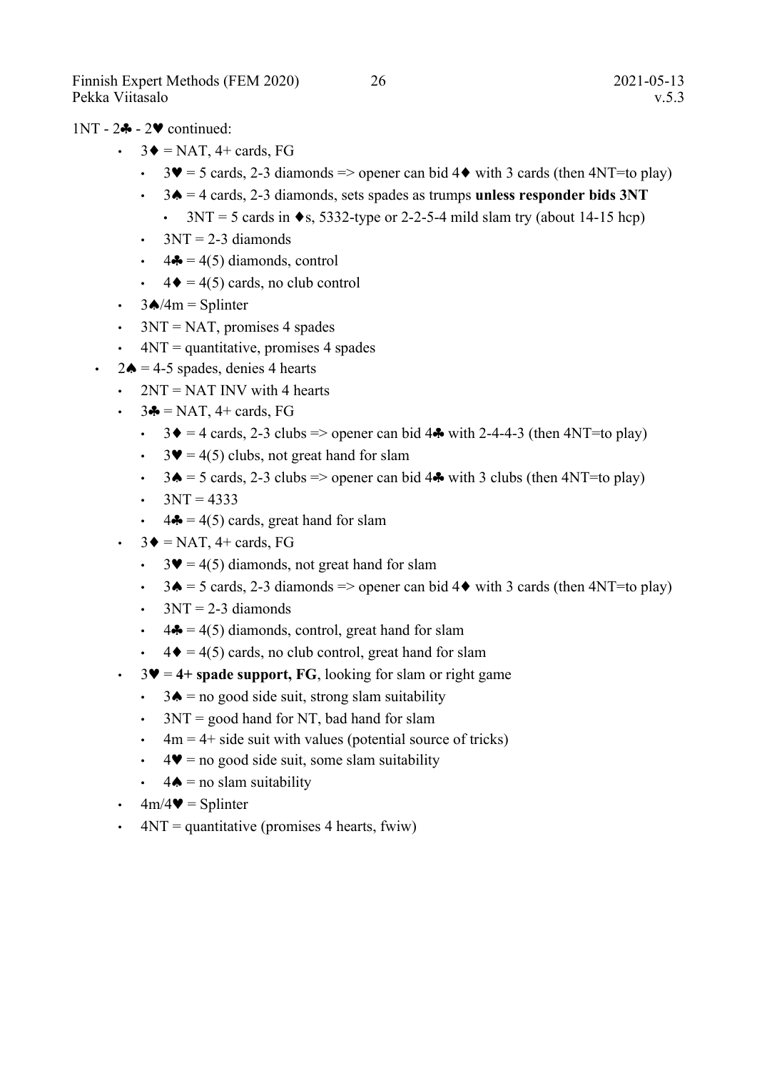1NT - 2♣ - 2♥ continued:

- 3♦ = NAT, 4+ cards, FG
  - 3♥ = 5 cards, 2-3 diamonds => opener can bid 4♦ with 3 cards (then 4NT=to play)
  - 3♠ = 4 cards, 2-3 diamonds, sets spades as trumps **unless responder bids 3NT**
    - 3NT = 5 cards in ♦s, 5332-type or 2-2-5-4 mild slam try (about 14-15 hcp)
  - 3NT = 2-3 diamonds
  - 4♣ = 4(5) diamonds, control
  - 4♦ = 4(5) cards, no club control
- 3♠/4m = Splinter
- 3NT = NAT, promises 4 spades
- 4NT = quantitative, promises 4 spades

- 2♠ = 4-5 spades, denies 4 hearts
  - 2NT = NAT INV with 4 hearts
  - 3♣ = NAT, 4+ cards, FG
    - 3♦ = 4 cards, 2-3 clubs => opener can bid 4♣ with 2-4-4-3 (then 4NT=to play)
    - 3♥ = 4(5) clubs, not great hand for slam
    - 3♠ = 5 cards, 2-3 clubs => opener can bid 4♣ with 3 clubs (then 4NT=to play)
    - 3NT = 4333
    - 4♣ = 4(5) cards, great hand for slam
  - 3♦ = NAT, 4+ cards, FG
    - 3♥ = 4(5) diamonds, not great hand for slam
    - 3♠ = 5 cards, 2-3 diamonds => opener can bid 4♦ with 3 cards (then 4NT=to play)
    - 3NT = 2-3 diamonds
    - 4♣ = 4(5) diamonds, control, great hand for slam
    - 4♦ = 4(5) cards, no club control, great hand for slam
  - 3♥ = **4+ spade support, FG**, looking for slam or right game
    - 3♠ = no good side suit, strong slam suitability
    - 3NT = good hand for NT, bad hand for slam
    - 4m = 4+ side suit with values (potential source of tricks)
    - 4♥ = no good side suit, some slam suitability
    - 4♠ = no slam suitability
  - 4m/4♥ = Splinter
  - 4NT = quantitative (promises 4 hearts, fwiw)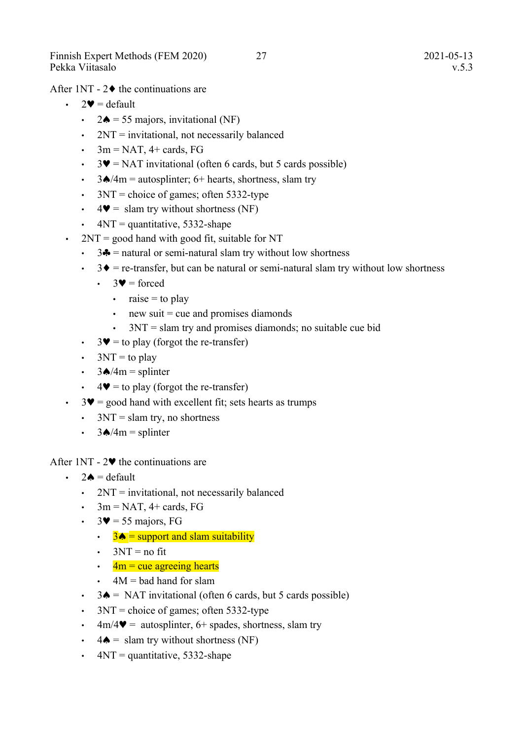After 1NT - 2♦ the continuations are

- 2♥ = default
  - 2♠ = 55 majors, invitational (NF)
  - 2NT = invitational, not necessarily balanced
  - 3m = NAT, 4+ cards, FG
  - 3♥ = NAT invitational (often 6 cards, but 5 cards possible)
  - 3♠/4m = autosplinter; 6+ hearts, shortness, slam try
  - 3NT = choice of games; often 5332-type
  - 4♥ = slam try without shortness (NF)
  - 4NT = quantitative, 5332-shape
- 2NT = good hand with good fit, suitable for NT
  - 3♣ = natural or semi-natural slam try without low shortness
  - 3♦ = re-transfer, but can be natural or semi-natural slam try without low shortness
    - 3♥ = forced
      - raise = to play
      - new suit = cue and promises diamonds
      - 3NT = slam try and promises diamonds; no suitable cue bid
  - 3♥ = to play (forgot the re-transfer)
  - 3NT = to play
  - 3♠/4m = splinter
  - 4♥ = to play (forgot the re-transfer)
- 3♥ = good hand with excellent fit; sets hearts as trumps
  - 3NT = slam try, no shortness
  - 3♠/4m = splinter

After 1NT - 2♥ the continuations are

- 2♠ = default
  - 2NT = invitational, not necessarily balanced
  - 3m = NAT, 4+ cards, FG
  - 3♥ = 55 majors, FG
    - 3♠ = support and slam suitability
    - 3NT = no fit
    - 4m = cue agreeing hearts
    - 4M = bad hand for slam
  - 3♠ = NAT invitational (often 6 cards, but 5 cards possible)
  - 3NT = choice of games; often 5332-type
  - 4m/4♥ = autosplinter, 6+ spades, shortness, slam try
  - 4♠ = slam try without shortness (NF)
  - 4NT = quantitative, 5332-shape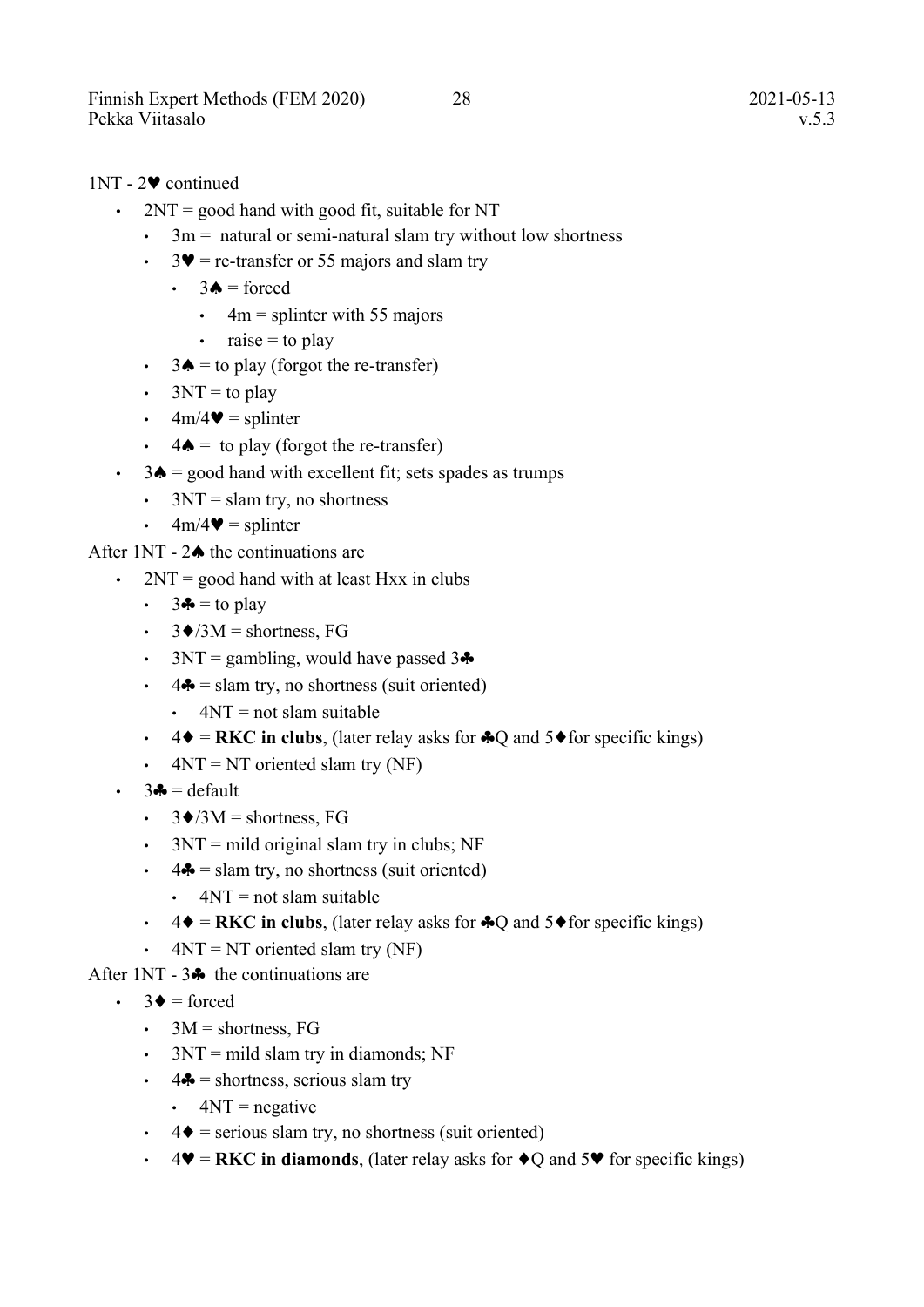1NT - 2♥ continued

- 2NT = good hand with good fit, suitable for NT
  - 3m = natural or semi-natural slam try without low shortness
  - 3♥ = re-transfer or 55 majors and slam try
    - 3♠ = forced
      - 4m = splinter with 55 majors
      - raise = to play
  - 3♠ = to play (forgot the re-transfer)
  - 3NT = to play
  - 4m/4♥ = splinter
  - 4♠ = to play (forgot the re-transfer)
- 3♠ = good hand with excellent fit; sets spades as trumps
  - 3NT = slam try, no shortness
  - 4m/4♥ = splinter

After 1NT - 2♠ the continuations are

- 2NT = good hand with at least Hxx in clubs
  - 3♣ = to play
  - 3♦/3M = shortness, FG
  - 3NT = gambling, would have passed 3♣
  - 4♣ = slam try, no shortness (suit oriented)
    - 4NT = not slam suitable
  - 4♦ = **RKC in clubs**, (later relay asks for ♣Q and 5♦for specific kings)
  - 4NT = NT oriented slam try (NF)
- 3♣ = default
  - 3♦/3M = shortness, FG
  - 3NT = mild original slam try in clubs; NF
  - 4♣ = slam try, no shortness (suit oriented)
    - 4NT = not slam suitable
  - 4♦ = **RKC in clubs**, (later relay asks for ♣Q and 5♦for specific kings)
  - 4NT = NT oriented slam try (NF)

After 1NT - 3♣ the continuations are

- 3♦ = forced
  - 3M = shortness, FG
  - 3NT = mild slam try in diamonds; NF
  - 4♣ = shortness, serious slam try
    - 4NT = negative
  - 4♦ = serious slam try, no shortness (suit oriented)
  - 4♥ = **RKC in diamonds**, (later relay asks for ♦Q and 5♥ for specific kings)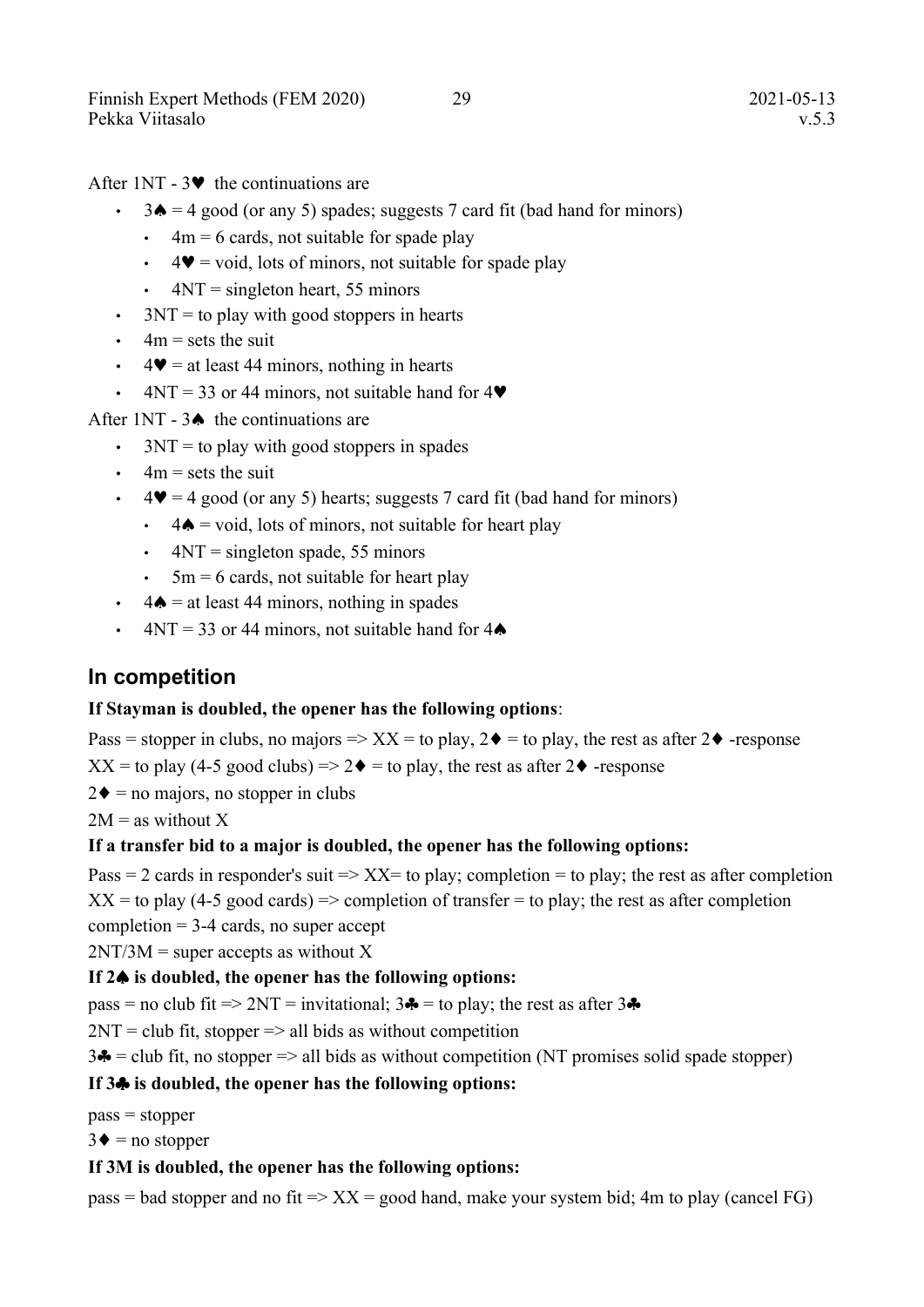After 1NT - 3♥ the continuations are

- 3♠ = 4 good (or any 5) spades; suggests 7 card fit (bad hand for minors)
  - 4m = 6 cards, not suitable for spade play
  - 4♥ = void, lots of minors, not suitable for spade play
  - 4NT = singleton heart, 55 minors
- 3NT = to play with good stoppers in hearts
- 4m = sets the suit
- 4♥ = at least 44 minors, nothing in hearts
- 4NT = 33 or 44 minors, not suitable hand for 4♥

After 1NT - 3♠ the continuations are

- 3NT = to play with good stoppers in spades
- 4m = sets the suit
- 4♥ = 4 good (or any 5) hearts; suggests 7 card fit (bad hand for minors)
  - 4♠ = void, lots of minors, not suitable for heart play
  - 4NT = singleton spade, 55 minors
  - 5m = 6 cards, not suitable for heart play
- 4♠ = at least 44 minors, nothing in spades
- 4NT = 33 or 44 minors, not suitable hand for 4♠

## In competition

**If Stayman is doubled, the opener has the following options**:

Pass = stopper in clubs, no majors => XX = to play, 2♦ = to play, the rest as after 2♦ -response

XX = to play (4-5 good clubs) => 2♦ = to play, the rest as after 2♦ -response

2♦ = no majors, no stopper in clubs

2M = as without X

**If a transfer bid to a major is doubled, the opener has the following options:**

Pass = 2 cards in responder's suit => XX= to play; completion = to play; the rest as after completion

XX = to play (4-5 good cards) => completion of transfer = to play; the rest as after completion

completion = 3-4 cards, no super accept

2NT/3M = super accepts as without X

**If 2♠ is doubled, the opener has the following options:**

pass = no club fit => 2NT = invitational; 3♣ = to play; the rest as after 3♣

2NT = club fit, stopper => all bids as without competition

3♣ = club fit, no stopper => all bids as without competition (NT promises solid spade stopper)

**If 3♣ is doubled, the opener has the following options:**

pass = stopper

3♦ = no stopper

**If 3M is doubled, the opener has the following options:**

pass = bad stopper and no fit => XX = good hand, make your system bid; 4m to play (cancel FG)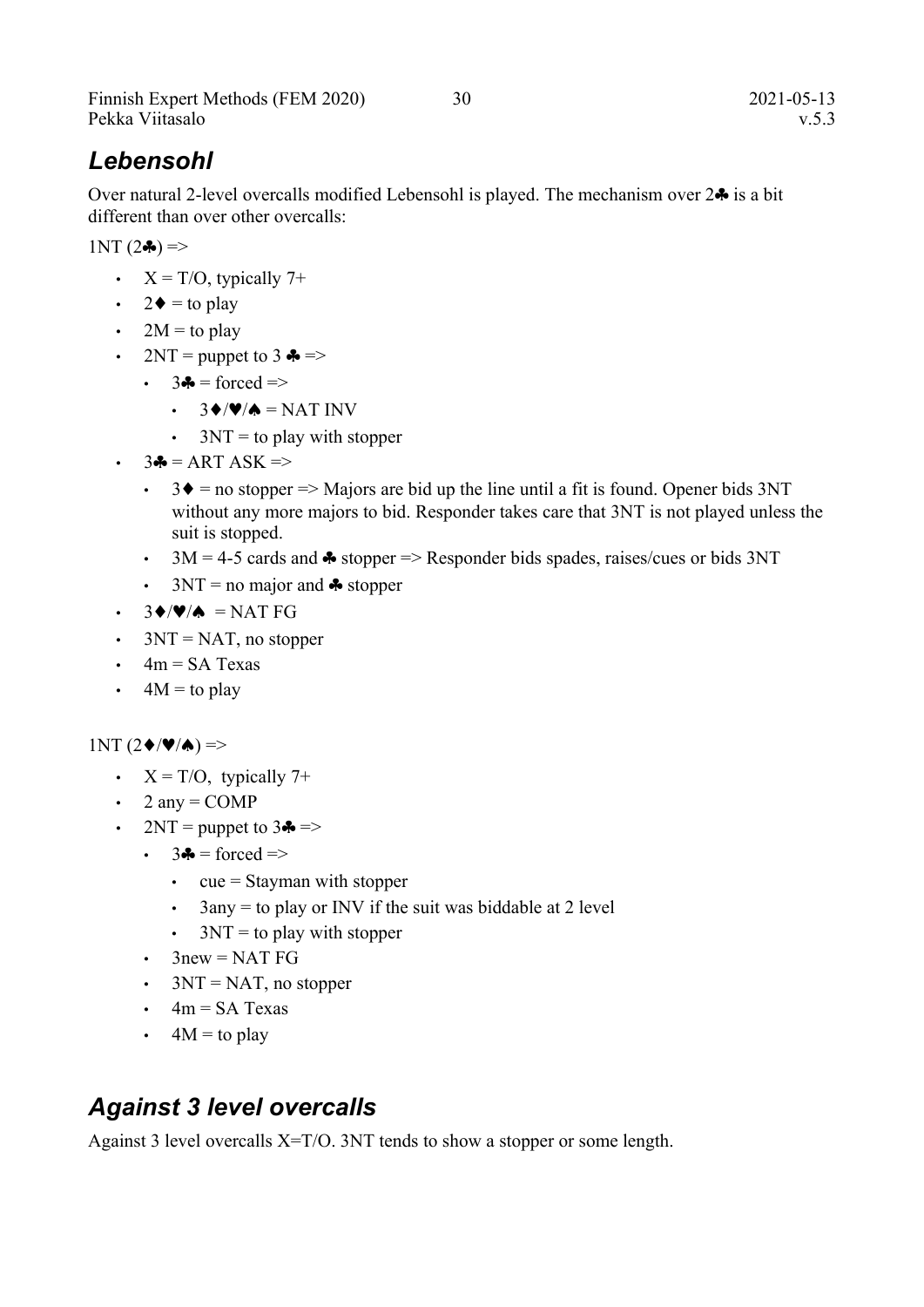## *Lebensohl*

Over natural 2-level overcalls modified Lebensohl is played. The mechanism over 2♣ is a bit different than over other overcalls:

1NT (2♣) =>

- X = T/O, typically 7+
- 2♦ = to play
- 2M = to play
- 2NT = puppet to 3 ♣ =>
  - 3♣ = forced =>
    - 3♦/♥/♠ = NAT INV
    - 3NT = to play with stopper
- 3♣ = ART ASK =>
  - 3♦ = no stopper => Majors are bid up the line until a fit is found. Opener bids 3NT without any more majors to bid. Responder takes care that 3NT is not played unless the suit is stopped.
  - 3M = 4-5 cards and ♣ stopper => Responder bids spades, raises/cues or bids 3NT
  - 3NT = no major and ♣ stopper
- 3♦/♥/♠ = NAT FG
- 3NT = NAT, no stopper
- 4m = SA Texas
- 4M = to play

1NT (2♦/♥/♠) =>

- X = T/O, typically 7+
- 2 any = COMP
- 2NT = puppet to 3♣ =>
  - 3♣ = forced =>
    - cue = Stayman with stopper
    - 3any = to play or INV if the suit was biddable at 2 level
    - 3NT = to play with stopper
  - 3new = NAT FG
  - 3NT = NAT, no stopper
  - 4m = SA Texas
  - 4M = to play

## *Against 3 level overcalls*

Against 3 level overcalls X=T/O. 3NT tends to show a stopper or some length.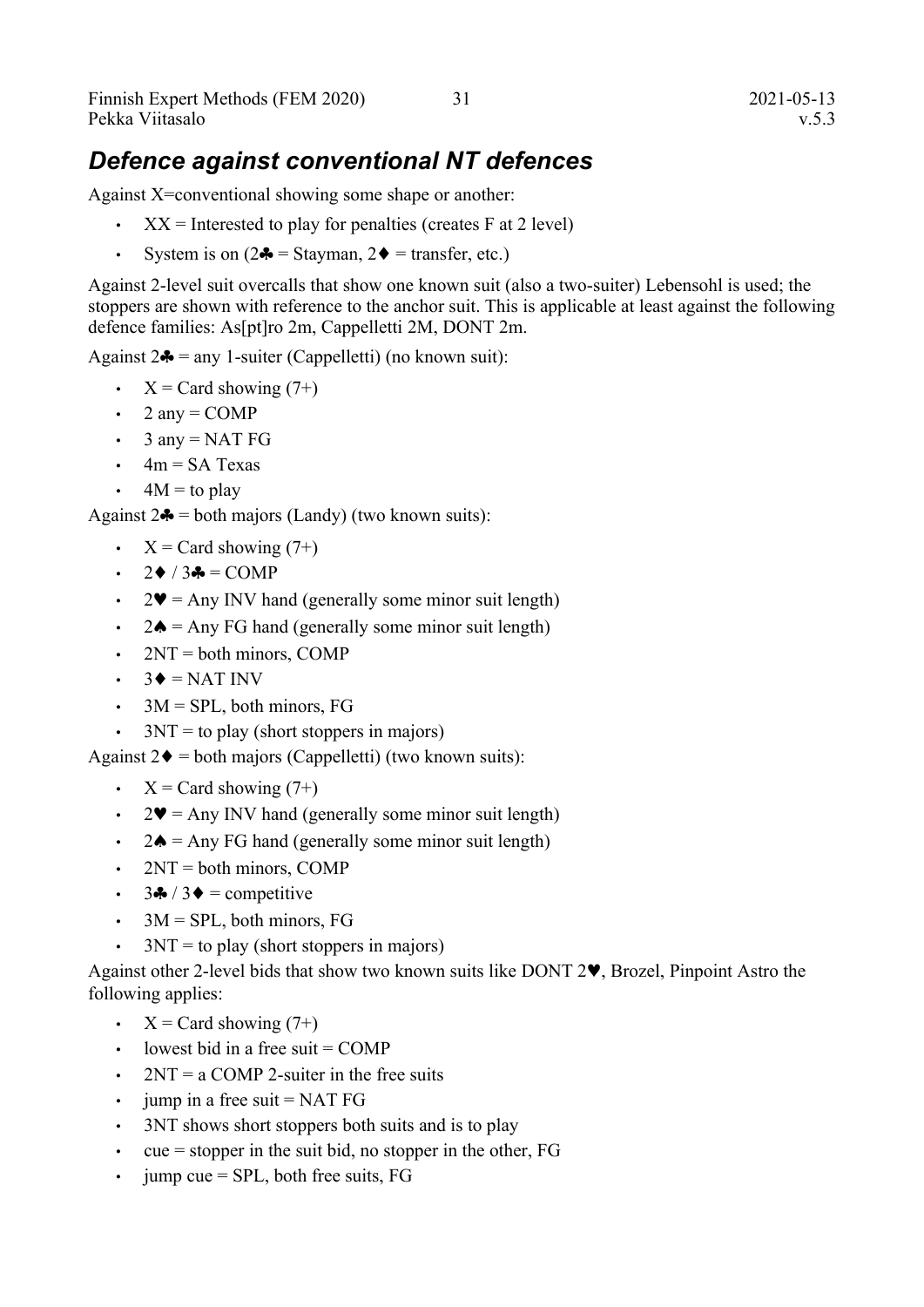## *Defence against conventional NT defences*

Against X=conventional showing some shape or another:

- XX = Interested to play for penalties (creates F at 2 level)
- System is on (2♣ = Stayman, 2♦ = transfer, etc.)

Against 2-level suit overcalls that show one known suit (also a two-suiter) Lebensohl is used; the stoppers are shown with reference to the anchor suit. This is applicable at least against the following defence families: As[pt]ro 2m, Cappelletti 2M, DONT 2m.

Against 2♣ = any 1-suiter (Cappelletti) (no known suit):

- X = Card showing (7+)
- 2 any = COMP
- 3 any = NAT FG
- 4m = SA Texas
- 4M = to play

Against 2♣ = both majors (Landy) (two known suits):

- X = Card showing (7+)
- 2♦ / 3♣ = COMP
- 2♥ = Any INV hand (generally some minor suit length)
- 2♠ = Any FG hand (generally some minor suit length)
- 2NT = both minors, COMP
- 3♦ = NAT INV
- 3M = SPL, both minors, FG
- 3NT = to play (short stoppers in majors)

Against 2♦ = both majors (Cappelletti) (two known suits):

- X = Card showing (7+)
- 2♥ = Any INV hand (generally some minor suit length)
- 2♠ = Any FG hand (generally some minor suit length)
- 2NT = both minors, COMP
- 3♣ / 3♦ = competitive
- 3M = SPL, both minors, FG
- 3NT = to play (short stoppers in majors)

Against other 2-level bids that show two known suits like DONT 2♥, Brozel, Pinpoint Astro the following applies:

- X = Card showing (7+)
- lowest bid in a free suit = COMP
- 2NT = a COMP 2-suiter in the free suits
- jump in a free suit = NAT FG
- 3NT shows short stoppers both suits and is to play
- cue = stopper in the suit bid, no stopper in the other, FG
- jump cue = SPL, both free suits, FG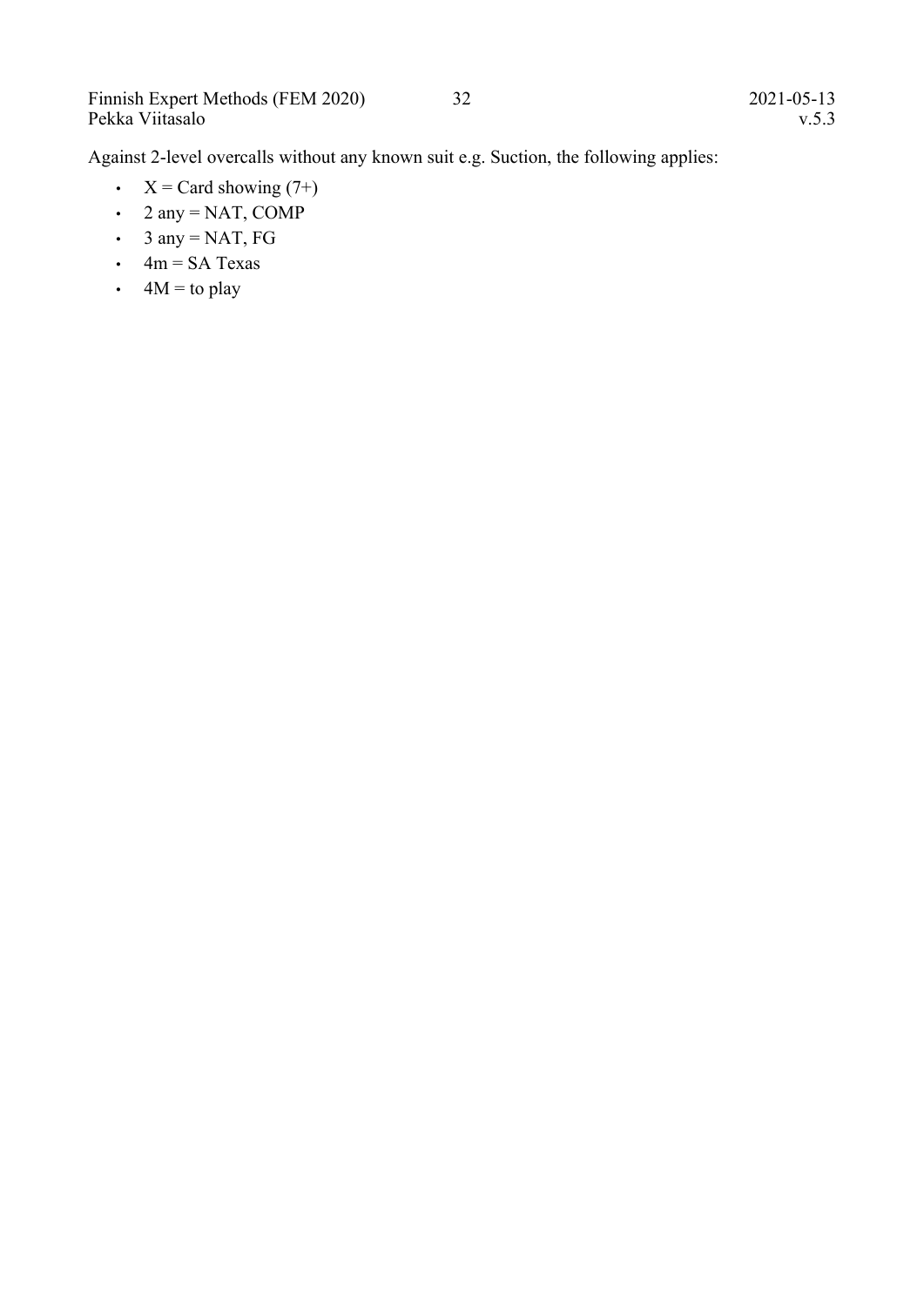Against 2-level overcalls without any known suit e.g. Suction, the following applies:

- X = Card showing (7+)
- 2 any = NAT, COMP
- 3 any = NAT, FG
- 4m = SA Texas
- 4M = to play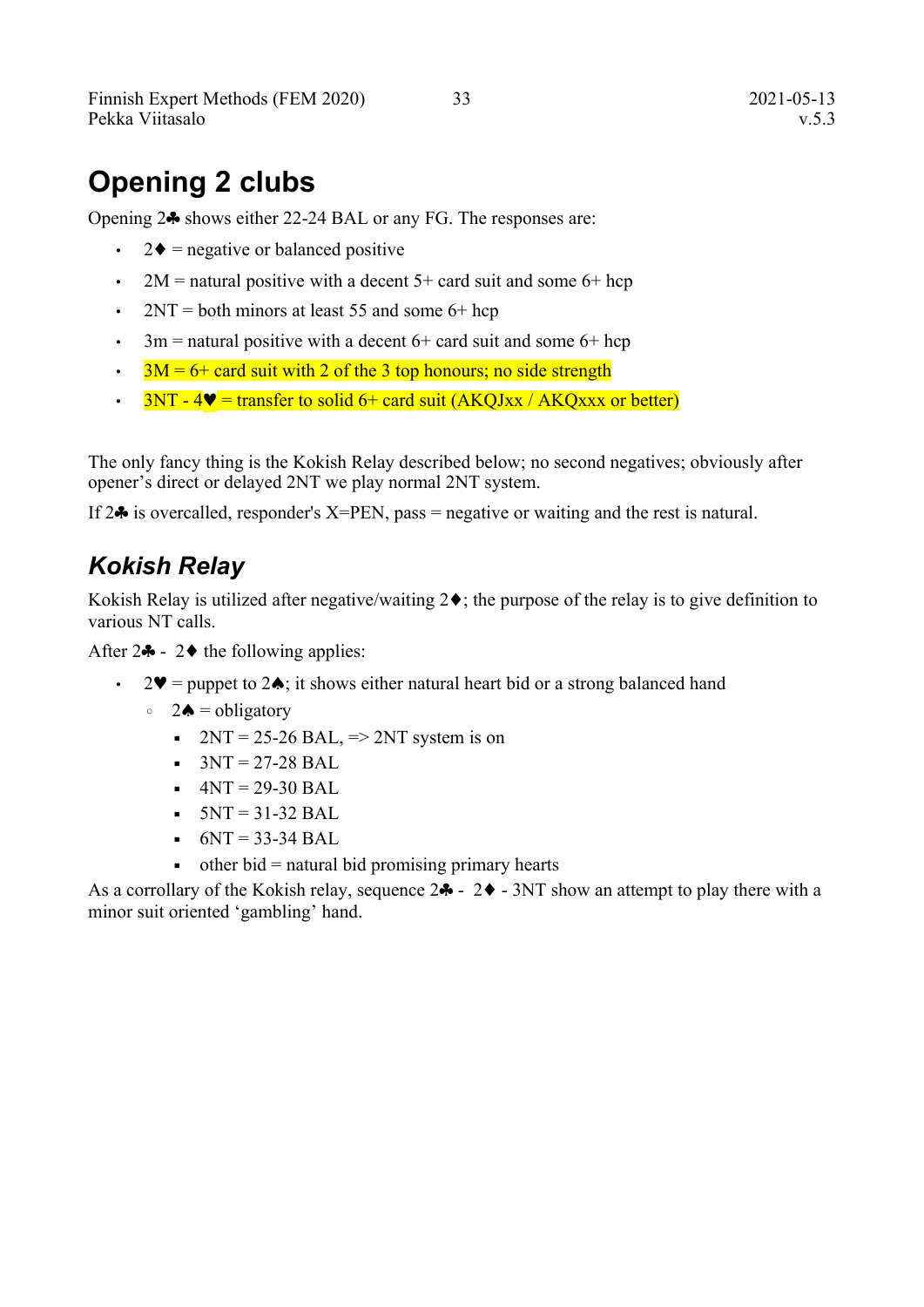# Opening 2 clubs

Opening 2♣ shows either 22-24 BAL or any FG. The responses are:

- 2♦ = negative or balanced positive
- 2M = natural positive with a decent 5+ card suit and some 6+ hcp
- 2NT = both minors at least 55 and some 6+ hcp
- 3m = natural positive with a decent 6+ card suit and some 6+ hcp
- 3M = 6+ card suit with 2 of the 3 top honours; no side strength
- 3NT - 4♥ = transfer to solid 6+ card suit (AKQJxx / AKQxxx or better)

The only fancy thing is the Kokish Relay described below; no second negatives; obviously after opener's direct or delayed 2NT we play normal 2NT system.

If 2♣ is overcalled, responder's X=PEN, pass = negative or waiting and the rest is natural.

## *Kokish Relay*

Kokish Relay is utilized after negative/waiting 2♦; the purpose of the relay is to give definition to various NT calls.

After 2♣ - 2♦ the following applies:

- 2♥ = puppet to 2♠; it shows either natural heart bid or a strong balanced hand
  - 2♠ = obligatory
    - 2NT = 25-26 BAL, => 2NT system is on
    - 3NT = 27-28 BAL
    - 4NT = 29-30 BAL
    - 5NT = 31-32 BAL
    - 6NT = 33-34 BAL
    - other bid = natural bid promising primary hearts

As a corrollary of the Kokish relay, sequence 2♣ - 2♦ - 3NT show an attempt to play there with a minor suit oriented 'gambling' hand.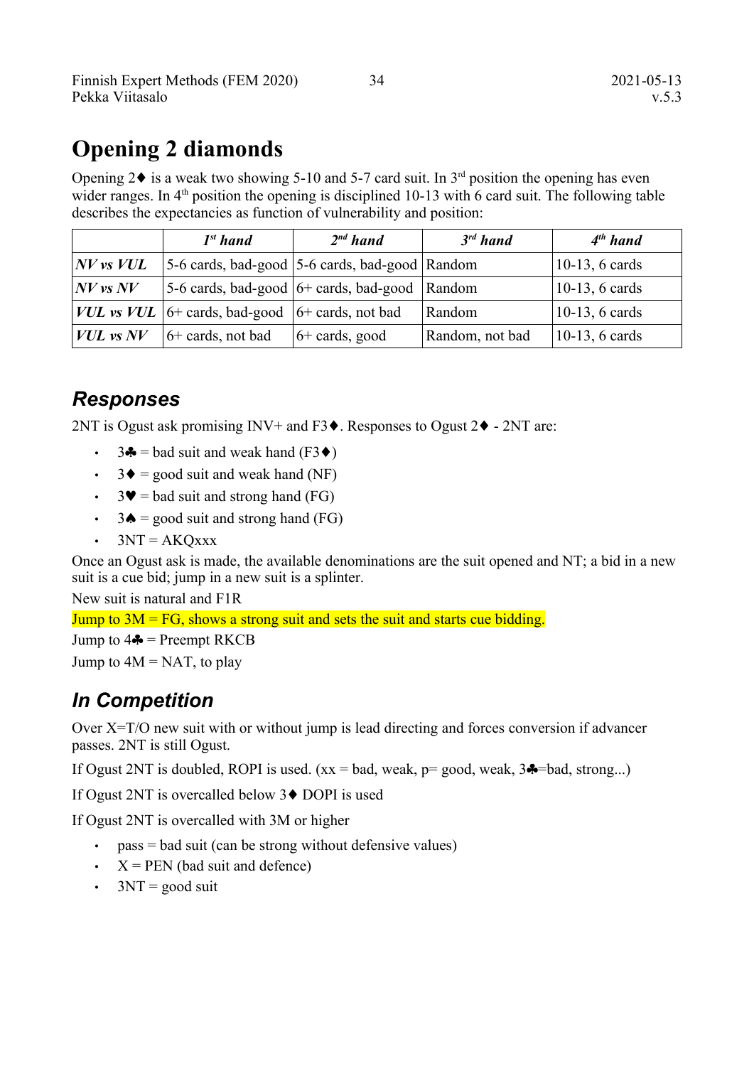# Opening 2 diamonds

Opening 2♦ is a weak two showing 5-10 and 5-7 card suit. In 3rd position the opening has even wider ranges. In 4th position the opening is disciplined 10-13 with 6 card suit. The following table describes the expectancies as function of vulnerability and position:

| | *1st hand* | *2nd hand* | *3rd hand* | *4th hand* |
|---|---|---|---|---|
| ***NV vs VUL*** | 5-6 cards, bad-good | 5-6 cards, bad-good | Random | 10-13, 6 cards |
| ***NV vs NV*** | 5-6 cards, bad-good | 6+ cards, bad-good | Random | 10-13, 6 cards |
| ***VUL vs VUL*** | 6+ cards, bad-good | 6+ cards, not bad | Random | 10-13, 6 cards |
| ***VUL vs NV*** | 6+ cards, not bad | 6+ cards, good | Random, not bad | 10-13, 6 cards |

## *Responses*

2NT is Ogust ask promising INV+ and F3♦. Responses to Ogust 2♦ - 2NT are:

- 3♣ = bad suit and weak hand (F3♦)
- 3♦ = good suit and weak hand (NF)
- 3♥ = bad suit and strong hand (FG)
- 3♠ = good suit and strong hand (FG)
- 3NT = AKQxxx

Once an Ogust ask is made, the available denominations are the suit opened and NT; a bid in a new suit is a cue bid; jump in a new suit is a splinter.

New suit is natural and F1R

Jump to 3M = FG, shows a strong suit and sets the suit and starts cue bidding.

Jump to 4♣ = Preempt RKCB

Jump to 4M = NAT, to play

## *In Competition*

Over X=T/O new suit with or without jump is lead directing and forces conversion if advancer passes. 2NT is still Ogust.

If Ogust 2NT is doubled, ROPI is used. (xx = bad, weak, p= good, weak, 3♣=bad, strong...)

If Ogust 2NT is overcalled below 3♦ DOPI is used

If Ogust 2NT is overcalled with 3M or higher

- pass = bad suit (can be strong without defensive values)
- X = PEN (bad suit and defence)
- 3NT = good suit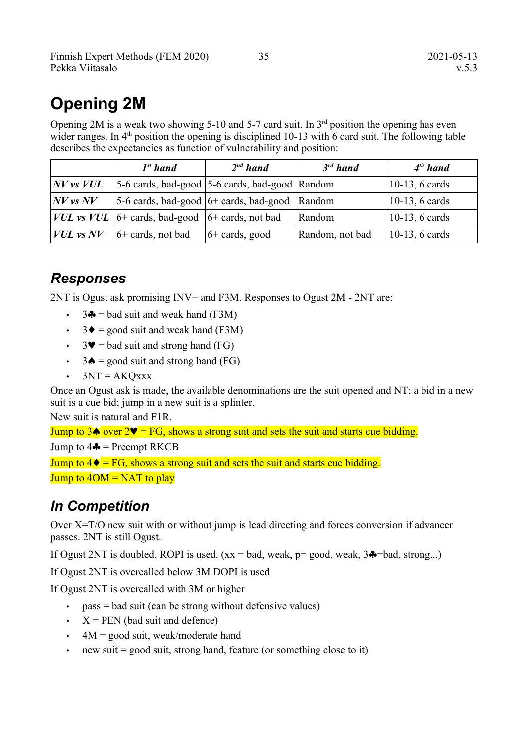# Opening 2M

Opening 2M is a weak two showing 5-10 and 5-7 card suit. In 3rd position the opening has even wider ranges. In 4th position the opening is disciplined 10-13 with 6 card suit. The following table describes the expectancies as function of vulnerability and position:

| | *1st hand* | *2nd hand* | *3rd hand* | *4th hand* |
|---|---|---|---|---|
| ***NV vs VUL*** | 5-6 cards, bad-good | 5-6 cards, bad-good | Random | 10-13, 6 cards |
| ***NV vs NV*** | 5-6 cards, bad-good | 6+ cards, bad-good | Random | 10-13, 6 cards |
| ***VUL vs VUL*** | 6+ cards, bad-good | 6+ cards, not bad | Random | 10-13, 6 cards |
| ***VUL vs NV*** | 6+ cards, not bad | 6+ cards, good | Random, not bad | 10-13, 6 cards |

## *Responses*

2NT is Ogust ask promising INV+ and F3M. Responses to Ogust 2M - 2NT are:

- 3♣ = bad suit and weak hand (F3M)
- 3♦ = good suit and weak hand (F3M)
- 3♥ = bad suit and strong hand (FG)
- 3♠ = good suit and strong hand (FG)
- 3NT = AKQxxx

Once an Ogust ask is made, the available denominations are the suit opened and NT; a bid in a new suit is a cue bid; jump in a new suit is a splinter.

New suit is natural and F1R.

Jump to 3♠ over 2♥ = FG, shows a strong suit and sets the suit and starts cue bidding.

Jump to 4♣ = Preempt RKCB

Jump to 4♦ = FG, shows a strong suit and sets the suit and starts cue bidding.

Jump to 4OM = NAT to play

## *In Competition*

Over X=T/O new suit with or without jump is lead directing and forces conversion if advancer passes. 2NT is still Ogust.

If Ogust 2NT is doubled, ROPI is used. (xx = bad, weak, p= good, weak, 3♣=bad, strong...)

If Ogust 2NT is overcalled below 3M DOPI is used

If Ogust 2NT is overcalled with 3M or higher

- pass = bad suit (can be strong without defensive values)
- X = PEN (bad suit and defence)
- 4M = good suit, weak/moderate hand
- new suit = good suit, strong hand, feature (or something close to it)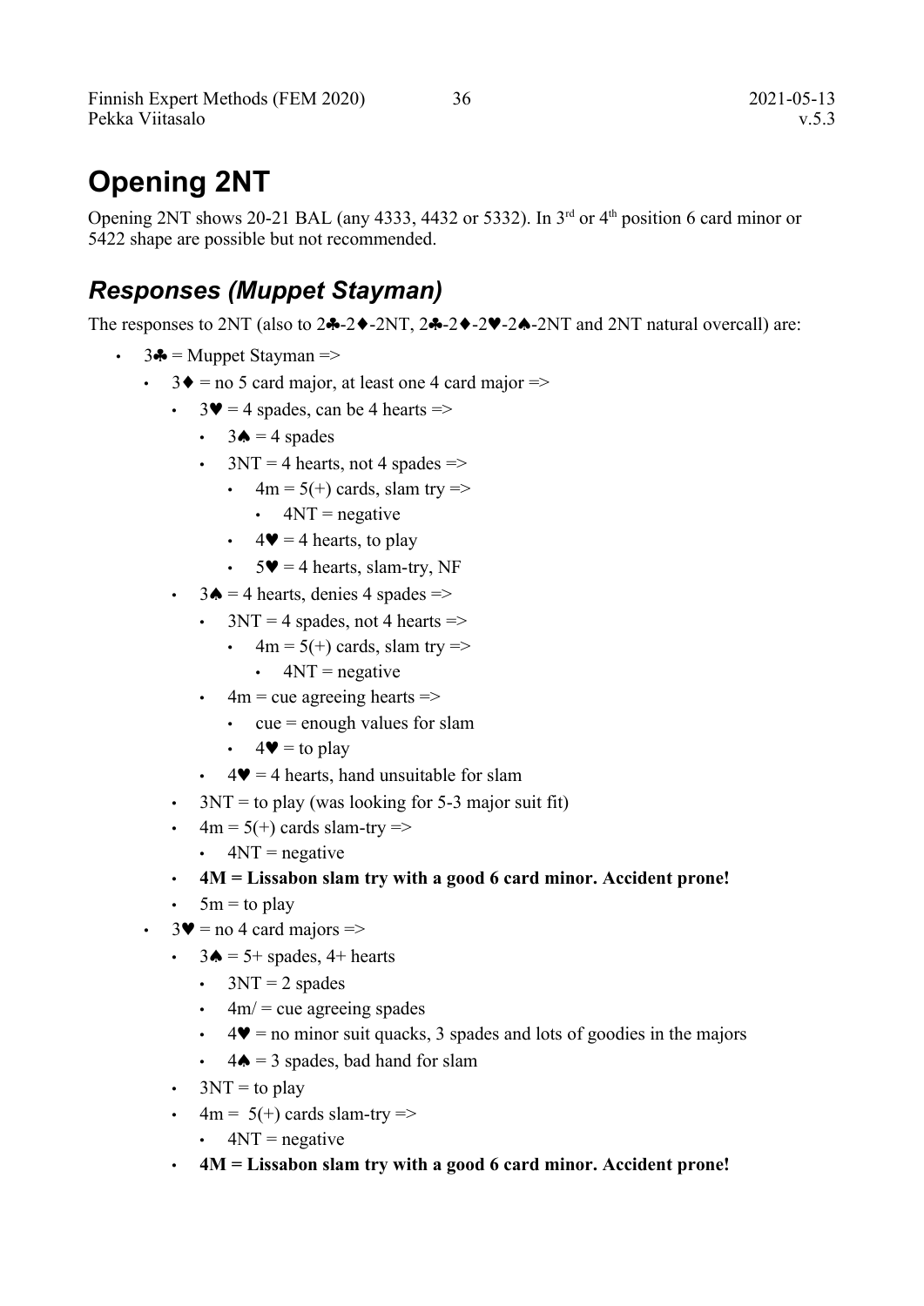# Opening 2NT

Opening 2NT shows 20-21 BAL (any 4333, 4432 or 5332). In 3rd or 4th position 6 card minor or 5422 shape are possible but not recommended.

## *Responses (Muppet Stayman)*

The responses to 2NT (also to 2♣-2♦-2NT, 2♣-2♦-2♥-2♠-2NT and 2NT natural overcall) are:

- 3♣ = Muppet Stayman =>
  - 3♦ = no 5 card major, at least one 4 card major =>
    - 3♥ = 4 spades, can be 4 hearts =>
      - 3♠ = 4 spades
      - 3NT = 4 hearts, not 4 spades =>
        - 4m = 5(+) cards, slam try =>
          - 4NT = negative
        - 4♥ = 4 hearts, to play
        - 5♥ = 4 hearts, slam-try, NF
    - 3♠ = 4 hearts, denies 4 spades =>
      - 3NT = 4 spades, not 4 hearts =>
        - 4m = 5(+) cards, slam try =>
          - 4NT = negative
      - 4m = cue agreeing hearts =>
        - cue = enough values for slam
        - 4♥ = to play
      - 4♥ = 4 hearts, hand unsuitable for slam
    - 3NT = to play (was looking for 5-3 major suit fit)
    - 4m = 5(+) cards slam-try =>
      - 4NT = negative
    - **4M = Lissabon slam try with a good 6 card minor. Accident prone!**
    - 5m = to play
  - 3♥ = no 4 card majors =>
    - 3♠ = 5+ spades, 4+ hearts
      - 3NT = 2 spades
      - 4m/ = cue agreeing spades
      - 4♥ = no minor suit quacks, 3 spades and lots of goodies in the majors
      - 4♠ = 3 spades, bad hand for slam
    - 3NT = to play
    - 4m = 5(+) cards slam-try =>
      - 4NT = negative
    - **4M = Lissabon slam try with a good 6 card minor. Accident prone!**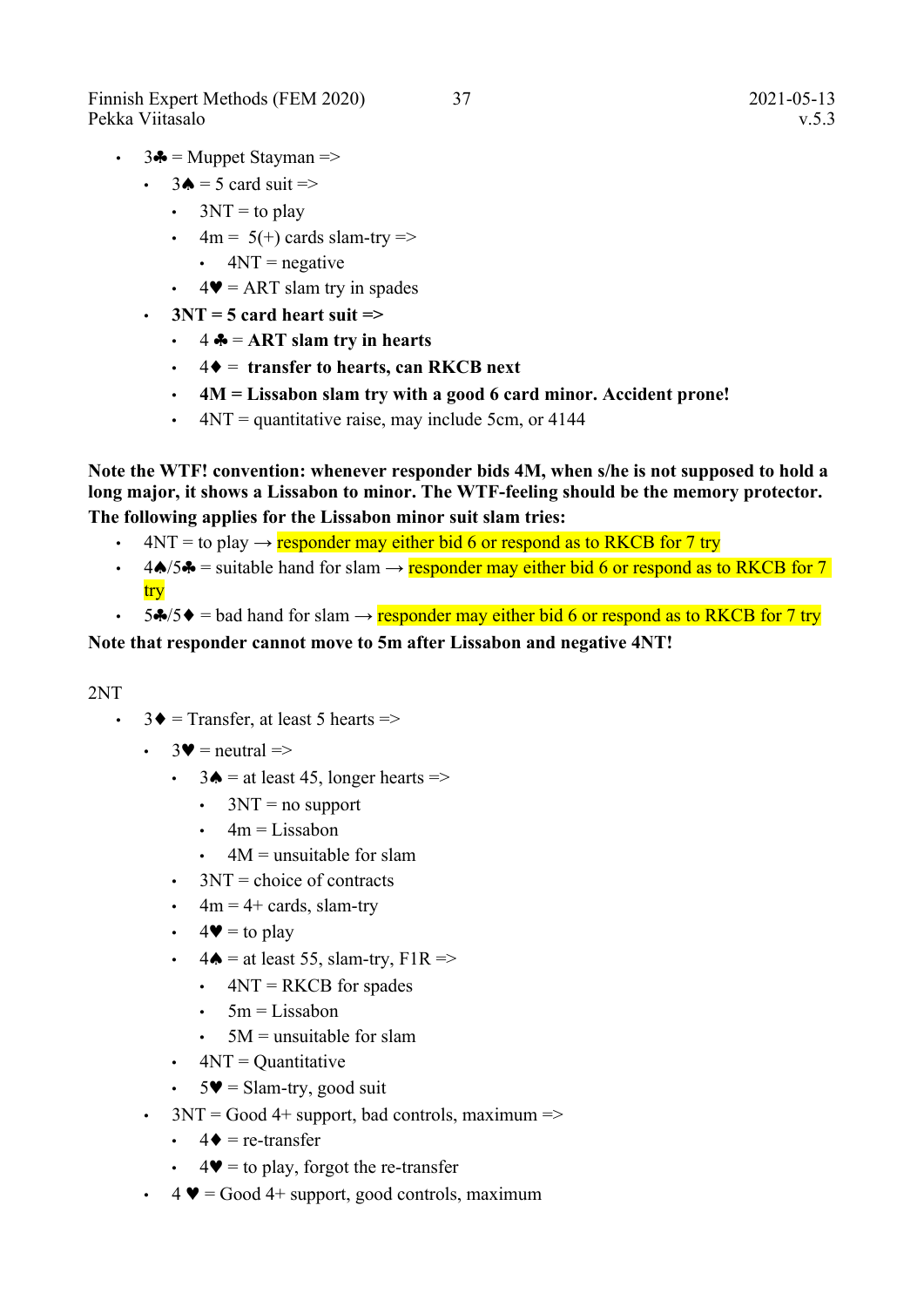- 3♣ = Muppet Stayman =>
  - 3♠ = 5 card suit =>
    - 3NT = to play
    - 4m = 5(+) cards slam-try =>
      - 4NT = negative
    - 4♥ = ART slam try in spades
  - **3NT = 5 card heart suit =>**
    - **4 ♣ = ART slam try in hearts**
    - **4♦ = transfer to hearts, can RKCB next**
    - **4M = Lissabon slam try with a good 6 card minor. Accident prone!**
    - 4NT = quantitative raise, may include 5cm, or 4144

**Note the WTF! convention: whenever responder bids 4M, when s/he is not supposed to hold a long major, it shows a Lissabon to minor. The WTF-feeling should be the memory protector. The following applies for the Lissabon minor suit slam tries:**

- 4NT = to play → responder may either bid 6 or respond as to RKCB for 7 try
- 4♠/5♣ = suitable hand for slam → responder may either bid 6 or respond as to RKCB for 7 try
- 5♣/5♦ = bad hand for slam → responder may either bid 6 or respond as to RKCB for 7 try

**Note that responder cannot move to 5m after Lissabon and negative 4NT!**

2NT

- 3♦ = Transfer, at least 5 hearts =>
  - 3♥ = neutral =>
    - 3♠ = at least 45, longer hearts =>
      - 3NT = no support
      - 4m = Lissabon
      - 4M = unsuitable for slam
    - 3NT = choice of contracts
    - 4m = 4+ cards, slam-try
    - 4♥ = to play
    - 4♠ = at least 55, slam-try, F1R =>
      - 4NT = RKCB for spades
      - 5m = Lissabon
      - 5M = unsuitable for slam
    - 4NT = Quantitative
    - 5♥ = Slam-try, good suit
  - 3NT = Good 4+ support, bad controls, maximum =>
    - 4♦ = re-transfer
    - 4♥ = to play, forgot the re-transfer
  - 4 ♥ = Good 4+ support, good controls, maximum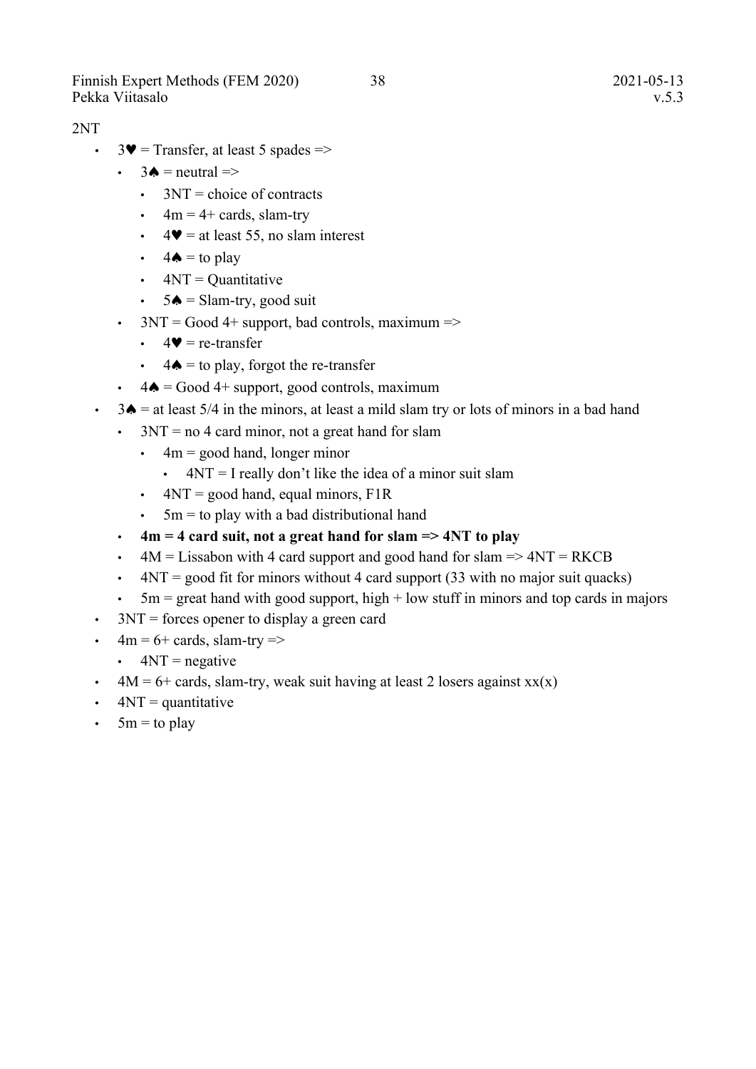2NT

- 3♥ = Transfer, at least 5 spades =>
  - 3♠ = neutral =>
    - 3NT = choice of contracts
    - 4m = 4+ cards, slam-try
    - 4♥ = at least 55, no slam interest
    - 4♠ = to play
    - 4NT = Quantitative
    - 5♠ = Slam-try, good suit
  - 3NT = Good 4+ support, bad controls, maximum =>
    - 4♥ = re-transfer
    - 4♠ = to play, forgot the re-transfer
  - 4♠ = Good 4+ support, good controls, maximum
- 3♠ = at least 5/4 in the minors, at least a mild slam try or lots of minors in a bad hand
  - 3NT = no 4 card minor, not a great hand for slam
    - 4m = good hand, longer minor
      - 4NT = I really don't like the idea of a minor suit slam
    - 4NT = good hand, equal minors, F1R
    - 5m = to play with a bad distributional hand
  - **4m = 4 card suit, not a great hand for slam => 4NT to play**
  - 4M = Lissabon with 4 card support and good hand for slam => 4NT = RKCB
  - 4NT = good fit for minors without 4 card support (33 with no major suit quacks)
  - 5m = great hand with good support, high + low stuff in minors and top cards in majors
- 3NT = forces opener to display a green card
- 4m = 6+ cards, slam-try =>
  - 4NT = negative
- 4M = 6+ cards, slam-try, weak suit having at least 2 losers against xx(x)
- 4NT = quantitative
- 5m = to play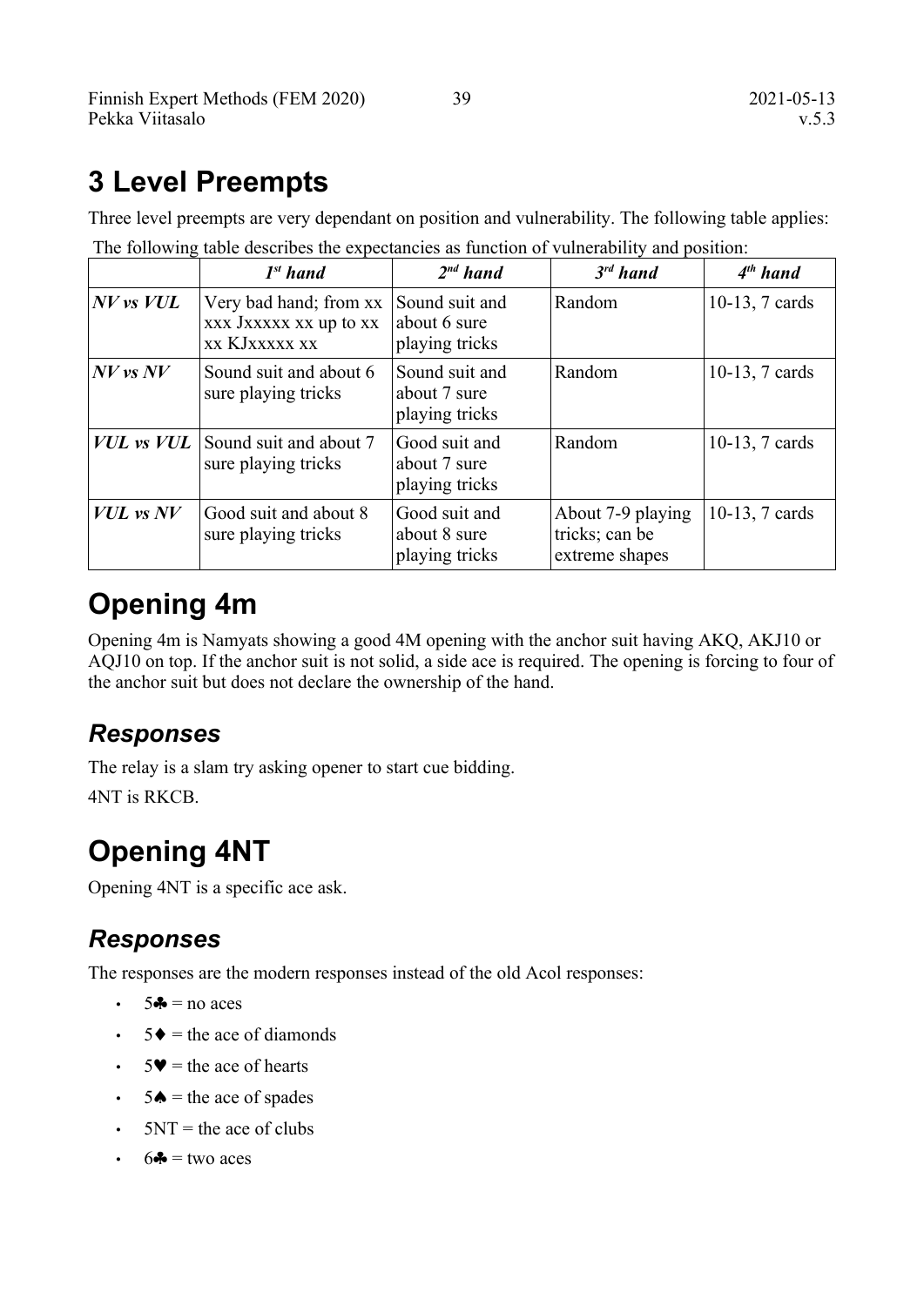# 3 Level Preempts

Three level preempts are very dependant on position and vulnerability. The following table applies:

The following table describes the expectancies as function of vulnerability and position:

| | *1st hand* | *2nd hand* | *3rd hand* | *4th hand* |
|---|---|---|---|---|
| ***NV vs VUL*** | Very bad hand; from xx xxx Jxxxxx xx up to xx xx KJxxxxx xx | Sound suit and about 6 sure playing tricks | Random | 10-13, 7 cards |
| ***NV vs NV*** | Sound suit and about 6 sure playing tricks | Sound suit and about 7 sure playing tricks | Random | 10-13, 7 cards |
| ***VUL vs VUL*** | Sound suit and about 7 sure playing tricks | Good suit and about 7 sure playing tricks | Random | 10-13, 7 cards |
| ***VUL vs NV*** | Good suit and about 8 sure playing tricks | Good suit and about 8 sure playing tricks | About 7-9 playing tricks; can be extreme shapes | 10-13, 7 cards |

# Opening 4m

Opening 4m is Namyats showing a good 4M opening with the anchor suit having AKQ, AKJ10 or AQJ10 on top. If the anchor suit is not solid, a side ace is required. The opening is forcing to four of the anchor suit but does not declare the ownership of the hand.

## *Responses*

The relay is a slam try asking opener to start cue bidding.

4NT is RKCB.

# Opening 4NT

Opening 4NT is a specific ace ask.

## *Responses*

The responses are the modern responses instead of the old Acol responses:

- 5♣ = no aces
- 5♦ = the ace of diamonds
- 5♥ = the ace of hearts
- 5♠ = the ace of spades
- 5NT = the ace of clubs
- 6♣ = two aces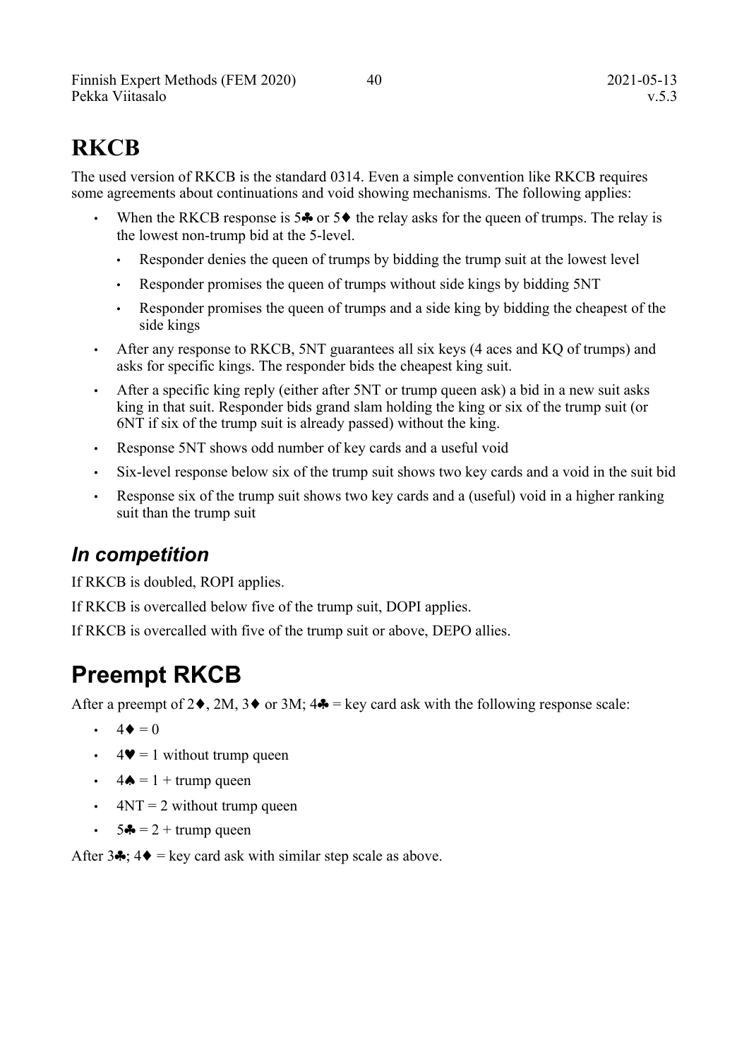# RKCB

The used version of RKCB is the standard 0314. Even a simple convention like RKCB requires some agreements about continuations and void showing mechanisms. The following applies:

- When the RKCB response is 5♣ or 5♦ the relay asks for the queen of trumps. The relay is the lowest non-trump bid at the 5-level.
  - Responder denies the queen of trumps by bidding the trump suit at the lowest level
  - Responder promises the queen of trumps without side kings by bidding 5NT
  - Responder promises the queen of trumps and a side king by bidding the cheapest of the side kings
- After any response to RKCB, 5NT guarantees all six keys (4 aces and KQ of trumps) and asks for specific kings. The responder bids the cheapest king suit.
- After a specific king reply (either after 5NT or trump queen ask) a bid in a new suit asks king in that suit. Responder bids grand slam holding the king or six of the trump suit (or 6NT if six of the trump suit is already passed) without the king.
- Response 5NT shows odd number of key cards and a useful void
- Six-level response below six of the trump suit shows two key cards and a void in the suit bid
- Response six of the trump suit shows two key cards and a (useful) void in a higher ranking suit than the trump suit

## *In competition*

If RKCB is doubled, ROPI applies.

If RKCB is overcalled below five of the trump suit, DOPI applies.

If RKCB is overcalled with five of the trump suit or above, DEPO allies.

# Preempt RKCB

After a preempt of 2♦, 2M, 3♦ or 3M; 4♣ = key card ask with the following response scale:

- 4♦ = 0
- 4♥ = 1 without trump queen
- 4♠ = 1 + trump queen
- 4NT = 2 without trump queen
- 5♣ = 2 + trump queen

After 3♣; 4♦ = key card ask with similar step scale as above.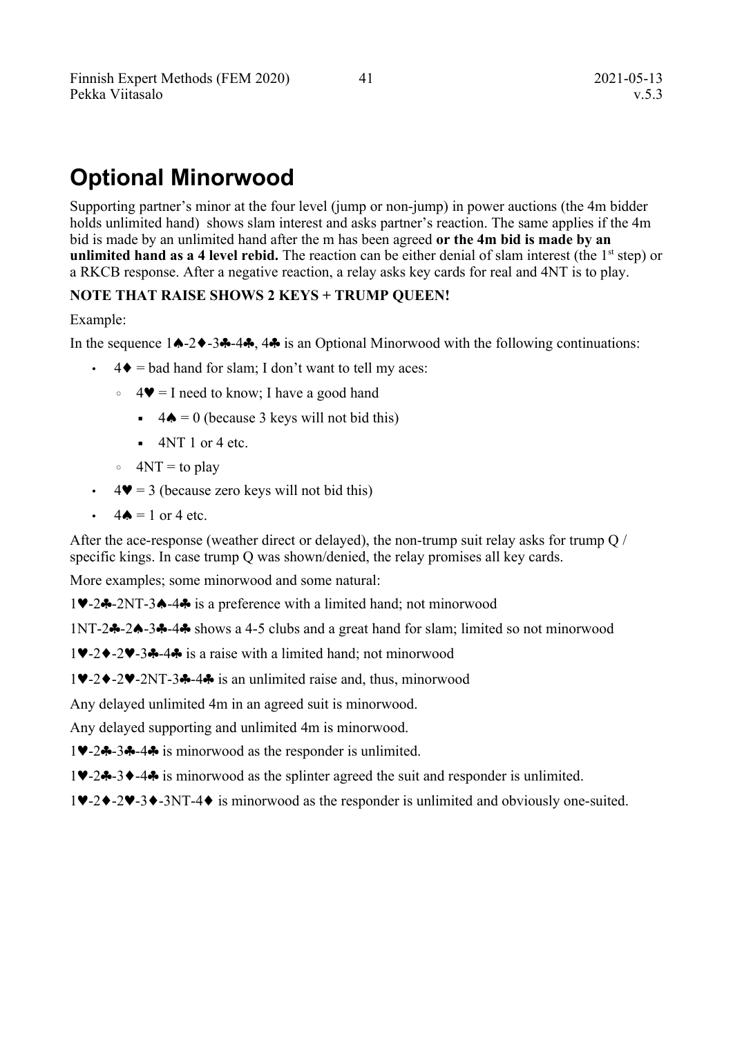# Optional Minorwood

Supporting partner's minor at the four level (jump or non-jump) in power auctions (the 4m bidder holds unlimited hand) shows slam interest and asks partner's reaction. The same applies if the 4m bid is made by an unlimited hand after the m has been agreed **or the 4m bid is made by an unlimited hand as a 4 level rebid.** The reaction can be either denial of slam interest (the 1st step) or a RKCB response. After a negative reaction, a relay asks key cards for real and 4NT is to play.

**NOTE THAT RAISE SHOWS 2 KEYS + TRUMP QUEEN!**

Example:

In the sequence 1♠-2♦-3♣-4♣, 4♣ is an Optional Minorwood with the following continuations:

- 4♦ = bad hand for slam; I don't want to tell my aces:
  - 4♥ = I need to know; I have a good hand
    - 4♠ = 0 (because 3 keys will not bid this)
    - 4NT 1 or 4 etc.
  - 4NT = to play
- 4♥ = 3 (because zero keys will not bid this)
- 4♠ = 1 or 4 etc.

After the ace-response (weather direct or delayed), the non-trump suit relay asks for trump Q / specific kings. In case trump Q was shown/denied, the relay promises all key cards.

More examples; some minorwood and some natural:

1♥-2♣-2NT-3♠-4♣ is a preference with a limited hand; not minorwood

1NT-2♣-2♠-3♣-4♣ shows a 4-5 clubs and a great hand for slam; limited so not minorwood

1♥-2♦-2♥-3♣-4♣ is a raise with a limited hand; not minorwood

1♥-2♦-2♥-2NT-3♣-4♣ is an unlimited raise and, thus, minorwood

Any delayed unlimited 4m in an agreed suit is minorwood.

Any delayed supporting and unlimited 4m is minorwood.

1♥-2♣-3♣-4♣ is minorwood as the responder is unlimited.

1♥-2♣-3♦-4♣ is minorwood as the splinter agreed the suit and responder is unlimited.

1♥-2♦-2♥-3♦-3NT-4♦ is minorwood as the responder is unlimited and obviously one-suited.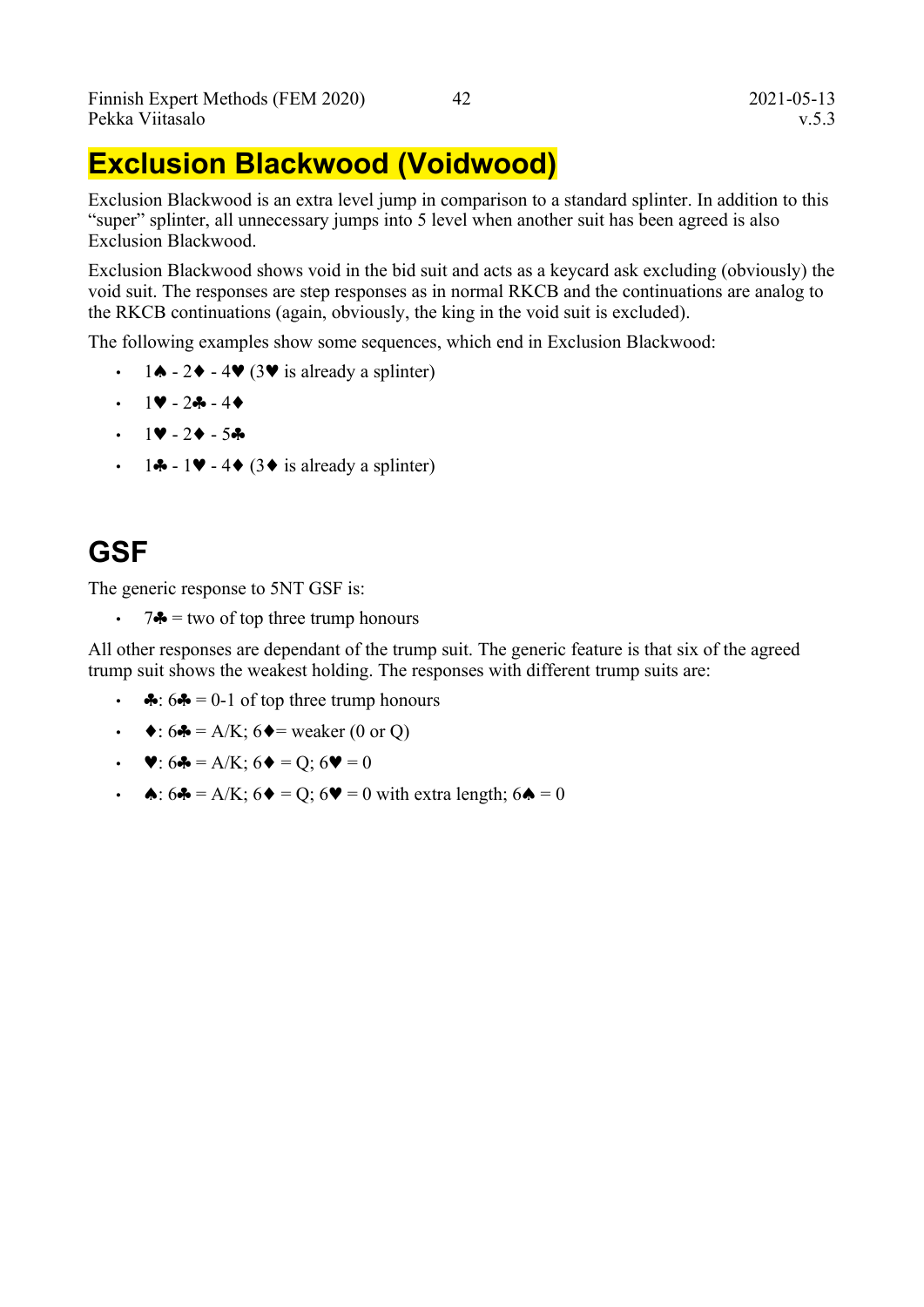# Exclusion Blackwood (Voidwood)

Exclusion Blackwood is an extra level jump in comparison to a standard splinter. In addition to this "super" splinter, all unnecessary jumps into 5 level when another suit has been agreed is also Exclusion Blackwood.

Exclusion Blackwood shows void in the bid suit and acts as a keycard ask excluding (obviously) the void suit. The responses are step responses as in normal RKCB and the continuations are analog to the RKCB continuations (again, obviously, the king in the void suit is excluded).

The following examples show some sequences, which end in Exclusion Blackwood:

- 1♠ - 2♦ - 4♥ (3♥ is already a splinter)
- 1♥ - 2♣ - 4♦
- 1♥ - 2♦ - 5♣
- 1♣ - 1♥ - 4♦ (3♦ is already a splinter)

# GSF

The generic response to 5NT GSF is:

- 7♣ = two of top three trump honours

All other responses are dependant of the trump suit. The generic feature is that six of the agreed trump suit shows the weakest holding. The responses with different trump suits are:

- ♣: 6♣ = 0-1 of top three trump honours
- ♦: 6♣ = A/K; 6♦= weaker (0 or Q)
- ♥: 6♣ = A/K; 6♦ = Q; 6♥ = 0
- ♠: 6♣ = A/K; 6♦ = Q; 6♥ = 0 with extra length; 6♠ = 0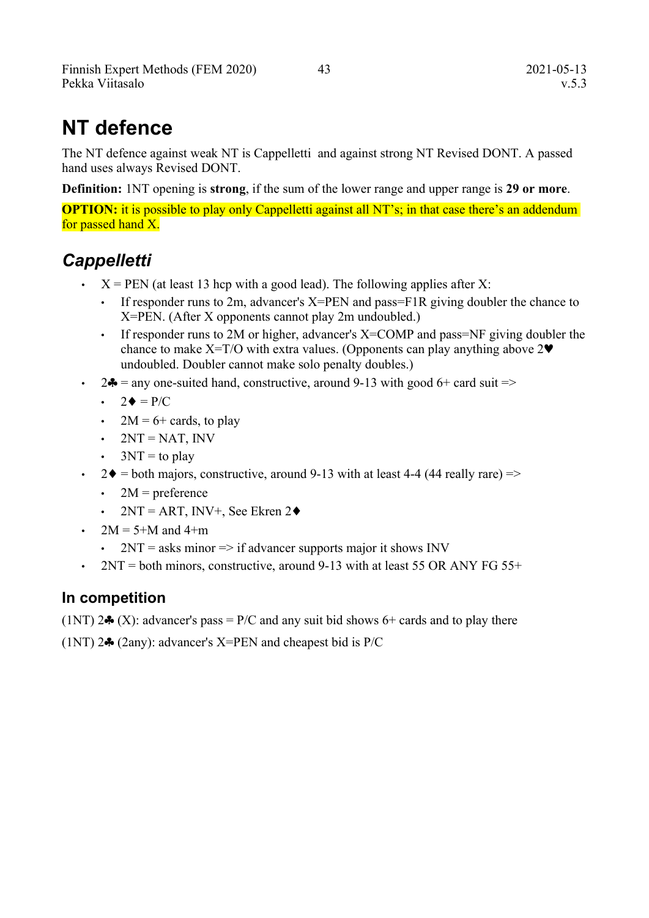# NT defence

The NT defence against weak NT is Cappelletti and against strong NT Revised DONT. A passed hand uses always Revised DONT.

**Definition:** 1NT opening is **strong**, if the sum of the lower range and upper range is **29 or more**.

**OPTION:** it is possible to play only Cappelletti against all NT's; in that case there's an addendum for passed hand X.

## *Cappelletti*

- X = PEN (at least 13 hcp with a good lead). The following applies after X:
  - If responder runs to 2m, advancer's X=PEN and pass=F1R giving doubler the chance to X=PEN. (After X opponents cannot play 2m undoubled.)
  - If responder runs to 2M or higher, advancer's X=COMP and pass=NF giving doubler the chance to make X=T/O with extra values. (Opponents can play anything above 2♥ undoubled. Doubler cannot make solo penalty doubles.)
- 2♣ = any one-suited hand, constructive, around 9-13 with good 6+ card suit =>
  - 2♦ = P/C
  - 2M = 6+ cards, to play
  - 2NT = NAT, INV
  - 3NT = to play
- 2♦ = both majors, constructive, around 9-13 with at least 4-4 (44 really rare) =>
  - 2M = preference
  - 2NT = ART, INV+, See Ekren 2♦
- 2M = 5+M and 4+m
  - 2NT = asks minor => if advancer supports major it shows INV
- 2NT = both minors, constructive, around 9-13 with at least 55 OR ANY FG 55+

### In competition

(1NT) 2♣ (X): advancer's pass = P/C and any suit bid shows 6+ cards and to play there

(1NT) 2♣ (2any): advancer's X=PEN and cheapest bid is P/C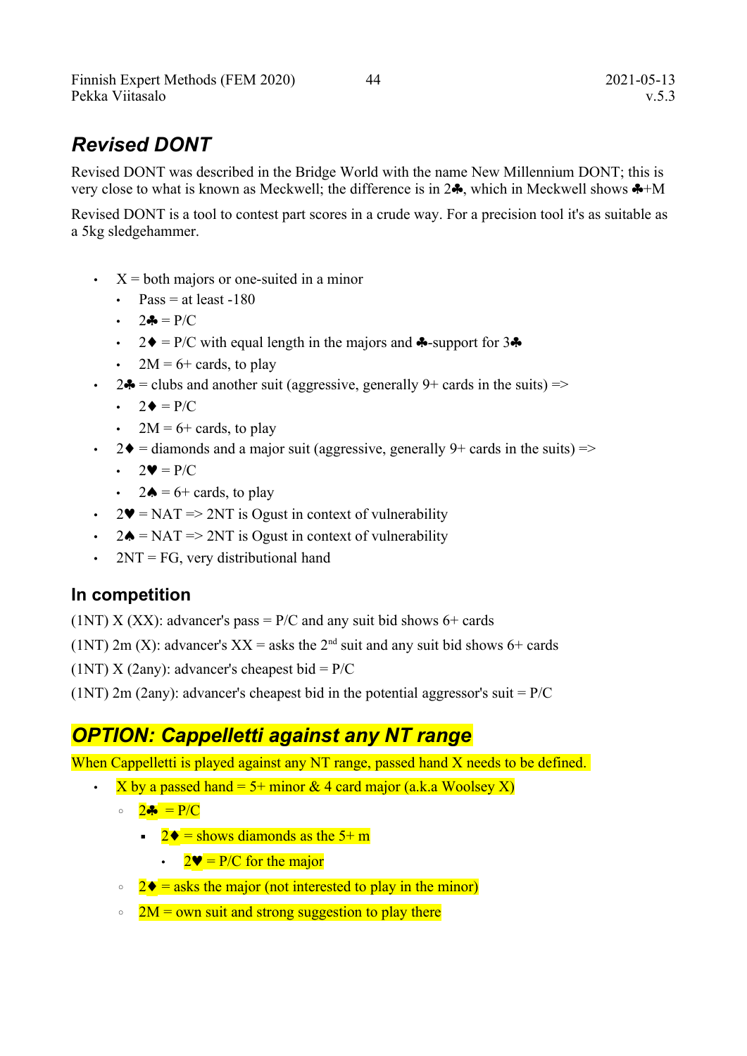## Revised DONT

Revised DONT was described in the Bridge World with the name New Millennium DONT; this is very close to what is known as Meckwell; the difference is in 2♣, which in Meckwell shows ♣+M

Revised DONT is a tool to contest part scores in a crude way. For a precision tool it's as suitable as a 5kg sledgehammer.

- X = both majors or one-suited in a minor
  - Pass = at least -180
  - 2♣ = P/C
  - 2♦ = P/C with equal length in the majors and ♣-support for 3♣
  - 2M = 6+ cards, to play
- 2♣ = clubs and another suit (aggressive, generally 9+ cards in the suits) =>
  - 2♦ = P/C
  - 2M = 6+ cards, to play
- 2♦ = diamonds and a major suit (aggressive, generally 9+ cards in the suits) =>
  - 2♥ = P/C
  - 2♠ = 6+ cards, to play
- 2♥ = NAT => 2NT is Ogust in context of vulnerability
- 2♠ = NAT => 2NT is Ogust in context of vulnerability
- 2NT = FG, very distributional hand

### In competition

(1NT) X (XX): advancer's pass = P/C and any suit bid shows 6+ cards

(1NT) 2m (X): advancer's XX = asks the 2nd suit and any suit bid shows 6+ cards

(1NT) X (2any): advancer's cheapest bid = P/C

(1NT) 2m (2any): advancer's cheapest bid in the potential aggressor's suit = P/C

## OPTION: Cappelletti against any NT range

When Cappelletti is played against any NT range, passed hand X needs to be defined.

- X by a passed hand = 5+ minor & 4 card major (a.k.a Woolsey X)
  - 2♣ = P/C
    - 2♦ = shows diamonds as the 5+ m
      - 2♥ = P/C for the major
  - 2♦ = asks the major (not interested to play in the minor)
  - 2M = own suit and strong suggestion to play there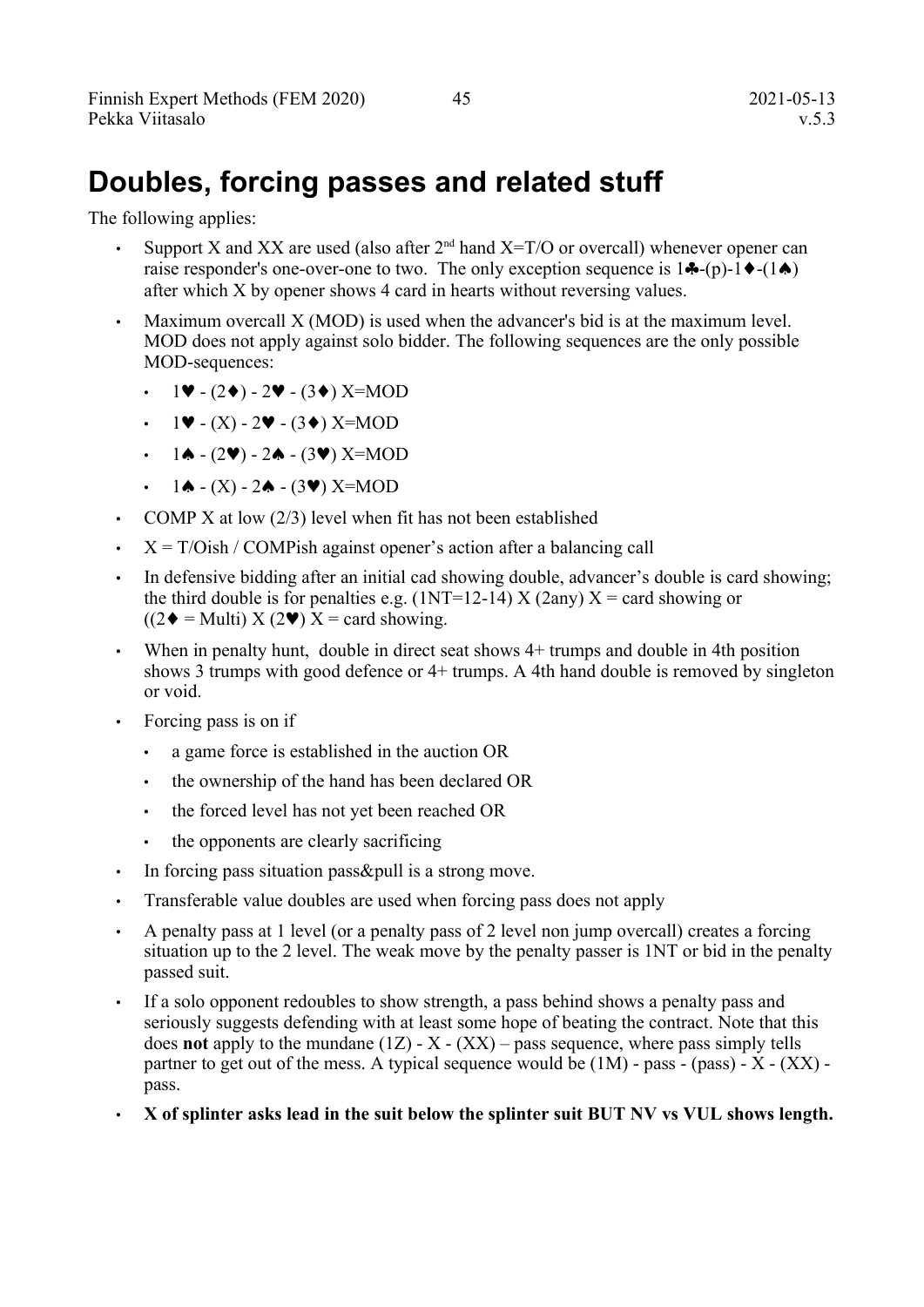# Doubles, forcing passes and related stuff

The following applies:

- Support X and XX are used (also after 2nd hand X=T/O or overcall) whenever opener can raise responder's one-over-one to two. The only exception sequence is 1♣-(p)-1♦-(1♠) after which X by opener shows 4 card in hearts without reversing values.
- Maximum overcall X (MOD) is used when the advancer's bid is at the maximum level. MOD does not apply against solo bidder. The following sequences are the only possible MOD-sequences:
  - 1♥ - (2♦) - 2♥ - (3♦) X=MOD
  - 1♥ - (X) - 2♥ - (3♦) X=MOD
  - 1♠ - (2♥) - 2♠ - (3♥) X=MOD
  - 1♠ - (X) - 2♠ - (3♥) X=MOD
- COMP X at low (2/3) level when fit has not been established
- X = T/Oish / COMPish against opener's action after a balancing call
- In defensive bidding after an initial cad showing double, advancer's double is card showing; the third double is for penalties e.g. (1NT=12-14) X (2any) X = card showing or ((2♦ = Multi) X (2♥) X = card showing.
- When in penalty hunt, double in direct seat shows 4+ trumps and double in 4th position shows 3 trumps with good defence or 4+ trumps. A 4th hand double is removed by singleton or void.
- Forcing pass is on if
  - a game force is established in the auction OR
  - the ownership of the hand has been declared OR
  - the forced level has not yet been reached OR
  - the opponents are clearly sacrificing
- In forcing pass situation pass&pull is a strong move.
- Transferable value doubles are used when forcing pass does not apply
- A penalty pass at 1 level (or a penalty pass of 2 level non jump overcall) creates a forcing situation up to the 2 level. The weak move by the penalty passer is 1NT or bid in the penalty passed suit.
- If a solo opponent redoubles to show strength, a pass behind shows a penalty pass and seriously suggests defending with at least some hope of beating the contract. Note that this does **not** apply to the mundane (1Z) - X - (XX) – pass sequence, where pass simply tells partner to get out of the mess. A typical sequence would be (1M) - pass - (pass) - X - (XX) - pass.
- **X of splinter asks lead in the suit below the splinter suit BUT NV vs VUL shows length.**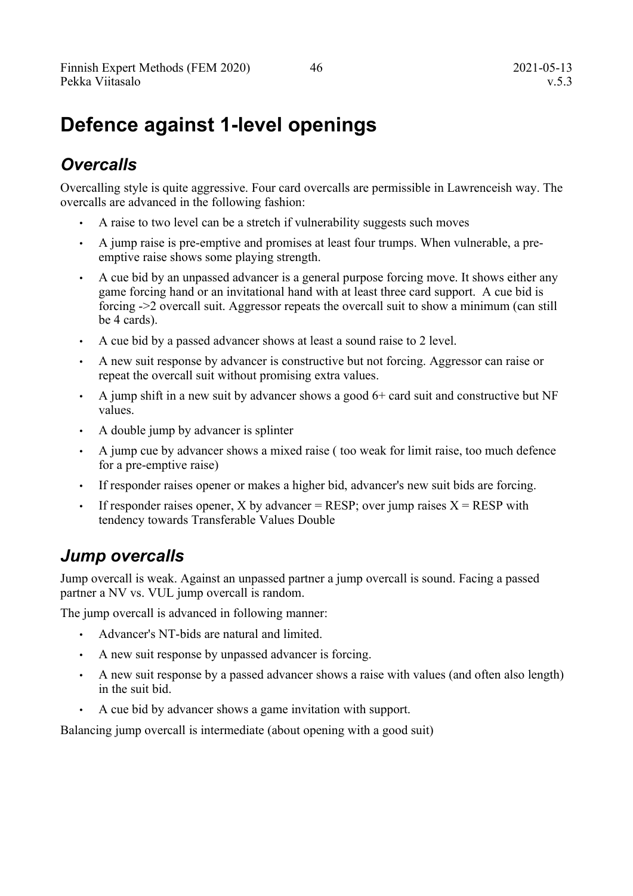# Defence against 1-level openings

## *Overcalls*

Overcalling style is quite aggressive. Four card overcalls are permissible in Lawrenceish way. The overcalls are advanced in the following fashion:

- A raise to two level can be a stretch if vulnerability suggests such moves
- A jump raise is pre-emptive and promises at least four trumps. When vulnerable, a pre-emptive raise shows some playing strength.
- A cue bid by an unpassed advancer is a general purpose forcing move. It shows either any game forcing hand or an invitational hand with at least three card support. A cue bid is forcing ->2 overcall suit. Aggressor repeats the overcall suit to show a minimum (can still be 4 cards).
- A cue bid by a passed advancer shows at least a sound raise to 2 level.
- A new suit response by advancer is constructive but not forcing. Aggressor can raise or repeat the overcall suit without promising extra values.
- A jump shift in a new suit by advancer shows a good 6+ card suit and constructive but NF values.
- A double jump by advancer is splinter
- A jump cue by advancer shows a mixed raise ( too weak for limit raise, too much defence for a pre-emptive raise)
- If responder raises opener or makes a higher bid, advancer's new suit bids are forcing.
- If responder raises opener, X by advancer = RESP; over jump raises X = RESP with tendency towards Transferable Values Double

## *Jump overcalls*

Jump overcall is weak. Against an unpassed partner a jump overcall is sound. Facing a passed partner a NV vs. VUL jump overcall is random.

The jump overcall is advanced in following manner:

- Advancer's NT-bids are natural and limited.
- A new suit response by unpassed advancer is forcing.
- A new suit response by a passed advancer shows a raise with values (and often also length) in the suit bid.
- A cue bid by advancer shows a game invitation with support.

Balancing jump overcall is intermediate (about opening with a good suit)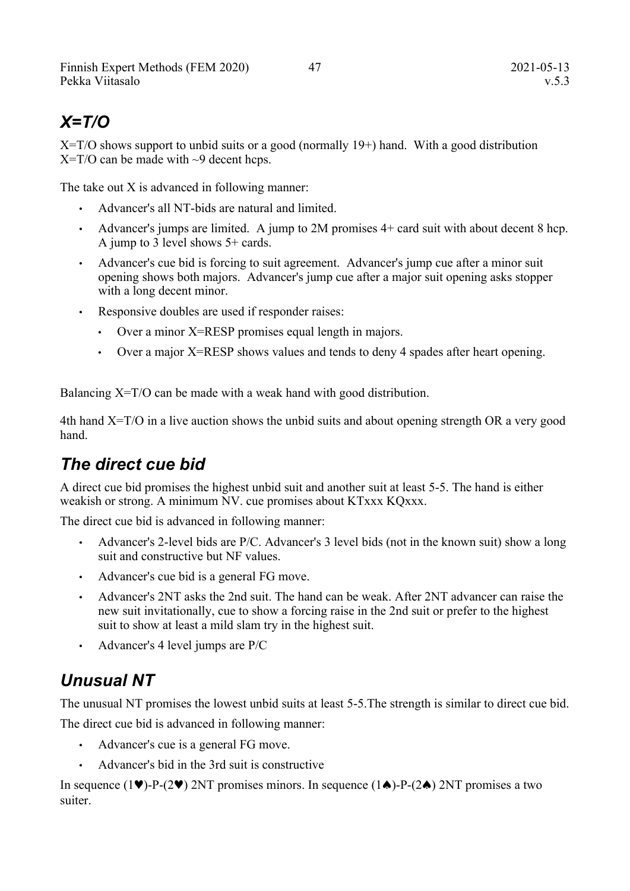## *X=T/O*

X=T/O shows support to unbid suits or a good (normally 19+) hand. With a good distribution X=T/O can be made with ~9 decent hcps.

The take out X is advanced in following manner:

- Advancer's all NT-bids are natural and limited.
- Advancer's jumps are limited. A jump to 2M promises 4+ card suit with about decent 8 hcp. A jump to 3 level shows 5+ cards.
- Advancer's cue bid is forcing to suit agreement. Advancer's jump cue after a minor suit opening shows both majors. Advancer's jump cue after a major suit opening asks stopper with a long decent minor.
- Responsive doubles are used if responder raises:
  - Over a minor X=RESP promises equal length in majors.
  - Over a major X=RESP shows values and tends to deny 4 spades after heart opening.

Balancing X=T/O can be made with a weak hand with good distribution.

4th hand X=T/O in a live auction shows the unbid suits and about opening strength OR a very good hand.

## *The direct cue bid*

A direct cue bid promises the highest unbid suit and another suit at least 5-5. The hand is either weakish or strong. A minimum NV. cue promises about KTxxx KQxxx.

The direct cue bid is advanced in following manner:

- Advancer's 2-level bids are P/C. Advancer's 3 level bids (not in the known suit) show a long suit and constructive but NF values.
- Advancer's cue bid is a general FG move.
- Advancer's 2NT asks the 2nd suit. The hand can be weak. After 2NT advancer can raise the new suit invitationally, cue to show a forcing raise in the 2nd suit or prefer to the highest suit to show at least a mild slam try in the highest suit.
- Advancer's 4 level jumps are P/C

## *Unusual NT*

The unusual NT promises the lowest unbid suits at least 5-5.The strength is similar to direct cue bid.

The direct cue bid is advanced in following manner:

- Advancer's cue is a general FG move.
- Advancer's bid in the 3rd suit is constructive

In sequence (1♥)-P-(2♥) 2NT promises minors. In sequence (1♠)-P-(2♠) 2NT promises a two suiter.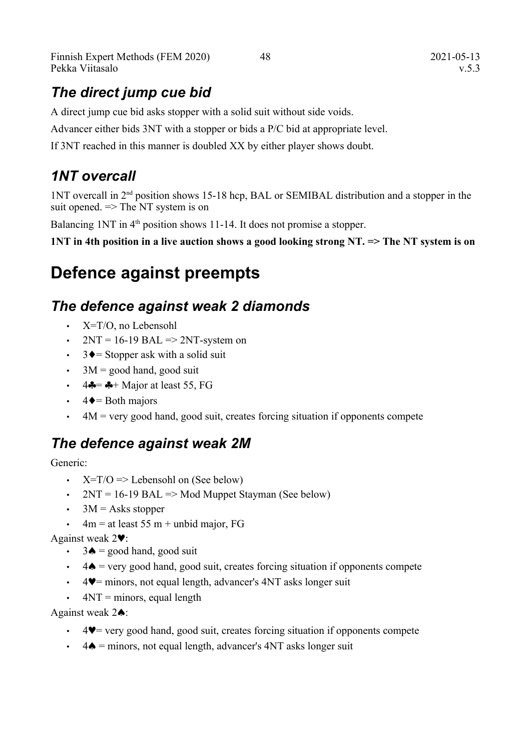## *The direct jump cue bid*

A direct jump cue bid asks stopper with a solid suit without side voids.

Advancer either bids 3NT with a stopper or bids a P/C bid at appropriate level.

If 3NT reached in this manner is doubled XX by either player shows doubt.

## *1NT overcall*

1NT overcall in 2nd position shows 15-18 hcp, BAL or SEMIBAL distribution and a stopper in the suit opened. => The NT system is on

Balancing 1NT in 4th position shows 11-14. It does not promise a stopper.

**1NT in 4th position in a live auction shows a good looking strong NT. => The NT system is on**

# Defence against preempts

## *The defence against weak 2 diamonds*

- X=T/O, no Lebensohl
- 2NT = 16-19 BAL => 2NT-system on
- 3♦= Stopper ask with a solid suit
- 3M = good hand, good suit
- 4♣= ♣+ Major at least 55, FG
- 4♦= Both majors
- 4M = very good hand, good suit, creates forcing situation if opponents compete

## *The defence against weak 2M*

Generic:

- X=T/O => Lebensohl on (See below)
- 2NT = 16-19 BAL => Mod Muppet Stayman (See below)
- 3M = Asks stopper
- 4m = at least 55 m + unbid major, FG

Against weak 2♥:

- 3♠ = good hand, good suit
- 4♠ = very good hand, good suit, creates forcing situation if opponents compete
- 4♥= minors, not equal length, advancer's 4NT asks longer suit
- 4NT = minors, equal length

Against weak 2♠:

- 4♥= very good hand, good suit, creates forcing situation if opponents compete
- 4♠ = minors, not equal length, advancer's 4NT asks longer suit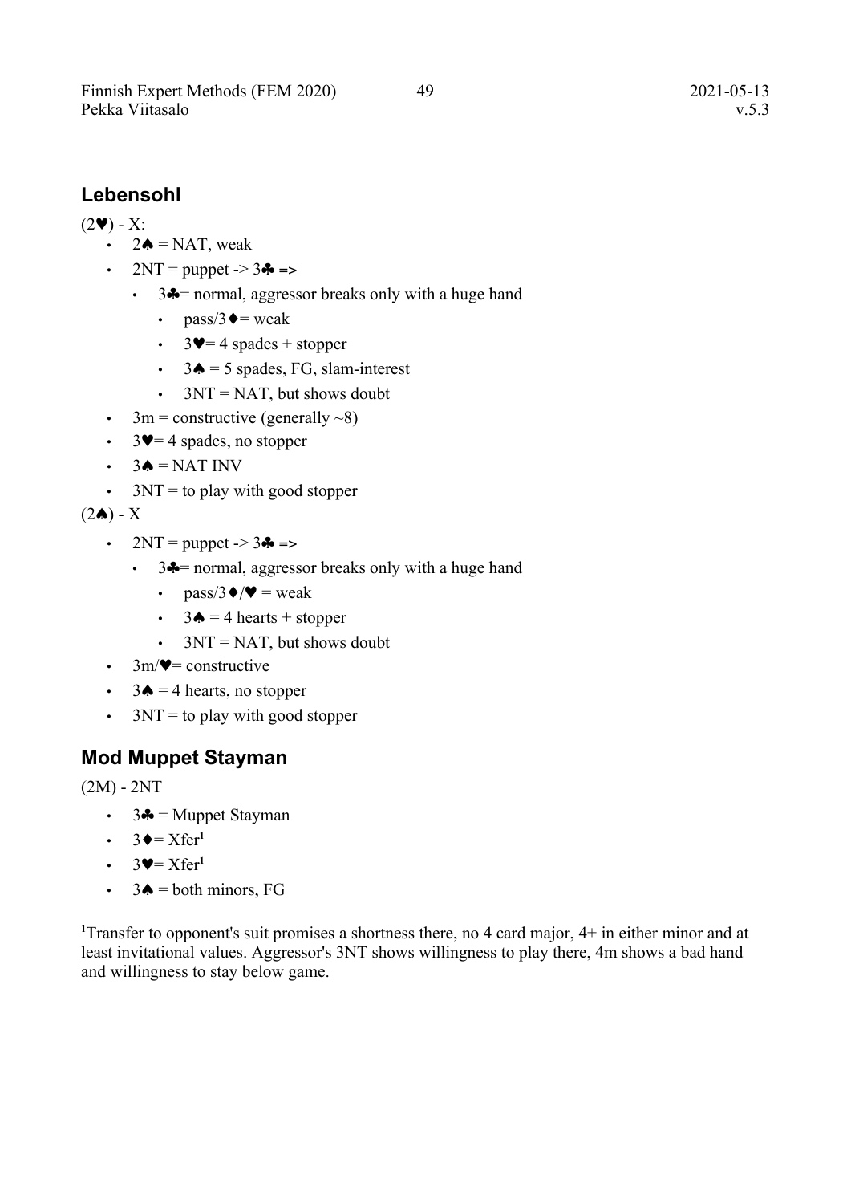## Lebensohl

(2♥) - X:

- 2♠ = NAT, weak
- 2NT = puppet -> 3♣ =>
  - 3♣= normal, aggressor breaks only with a huge hand
    - pass/3♦= weak
    - 3♥= 4 spades + stopper
    - 3♠ = 5 spades, FG, slam-interest
    - 3NT = NAT, but shows doubt
- 3m = constructive (generally ~8)
- 3♥= 4 spades, no stopper
- 3♠ = NAT INV
- 3NT = to play with good stopper

(2♠) - X

- 2NT = puppet -> 3♣ =>
  - 3♣= normal, aggressor breaks only with a huge hand
    - pass/3♦/♥ = weak
    - 3♠ = 4 hearts + stopper
    - 3NT = NAT, but shows doubt
- 3m/♥= constructive
- 3♠ = 4 hearts, no stopper
- 3NT = to play with good stopper

## Mod Muppet Stayman

(2M) - 2NT

- 3♣ = Muppet Stayman
- 3♦= Xfer[1]
- 3♥= Xfer[1]
- 3♠ = both minors, FG

[1]Transfer to opponent's suit promises a shortness there, no 4 card major, 4+ in either minor and at least invitational values. Aggressor's 3NT shows willingness to play there, 4m shows a bad hand and willingness to stay below game.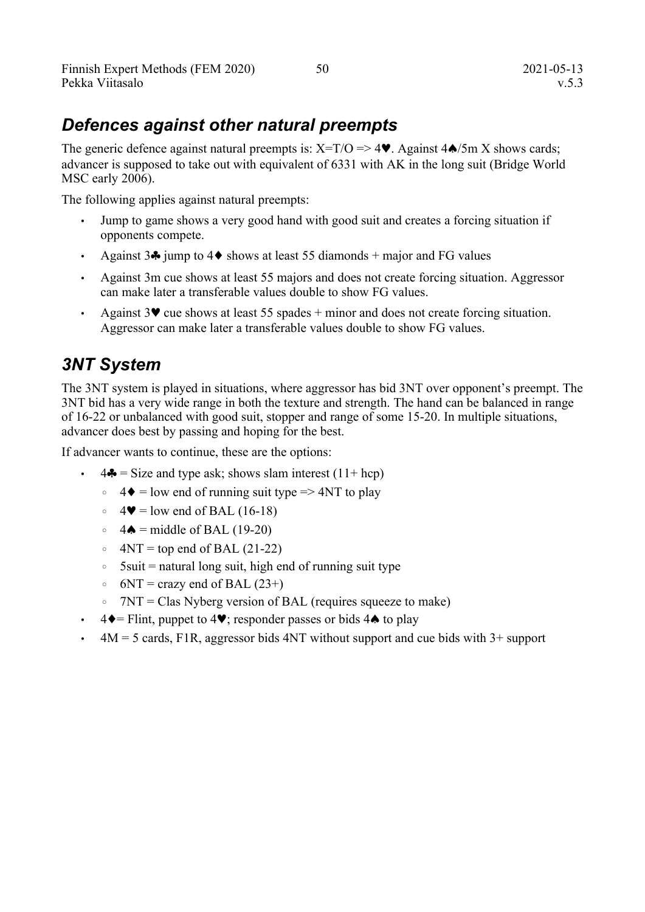## *Defences against other natural preempts*

The generic defence against natural preempts is: X=T/O => 4♥. Against 4♠/5m X shows cards; advancer is supposed to take out with equivalent of 6331 with AK in the long suit (Bridge World MSC early 2006).

The following applies against natural preempts:

- Jump to game shows a very good hand with good suit and creates a forcing situation if opponents compete.
- Against 3♣ jump to 4♦ shows at least 55 diamonds + major and FG values
- Against 3m cue shows at least 55 majors and does not create forcing situation. Aggressor can make later a transferable values double to show FG values.
- Against 3♥ cue shows at least 55 spades + minor and does not create forcing situation. Aggressor can make later a transferable values double to show FG values.

## *3NT System*

The 3NT system is played in situations, where aggressor has bid 3NT over opponent's preempt. The 3NT bid has a very wide range in both the texture and strength. The hand can be balanced in range of 16-22 or unbalanced with good suit, stopper and range of some 15-20. In multiple situations, advancer does best by passing and hoping for the best.

If advancer wants to continue, these are the options:

- 4♣ = Size and type ask; shows slam interest (11+ hcp)
  - 4♦ = low end of running suit type => 4NT to play
  - 4♥ = low end of BAL (16-18)
  - 4♠ = middle of BAL (19-20)
  - 4NT = top end of BAL (21-22)
  - 5suit = natural long suit, high end of running suit type
  - 6NT = crazy end of BAL (23+)
  - 7NT = Clas Nyberg version of BAL (requires squeeze to make)
- 4♦= Flint, puppet to 4♥; responder passes or bids 4♠ to play
- 4M = 5 cards, F1R, aggressor bids 4NT without support and cue bids with 3+ support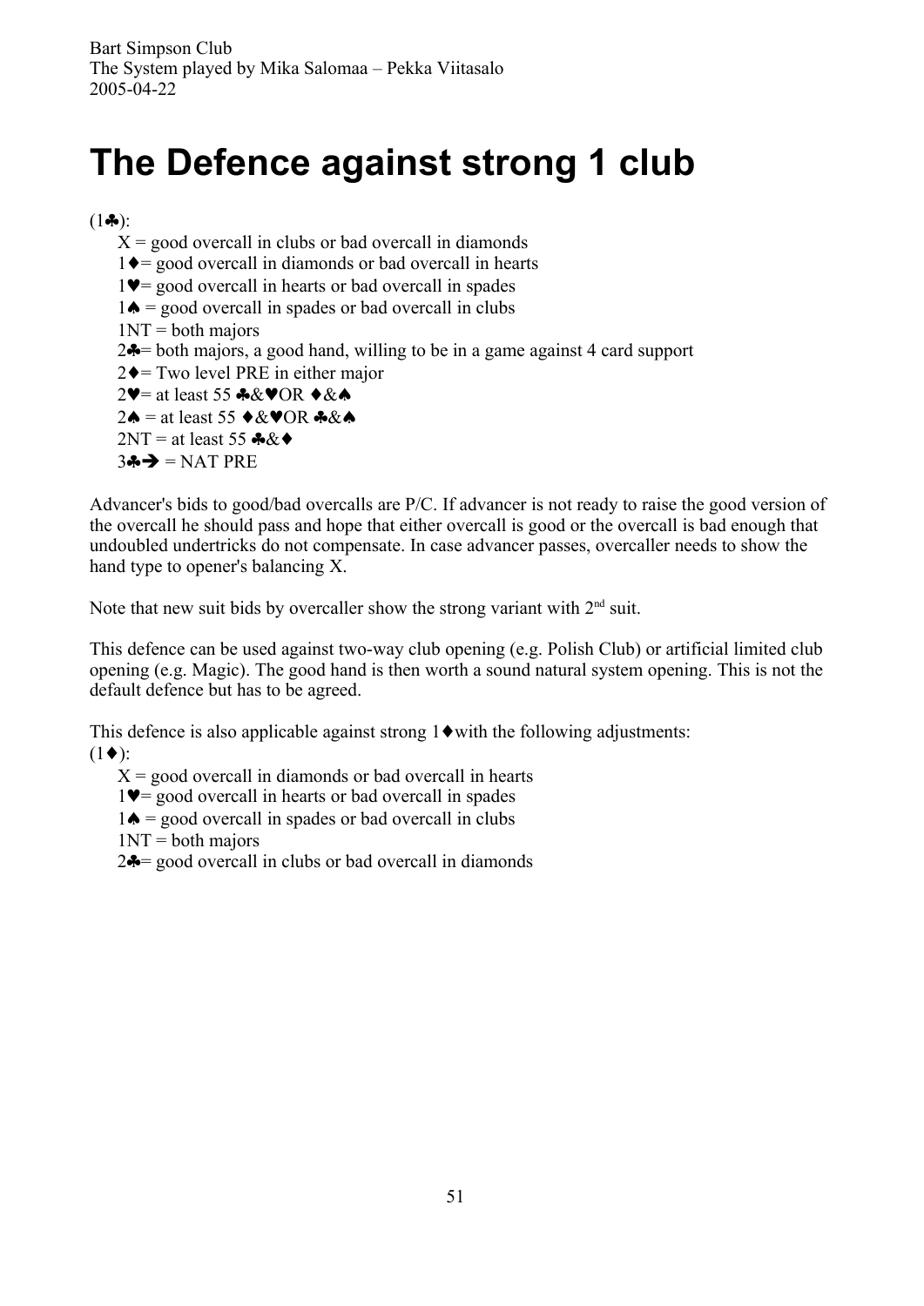# The Defence against strong 1 club

(1♣):

- X = good overcall in clubs or bad overcall in diamonds
- 1♦= good overcall in diamonds or bad overcall in hearts
- 1♥= good overcall in hearts or bad overcall in spades
- 1♠ = good overcall in spades or bad overcall in clubs
- 1NT = both majors
- 2♣= both majors, a good hand, willing to be in a game against 4 card support
- 2♦= Two level PRE in either major
- 2♥= at least 55 ♣&♥OR ♦&♠
- 2♠ = at least 55 ♦&♥OR ♣&♠
- 2NT = at least 55 ♣&♦
- 3♣➔ = NAT PRE

Advancer's bids to good/bad overcalls are P/C. If advancer is not ready to raise the good version of the overcall he should pass and hope that either overcall is good or the overcall is bad enough that undoubled undertricks do not compensate. In case advancer passes, overcaller needs to show the hand type to opener's balancing X.

Note that new suit bids by overcaller show the strong variant with 2nd suit.

This defence can be used against two-way club opening (e.g. Polish Club) or artificial limited club opening (e.g. Magic). The good hand is then worth a sound natural system opening. This is not the default defence but has to be agreed.

This defence is also applicable against strong 1♦with the following adjustments:

(1♦):

- X = good overcall in diamonds or bad overcall in hearts
- 1♥= good overcall in hearts or bad overcall in spades
- 1♠ = good overcall in spades or bad overcall in clubs
- 1NT = both majors
- 2♣= good overcall in clubs or bad overcall in diamonds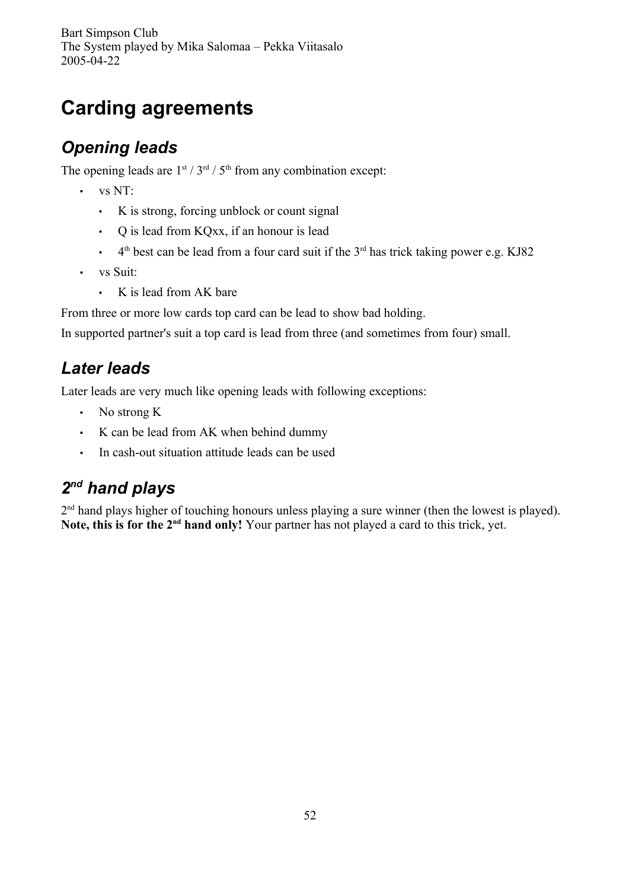# Carding agreements

## *Opening leads*

The opening leads are 1st / 3rd / 5th from any combination except:

- vs NT:
  - K is strong, forcing unblock or count signal
  - Q is lead from KQxx, if an honour is lead
  - 4th best can be lead from a four card suit if the 3rd has trick taking power e.g. KJ82
- vs Suit:
  - K is lead from AK bare

From three or more low cards top card can be lead to show bad holding.

In supported partner's suit a top card is lead from three (and sometimes from four) small.

## *Later leads*

Later leads are very much like opening leads with following exceptions:

- No strong K
- K can be lead from AK when behind dummy
- In cash-out situation attitude leads can be used

## *2nd hand plays*

2nd hand plays higher of touching honours unless playing a sure winner (then the lowest is played). **Note, this is for the 2nd hand only!** Your partner has not played a card to this trick, yet.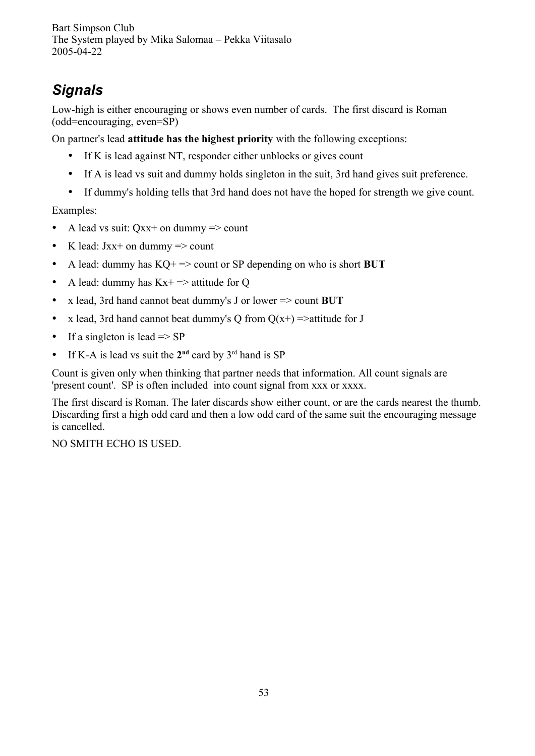## *Signals*

Low-high is either encouraging or shows even number of cards. The first discard is Roman (odd=encouraging, even=SP)

On partner's lead **attitude has the highest priority** with the following exceptions:

- If K is lead against NT, responder either unblocks or gives count
- If A is lead vs suit and dummy holds singleton in the suit, 3rd hand gives suit preference.
- If dummy's holding tells that 3rd hand does not have the hoped for strength we give count.

Examples:

- A lead vs suit: Qxx+ on dummy => count
- K lead: Jxx+ on dummy => count
- A lead: dummy has KQ+ => count or SP depending on who is short **BUT**
- A lead: dummy has Kx+ => attitude for Q
- x lead, 3rd hand cannot beat dummy's J or lower => count **BUT**
- x lead, 3rd hand cannot beat dummy's Q from Q(x+) =>attitude for J
- If a singleton is lead => SP
- If K-A is lead vs suit the **2nd** card by 3rd hand is SP

Count is given only when thinking that partner needs that information. All count signals are 'present count'. SP is often included into count signal from xxx or xxxx.

The first discard is Roman. The later discards show either count, or are the cards nearest the thumb. Discarding first a high odd card and then a low odd card of the same suit the encouraging message is cancelled.

NO SMITH ECHO IS USED.